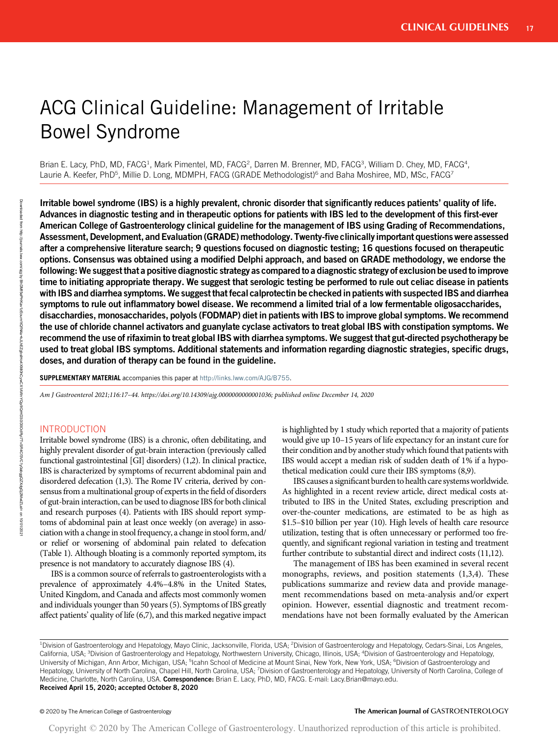# ACG Clinical Guideline: Management of Irritable Bowel Syndrome

Brian E. Lacy, PhD, MD, FACG[1], Mark Pimentel, MD, FACG[2], Darren M. Brenner, MD, FACG[3], William D. Chey, MD, FACG[4], Laurie A. Keefer, PhD[5], Millie D. Long, MDMPH, FACG (GRADE Methodologist)[6] and Baha Moshiree, MD, MSc, FACG[7]

**Irritable bowel syndrome (IBS) is a highly prevalent, chronic disorder that significantly reduces patients' quality of life. Advances in diagnostic testing and in therapeutic options for patients with IBS led to the development of this first-ever American College of Gastroenterology clinical guideline for the management of IBS using Grading of Recommendations, Assessment, Development, and Evaluation (GRADE) methodology. Twenty-five clinically important questions were assessed after a comprehensive literature search; 9 questions focused on diagnostic testing; 16 questions focused on therapeutic options. Consensus was obtained using a modified Delphi approach, and based on GRADE methodology, we endorse the following: We suggest that a positive diagnostic strategy as compared to a diagnostic strategy of exclusion be used to improve time to initiating appropriate therapy. We suggest that serologic testing be performed to rule out celiac disease in patients with IBS and diarrhea symptoms. We suggest that fecal calprotectin be checked in patients with suspected IBS and diarrhea symptoms to rule out inflammatory bowel disease. We recommend a limited trial of a low fermentable oligosaccharides, disacchardies, monosaccharides, polyols (FODMAP) diet in patients with IBS to improve global symptoms. We recommend the use of chloride channel activators and guanylate cyclase activators to treat global IBS with constipation symptoms. We recommend the use of rifaximin to treat global IBS with diarrhea symptoms. We suggest that gut-directed psychotherapy be used to treat global IBS symptoms. Additional statements and information regarding diagnostic strategies, specific drugs, doses, and duration of therapy can be found in the guideline.**

**SUPPLEMENTARY MATERIAL** accompanies this paper at http://links.lww.com/AJG/B755.

*Am J Gastroenterol 2021;116:17–44. https://doi.org/10.14309/ajg.0000000000001036; published online December 14, 2020*

## INTRODUCTION

Irritable bowel syndrome (IBS) is a chronic, often debilitating, and highly prevalent disorder of gut-brain interaction (previously called functional gastrointestinal [GI] disorders) (1,2). In clinical practice, IBS is characterized by symptoms of recurrent abdominal pain and disordered defecation (1,3). The Rome IV criteria, derived by consensus from a multinational group of experts in the field of disorders of gut-brain interaction, can be used to diagnose IBS for both clinical and research purposes (4). Patients with IBS should report symptoms of abdominal pain at least once weekly (on average) in association with a change in stool frequency, a change in stool form, and/or relief or worsening of abdominal pain related to defecation (Table 1). Although bloating is a commonly reported symptom, its presence is not mandatory to accurately diagnose IBS (4).

IBS is a common source of referrals to gastroenterologists with a prevalence of approximately 4.4%–4.8% in the United States, United Kingdom, and Canada and affects most commonly women and individuals younger than 50 years (5). Symptoms of IBS greatly affect patients' quality of life (6,7), and this marked negative impact is highlighted by 1 study which reported that a majority of patients would give up 10–15 years of life expectancy for an instant cure for their condition and by another study which found that patients with IBS would accept a median risk of sudden death of 1% if a hypothetical medication could cure their IBS symptoms (8,9).

IBS causes a significant burden to health care systems worldwide. As highlighted in a recent review article, direct medical costs attributed to IBS in the United States, excluding prescription and over-the-counter medications, are estimated to be as high as \$1.5–\$10 billion per year (10). High levels of health care resource utilization, testing that is often unnecessary or performed too frequently, and significant regional variation in testing and treatment further contribute to substantial direct and indirect costs (11,12).

The management of IBS has been examined in several recent monographs, reviews, and position statements (1,3,4). These publications summarize and review data and provide management recommendations based on meta-analysis and/or expert opinion. However, essential diagnostic and treatment recommendations have not been formally evaluated by the American

[1]Division of Gastroenterology and Hepatology, Mayo Clinic, Jacksonville, Florida, USA; [2]Division of Gastroenterology and Hepatology, Cedars-Sinai, Los Angeles, California, USA; [3]Division of Gastroenterology and Hepatology, Northwestern University, Chicago, Illinois, USA; [4]Division of Gastroenterology and Hepatology, University of Michigan, Ann Arbor, Michigan, USA; [5]Icahn School of Medicine at Mount Sinai, New York, New York, USA; [6]Division of Gastroenterology and Hepatology, University of North Carolina, Chapel Hill, North Carolina, USA; [7]Division of Gastroenterology and Hepatology, University of North Carolina, College of Medicine, Charlotte, North Carolina, USA. **Correspondence:** Brian E. Lacy, PhD, MD, FACG. E-mail: Lacy.Brian@mayo.edu.
**Received April 15, 2020; accepted October 8, 2020**

© 2020 by The American College of Gastroenterology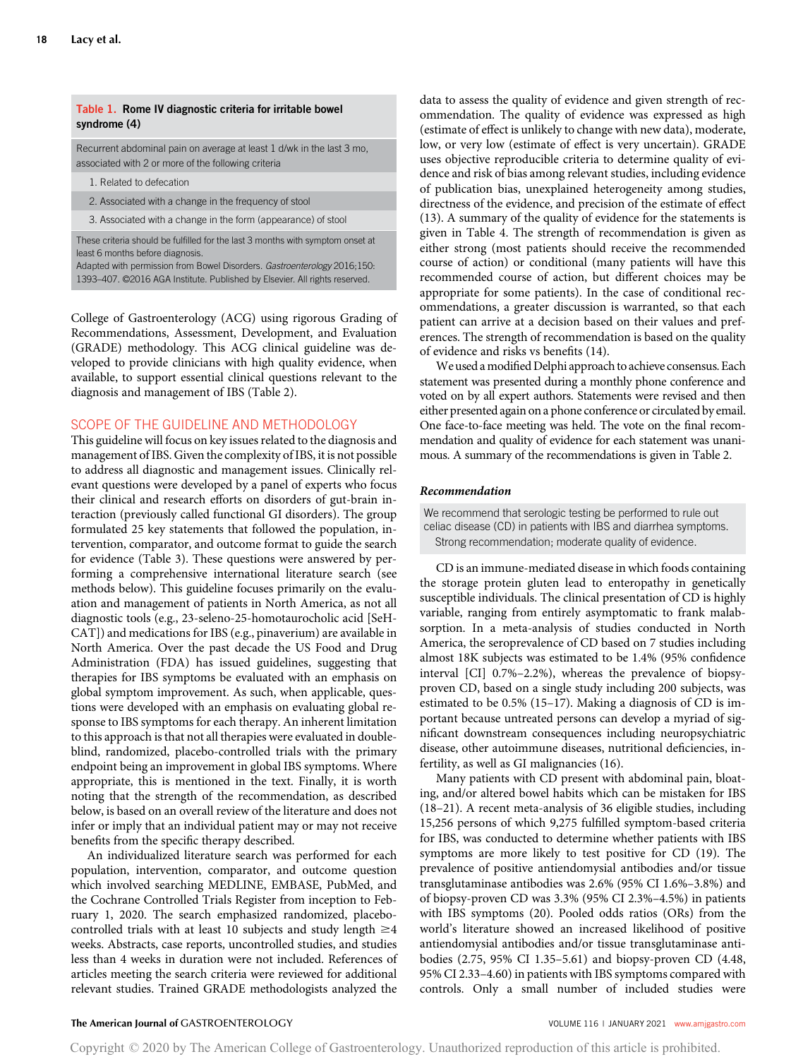**Table 1. Rome IV diagnostic criteria for irritable bowel syndrome (4)**

| Recurrent abdominal pain on average at least 1 d/wk in the last 3 mo, associated with 2 or more of the following criteria |
|---|
| 1. Related to defecation |
| 2. Associated with a change in the frequency of stool |
| 3. Associated with a change in the form (appearance) of stool |
| These criteria should be fulfilled for the last 3 months with symptom onset at least 6 months before diagnosis. Adapted with permission from Bowel Disorders. *Gastroenterology* 2016;150: 1393–407. ©2016 AGA Institute. Published by Elsevier. All rights reserved. |

College of Gastroenterology (ACG) using rigorous Grading of Recommendations, Assessment, Development, and Evaluation (GRADE) methodology. This ACG clinical guideline was developed to provide clinicians with high quality evidence, when available, to support essential clinical questions relevant to the diagnosis and management of IBS (Table 2).

## SCOPE OF THE GUIDELINE AND METHODOLOGY

This guideline will focus on key issues related to the diagnosis and management of IBS. Given the complexity of IBS, it is not possible to address all diagnostic and management issues. Clinically relevant questions were developed by a panel of experts who focus their clinical and research efforts on disorders of gut-brain interaction (previously called functional GI disorders). The group formulated 25 key statements that followed the population, intervention, comparator, and outcome format to guide the search for evidence (Table 3). These questions were answered by performing a comprehensive international literature search (see methods below). This guideline focuses primarily on the evaluation and management of patients in North America, as not all diagnostic tools (e.g., 23-seleno-25-homotaurocholic acid [SeHCAT]) and medications for IBS (e.g., pinaverium) are available in North America. Over the past decade the US Food and Drug Administration (FDA) has issued guidelines, suggesting that therapies for IBS symptoms be evaluated with an emphasis on global symptom improvement. As such, when applicable, questions were developed with an emphasis on evaluating global response to IBS symptoms for each therapy. An inherent limitation to this approach is that not all therapies were evaluated in double-blind, randomized, placebo-controlled trials with the primary endpoint being an improvement in global IBS symptoms. Where appropriate, this is mentioned in the text. Finally, it is worth noting that the strength of the recommendation, as described below, is based on an overall review of the literature and does not infer or imply that an individual patient may or may not receive benefits from the specific therapy described.

An individualized literature search was performed for each population, intervention, comparator, and outcome question which involved searching MEDLINE, EMBASE, PubMed, and the Cochrane Controlled Trials Register from inception to February 1, 2020. The search emphasized randomized, placebo-controlled trials with at least 10 subjects and study length ≥4 weeks. Abstracts, case reports, uncontrolled studies, and studies less than 4 weeks in duration were not included. References of articles meeting the search criteria were reviewed for additional relevant studies. Trained GRADE methodologists analyzed the data to assess the quality of evidence and given strength of recommendation. The quality of evidence was expressed as high (estimate of effect is unlikely to change with new data), moderate, low, or very low (estimate of effect is very uncertain). GRADE uses objective reproducible criteria to determine quality of evidence and risk of bias among relevant studies, including evidence of publication bias, unexplained heterogeneity among studies, directness of the evidence, and precision of the estimate of effect (13). A summary of the quality of evidence for the statements is given in Table 4. The strength of recommendation is given as either strong (most patients should receive the recommended course of action) or conditional (many patients will have this recommended course of action, but different choices may be appropriate for some patients). In the case of conditional recommendations, a greater discussion is warranted, so that each patient can arrive at a decision based on their values and preferences. The strength of recommendation is based on the quality of evidence and risks vs benefits (14).

We used a modified Delphi approach to achieve consensus. Each statement was presented during a monthly phone conference and voted on by all expert authors. Statements were revised and then either presented again on a phone conference or circulated by email. One face-to-face meeting was held. The vote on the final recommendation and quality of evidence for each statement was unanimous. A summary of the recommendations is given in Table 2.

### *Recommendation*

> We recommend that serologic testing be performed to rule out celiac disease (CD) in patients with IBS and diarrhea symptoms.
> Strong recommendation; moderate quality of evidence.

CD is an immune-mediated disease in which foods containing the storage protein gluten lead to enteropathy in genetically susceptible individuals. The clinical presentation of CD is highly variable, ranging from entirely asymptomatic to frank malabsorption. In a meta-analysis of studies conducted in North America, the seroprevalence of CD based on 7 studies including almost 18K subjects was estimated to be 1.4% (95% confidence interval [CI] 0.7%–2.2%), whereas the prevalence of biopsy-proven CD, based on a single study including 200 subjects, was estimated to be 0.5% (15–17). Making a diagnosis of CD is important because untreated persons can develop a myriad of significant downstream consequences including neuropsychiatric disease, other autoimmune diseases, nutritional deficiencies, infertility, as well as GI malignancies (16).

Many patients with CD present with abdominal pain, bloating, and/or altered bowel habits which can be mistaken for IBS (18–21). A recent meta-analysis of 36 eligible studies, including 15,256 persons of which 9,275 fulfilled symptom-based criteria for IBS, was conducted to determine whether patients with IBS symptoms are more likely to test positive for CD (19). The prevalence of positive antiendomysial antibodies and/or tissue transglutaminase antibodies was 2.6% (95% CI 1.6%–3.8%) and of biopsy-proven CD was 3.3% (95% CI 2.3%–4.5%) in patients with IBS symptoms (20). Pooled odds ratios (ORs) from the world's literature showed an increased likelihood of positive antiendomysial antibodies and/or tissue transglutaminase antibodies (2.75, 95% CI 1.35–5.61) and biopsy-proven CD (4.48, 95% CI 2.33–4.60) in patients with IBS symptoms compared with controls. Only a small number of included studies were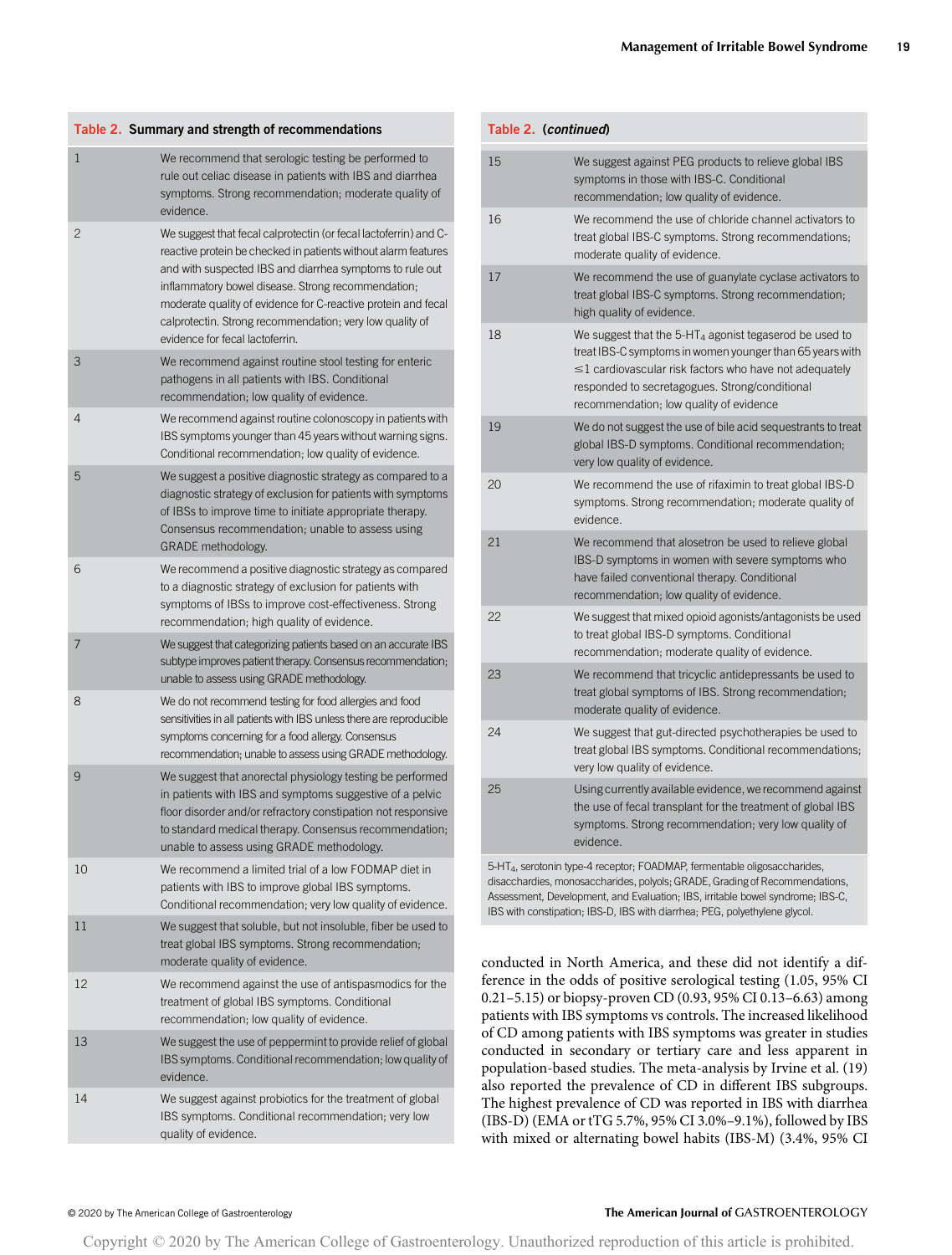**Table 2. Summary and strength of recommendations**

| | |
|---|---|
| 1 | We recommend that serologic testing be performed to rule out celiac disease in patients with IBS and diarrhea symptoms. Strong recommendation; moderate quality of evidence. |
| 2 | We suggest that fecal calprotectin (or fecal lactoferrin) and C-reactive protein be checked in patients without alarm features and with suspected IBS and diarrhea symptoms to rule out inflammatory bowel disease. Strong recommendation; moderate quality of evidence for C-reactive protein and fecal calprotectin. Strong recommendation; very low quality of evidence for fecal lactoferrin. |
| 3 | We recommend against routine stool testing for enteric pathogens in all patients with IBS. Conditional recommendation; low quality of evidence. |
| 4 | We recommend against routine colonoscopy in patients with IBS symptoms younger than 45 years without warning signs. Conditional recommendation; low quality of evidence. |
| 5 | We suggest a positive diagnostic strategy as compared to a diagnostic strategy of exclusion for patients with symptoms of IBSs to improve time to initiate appropriate therapy. Consensus recommendation; unable to assess using GRADE methodology. |
| 6 | We recommend a positive diagnostic strategy as compared to a diagnostic strategy of exclusion for patients with symptoms of IBSs to improve cost-effectiveness. Strong recommendation; high quality of evidence. |
| 7 | We suggest that categorizing patients based on an accurate IBS subtype improves patient therapy. Consensus recommendation; unable to assess using GRADE methodology. |
| 8 | We do not recommend testing for food allergies and food sensitivities in all patients with IBS unless there are reproducible symptoms concerning for a food allergy. Consensus recommendation; unable to assess using GRADE methodology. |
| 9 | We suggest that anorectal physiology testing be performed in patients with IBS and symptoms suggestive of a pelvic floor disorder and/or refractory constipation not responsive to standard medical therapy. Consensus recommendation; unable to assess using GRADE methodology. |
| 10 | We recommend a limited trial of a low FODMAP diet in patients with IBS to improve global IBS symptoms. Conditional recommendation; very low quality of evidence. |
| 11 | We suggest that soluble, but not insoluble, fiber be used to treat global IBS symptoms. Strong recommendation; moderate quality of evidence. |
| 12 | We recommend against the use of antispasmodics for the treatment of global IBS symptoms. Conditional recommendation; low quality of evidence. |
| 13 | We suggest the use of peppermint to provide relief of global IBS symptoms. Conditional recommendation; low quality of evidence. |
| 14 | We suggest against probiotics for the treatment of global IBS symptoms. Conditional recommendation; very low quality of evidence. |
| 15 | We suggest against PEG products to relieve global IBS symptoms in those with IBS-C. Conditional recommendation; low quality of evidence. |
| 16 | We recommend the use of chloride channel activators to treat global IBS-C symptoms. Strong recommendations; moderate quality of evidence. |
| 17 | We recommend the use of guanylate cyclase activators to treat global IBS-C symptoms. Strong recommendation; high quality of evidence. |
| 18 | We suggest that the 5-$HT_4$ agonist tegaserod be used to treat IBS-C symptoms in women younger than 65 years with ≤1 cardiovascular risk factors who have not adequately responded to secretagogues. Strong/conditional recommendation; low quality of evidence |
| 19 | We do not suggest the use of bile acid sequestrants to treat global IBS-D symptoms. Conditional recommendation; very low quality of evidence. |
| 20 | We recommend the use of rifaximin to treat global IBS-D symptoms. Strong recommendation; moderate quality of evidence. |
| 21 | We recommend that alosetron be used to relieve global IBS-D symptoms in women with severe symptoms who have failed conventional therapy. Conditional recommendation; low quality of evidence. |
| 22 | We suggest that mixed opioid agonists/antagonists be used to treat global IBS-D symptoms. Conditional recommendation; moderate quality of evidence. |
| 23 | We recommend that tricyclic antidepressants be used to treat global symptoms of IBS. Strong recommendation; moderate quality of evidence. |
| 24 | We suggest that gut-directed psychotherapies be used to treat global IBS symptoms. Conditional recommendations; very low quality of evidence. |
| 25 | Using currently available evidence, we recommend against the use of fecal transplant for the treatment of global IBS symptoms. Strong recommendation; very low quality of evidence. |

5-$HT_4$, serotonin type-4 receptor; FOADMAP, fermentable oligosaccharides, disacchardies, monosaccharides, polyols; GRADE, Grading of Recommendations, Assessment, Development, and Evaluation; IBS, irritable bowel syndrome; IBS-C, IBS with constipation; IBS-D, IBS with diarrhea; PEG, polyethylene glycol.

conducted in North America, and these did not identify a difference in the odds of positive serological testing (1.05, 95% CI 0.21–5.15) or biopsy-proven CD (0.93, 95% CI 0.13–6.63) among patients with IBS symptoms vs controls. The increased likelihood of CD among patients with IBS symptoms was greater in studies conducted in secondary or tertiary care and less apparent in population-based studies. The meta-analysis by Irvine et al. (19) also reported the prevalence of CD in different IBS subgroups. The highest prevalence of CD was reported in IBS with diarrhea (IBS-D) (EMA or tTG 5.7%, 95% CI 3.0%–9.1%), followed by IBS with mixed or alternating bowel habits (IBS-M) (3.4%, 95% CI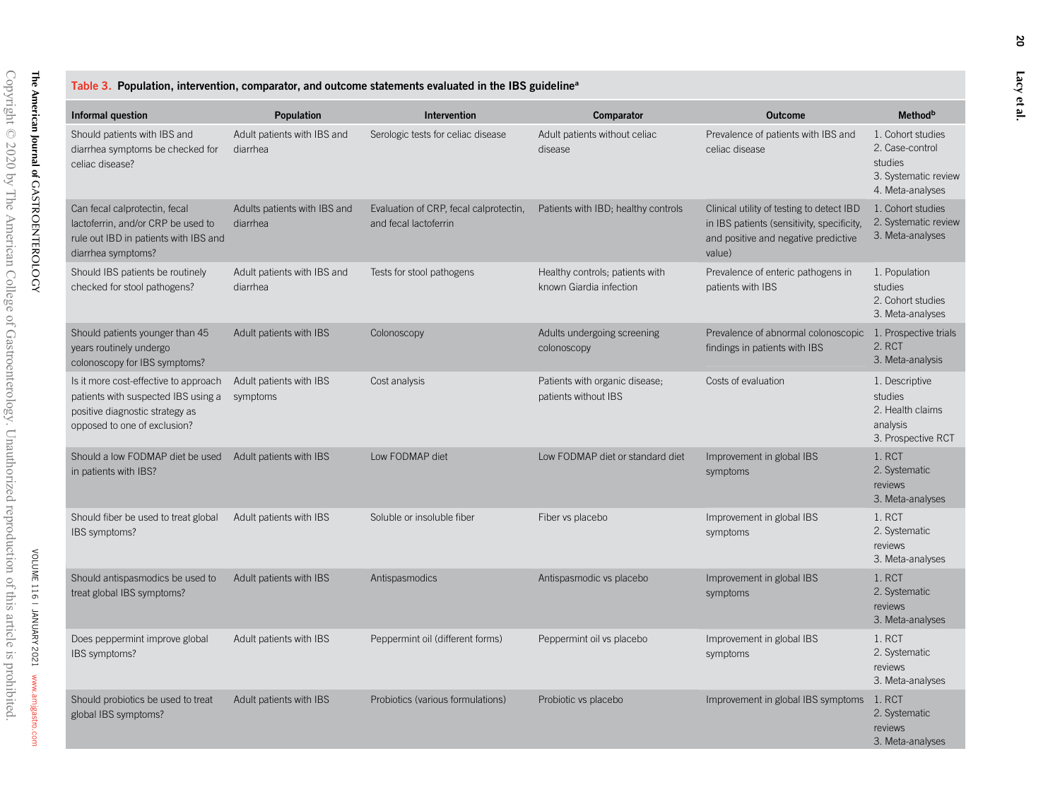**Table 3. Population, intervention, comparator, and outcome statements evaluated in the IBS guideline[a]**

| Informal question | Population | Intervention | Comparator | Outcome | Method[b] |
|---|---|---|---|---|---|
| Should patients with IBS and diarrhea symptoms be checked for celiac disease? | Adult patients with IBS and diarrhea | Serologic tests for celiac disease | Adult patients without celiac disease | Prevalence of patients with IBS and celiac disease | 1. Cohort studies<br>2. Case-control studies<br>3. Systematic review<br>4. Meta-analyses |
| Can fecal calprotectin, fecal lactoferrin, and/or CRP be used to rule out IBD in patients with IBS and diarrhea symptoms? | Adults patients with IBS and diarrhea | Evaluation of CRP, fecal calprotectin, and fecal lactoferrin | Patients with IBD; healthy controls | Clinical utility of testing to detect IBD in IBS patients (sensitivity, specificity, and positive and negative predictive value) | 1. Cohort studies<br>2. Systematic review<br>3. Meta-analyses |
| Should IBS patients be routinely checked for stool pathogens? | Adult patients with IBS and diarrhea | Tests for stool pathogens | Healthy controls; patients with known Giardia infection | Prevalence of enteric pathogens in patients with IBS | 1. Population studies<br>2. Cohort studies<br>3. Meta-analyses |
| Should patients younger than 45 years routinely undergo colonoscopy for IBS symptoms? | Adult patients with IBS | Colonoscopy | Adults undergoing screening colonoscopy | Prevalence of abnormal colonoscopic findings in patients with IBS | 1. Prospective trials<br>2. RCT<br>3. Meta-analysis |
| Is it more cost-effective to approach patients with suspected IBS using a positive diagnostic strategy as opposed to one of exclusion? | Adult patients with IBS symptoms | Cost analysis | Patients with organic disease; patients without IBS | Costs of evaluation | 1. Descriptive studies<br>2. Health claims analysis<br>3. Prospective RCT |
| Should a low FODMAP diet be used in patients with IBS? | Adult patients with IBS | Low FODMAP diet | Low FODMAP diet or standard diet | Improvement in global IBS symptoms | 1. RCT<br>2. Systematic reviews<br>3. Meta-analyses |
| Should fiber be used to treat global IBS symptoms? | Adult patients with IBS | Soluble or insoluble fiber | Fiber vs placebo | Improvement in global IBS symptoms | 1. RCT<br>2. Systematic reviews<br>3. Meta-analyses |
| Should antispasmodics be used to treat global IBS symptoms? | Adult patients with IBS | Antispasmodics | Antispasmodic vs placebo | Improvement in global IBS symptoms | 1. RCT<br>2. Systematic reviews<br>3. Meta-analyses |
| Does peppermint improve global IBS symptoms? | Adult patients with IBS | Peppermint oil (different forms) | Peppermint oil vs placebo | Improvement in global IBS symptoms | 1. RCT<br>2. Systematic reviews<br>3. Meta-analyses |
| Should probiotics be used to treat global IBS symptoms? | Adult patients with IBS | Probiotics (various formulations) | Probiotic vs placebo | Improvement in global IBS symptoms | 1. RCT<br>2. Systematic reviews<br>3. Meta-analyses |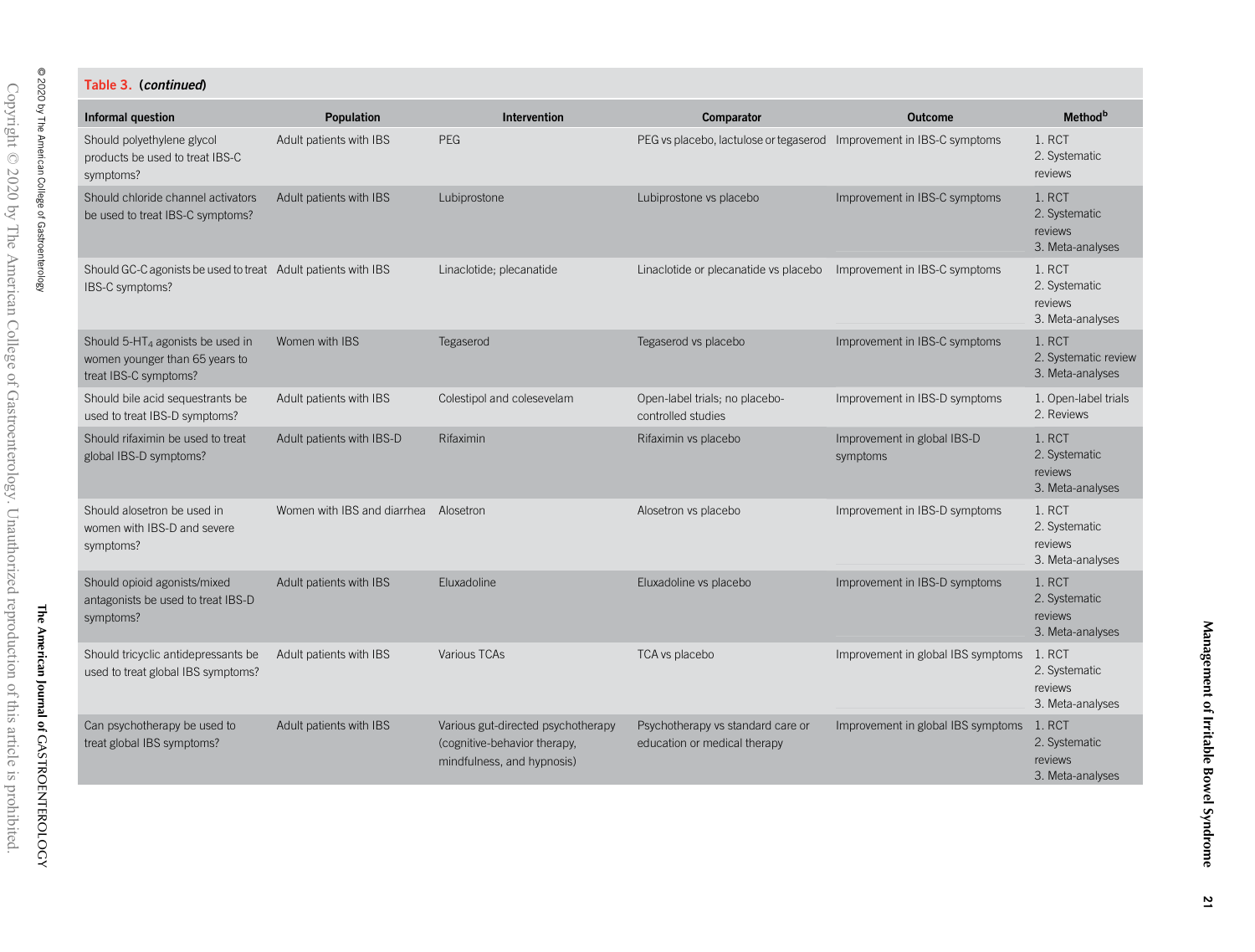Table 3. (*continued*)

| Informal question | Population | Intervention | Comparator | Outcome | Method[b] |
| --- | --- | --- | --- | --- | --- |
| Should polyethylene glycol products be used to treat IBS-C symptoms? | Adult patients with IBS | PEG | PEG vs placebo, lactulose or tegaserod | Improvement in IBS-C symptoms | 1. RCT 2. Systematic reviews |
| Should chloride channel activators be used to treat IBS-C symptoms? | Adult patients with IBS | Lubiprostone | Lubiprostone vs placebo | Improvement in IBS-C symptoms | 1. RCT 2. Systematic reviews 3. Meta-analyses |
| Should GC-C agonists be used to treat IBS-C symptoms? | Adult patients with IBS | Linaclotide; plecanatide | Linaclotide or plecanatide vs placebo | Improvement in IBS-C symptoms | 1. RCT 2. Systematic reviews 3. Meta-analyses |
| Should 5-$HT_4$ agonists be used in women younger than 65 years to treat IBS-C symptoms? | Women with IBS | Tegaserod | Tegaserod vs placebo | Improvement in IBS-C symptoms | 1. RCT 2. Systematic review 3. Meta-analyses |
| Should bile acid sequestrants be used to treat IBS-D symptoms? | Adult patients with IBS | Colestipol and colesevelam | Open-label trials; no placebo-controlled studies | Improvement in IBS-D symptoms | 1. Open-label trials 2. Reviews |
| Should rifaximin be used to treat global IBS-D symptoms? | Adult patients with IBS-D | Rifaximin | Rifaximin vs placebo | Improvement in global IBS-D symptoms | 1. RCT 2. Systematic reviews 3. Meta-analyses |
| Should alosetron be used in women with IBS-D and severe symptoms? | Women with IBS and diarrhea | Alosetron | Alosetron vs placebo | Improvement in IBS-D symptoms | 1. RCT 2. Systematic reviews 3. Meta-analyses |
| Should opioid agonists/mixed antagonists be used to treat IBS-D symptoms? | Adult patients with IBS | Eluxadoline | Eluxadoline vs placebo | Improvement in IBS-D symptoms | 1. RCT 2. Systematic reviews 3. Meta-analyses |
| Should tricyclic antidepressants be used to treat global IBS symptoms? | Adult patients with IBS | Various TCAs | TCA vs placebo | Improvement in global IBS symptoms | 1. RCT 2. Systematic reviews 3. Meta-analyses |
| Can psychotherapy be used to treat global IBS symptoms? | Adult patients with IBS | Various gut-directed psychotherapy (cognitive-behavior therapy, mindfulness, and hypnosis) | Psychotherapy vs standard care or education or medical therapy | Improvement in global IBS symptoms | 1. RCT 2. Systematic reviews 3. Meta-analyses |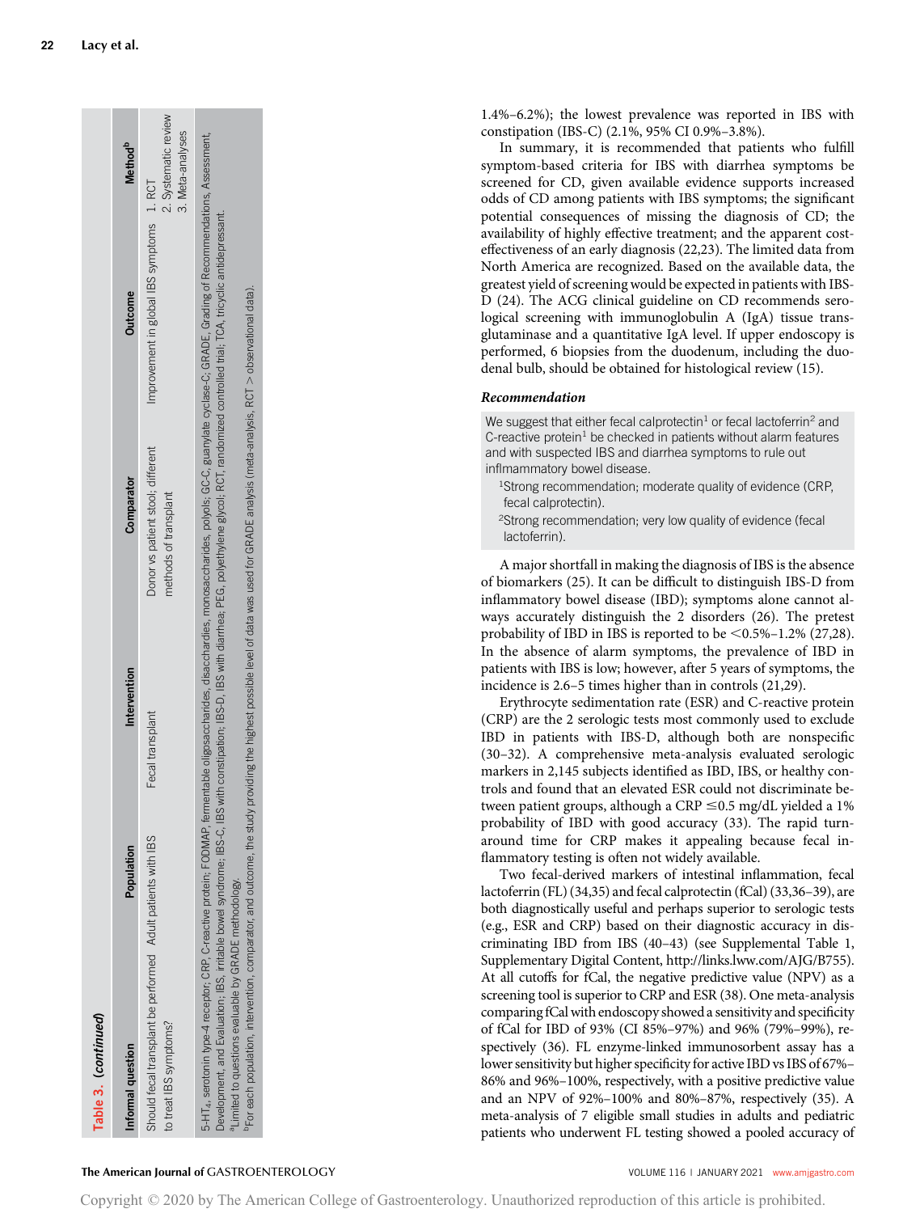Table 3. (continued)

| Informal question | Population | Intervention | Comparator | Outcome | Method[b] |
|---|---|---|---|---|---|
| Should fecal transplant be performed to treat IBS symptoms? | Adult patients with IBS | Fecal transplant | Donor vs patient stool; different methods of transplant | Improvement in global IBS symptoms | 1. RCT<br>2. Systematic review<br>3. Meta-analyses |

5-HT₄, serotonin type-4 receptor; CRP, C-reactive protein; FODMAP, fermentable oligosaccharides, disaccharides, monosaccharides, polyols; GC-C, guanylate cyclase-C; GRADE, Grading of Recommendations, Assessment, Development, and Evaluation; IBS, irritable bowel syndrome; IBS-C, IBS with constipation; IBS-D, IBS with diarrhea; PEG, polyethylene glycol; RCT, randomized controlled trial; TCA, tricyclic antidepressant.

[a]Limited to questions evaluable by GRADE methodology.

[b]For each population, intervention, comparator, and outcome, the study providing the highest possible level of data was used for GRADE analysis (meta-analysis, RCT > observational data).

1.4%–6.2%); the lowest prevalence was reported in IBS with constipation (IBS-C) (2.1%, 95% CI 0.9%–3.8%).

In summary, it is recommended that patients who fulfill symptom-based criteria for IBS with diarrhea symptoms be screened for CD, given available evidence supports increased odds of CD among patients with IBS symptoms; the significant potential consequences of missing the diagnosis of CD; the availability of highly effective treatment; and the apparent cost-effectiveness of an early diagnosis (22,23). The limited data from North America are recognized. Based on the available data, the greatest yield of screening would be expected in patients with IBS-D (24). The ACG clinical guideline on CD recommends serological screening with immunoglobulin A (IgA) tissue transglutaminase and a quantitative IgA level. If upper endoscopy is performed, 6 biopsies from the duodenum, including the duodenal bulb, should be obtained for histological review (15).

### *Recommendation*

> We suggest that either fecal calprotectin[1] or fecal lactoferrin[2] and C-reactive protein[1] be checked in patients without alarm features and with suspected IBS and diarrhea symptoms to rule out inflammatory bowel disease.
>
> [1]Strong recommendation; moderate quality of evidence (CRP, fecal calprotectin).
>
> [2]Strong recommendation; very low quality of evidence (fecal lactoferrin).

A major shortfall in making the diagnosis of IBS is the absence of biomarkers (25). It can be difficult to distinguish IBS-D from inflammatory bowel disease (IBD); symptoms alone cannot always accurately distinguish the 2 disorders (26). The pretest probability of IBD in IBS is reported to be <0.5%–1.2% (27,28). In the absence of alarm symptoms, the prevalence of IBD in patients with IBS is low; however, after 5 years of symptoms, the incidence is 2.6–5 times higher than in controls (21,29).

Erythrocyte sedimentation rate (ESR) and C-reactive protein (CRP) are the 2 serologic tests most commonly used to exclude IBD in patients with IBS-D, although both are nonspecific (30–32). A comprehensive meta-analysis evaluated serologic markers in 2,145 subjects identified as IBD, IBS, or healthy controls and found that an elevated ESR could not discriminate between patient groups, although a CRP ≤0.5 mg/dL yielded a 1% probability of IBD with good accuracy (33). The rapid turnaround time for CRP makes it appealing because fecal inflammatory testing is often not widely available.

Two fecal-derived markers of intestinal inflammation, fecal lactoferrin (FL) (34,35) and fecal calprotectin (fCal) (33,36–39), are both diagnostically useful and perhaps superior to serologic tests (e.g., ESR and CRP) based on their diagnostic accuracy in discriminating IBD from IBS (40–43) (see Supplemental Table 1, Supplementary Digital Content, http://links.lww.com/AJG/B755). At all cutoffs for fCal, the negative predictive value (NPV) as a screening tool is superior to CRP and ESR (38). One meta-analysis comparing fCal with endoscopy showed a sensitivity and specificity of fCal for IBD of 93% (CI 85%–97%) and 96% (79%–99%), respectively (36). FL enzyme-linked immunosorbent assay has a lower sensitivity but higher specificity for active IBD vs IBS of 67%–86% and 96%–100%, respectively, with a positive predictive value and an NPV of 92%–100% and 80%–87%, respectively (35). A meta-analysis of 7 eligible small studies in adults and pediatric patients who underwent FL testing showed a pooled accuracy of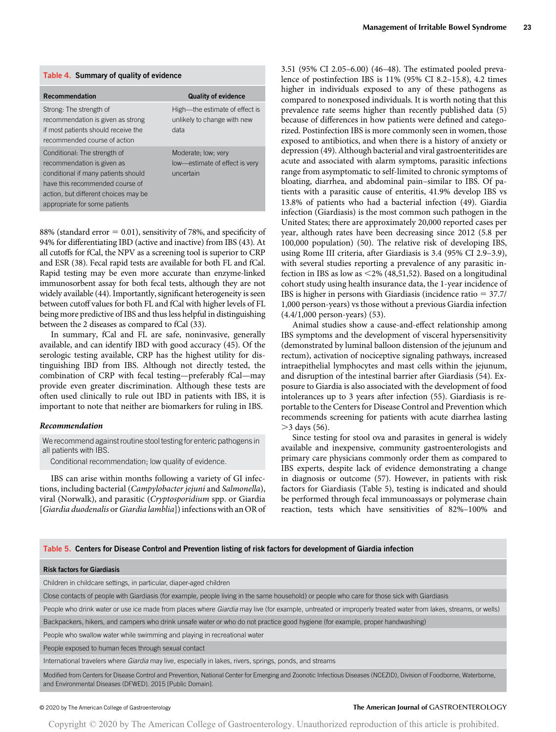**Table 4. Summary of quality of evidence**

| Recommendation | Quality of evidence |
|---|---|
| Strong: The strength of recommendation is given as strong if most patients should receive the recommended course of action | High—the estimate of effect is unlikely to change with new data |
| Conditional: The strength of recommendation is given as conditional if many patients should have this recommended course of action, but different choices may be appropriate for some patients | Moderate; low; very low—estimate of effect is very uncertain |

88% (standard error = 0.01), sensitivity of 78%, and specificity of 94% for differentiating IBD (active and inactive) from IBS (43). At all cutoffs for fCal, the NPV as a screening tool is superior to CRP and ESR (38). Fecal rapid tests are available for both FL and fCal. Rapid testing may be even more accurate than enzyme-linked immunosorbent assay for both fecal tests, although they are not widely available (44). Importantly, significant heterogeneity is seen between cutoff values for both FL and fCal with higher levels of FL being more predictive of IBS and thus less helpful in distinguishing between the 2 diseases as compared to fCal (33).

In summary, fCal and FL are safe, noninvasive, generally available, and can identify IBD with good accuracy (45). Of the serologic testing available, CRP has the highest utility for distinguishing IBD from IBS. Although not directly tested, the combination of CRP with fecal testing—preferably fCal—may provide even greater discrimination. Although these tests are often used clinically to rule out IBD in patients with IBS, it is important to note that neither are biomarkers for ruling in IBS.

### *Recommendation*

We recommend against routine stool testing for enteric pathogens in all patients with IBS.

Conditional recommendation; low quality of evidence.

IBS can arise within months following a variety of GI infections, including bacterial (*Campylobacter jejuni* and *Salmonella*), viral (Norwalk), and parasitic (*Cryptosporidium* spp. or Giardia [*Giardia duodenalis* or *Giardia lamblia*]) infections with an OR of 3.51 (95% CI 2.05–6.00) (46–48). The estimated pooled prevalence of postinfection IBS is 11% (95% CI 8.2–15.8), 4.2 times higher in individuals exposed to any of these pathogens as compared to nonexposed individuals. It is worth noting that this prevalence rate seems higher than recently published data (5) because of differences in how patients were defined and categorized. Postinfection IBS is more commonly seen in women, those exposed to antibiotics, and when there is a history of anxiety or depression (49). Although bacterial and viral gastroenteritides are acute and associated with alarm symptoms, parasitic infections range from asymptomatic to self-limited to chronic symptoms of bloating, diarrhea, and abdominal pain–similar to IBS. Of patients with a parasitic cause of enteritis, 41.9% develop IBS vs 13.8% of patients who had a bacterial infection (49). Giardia infection (Giardiasis) is the most common such pathogen in the United States; there are approximately 20,000 reported cases per year, although rates have been decreasing since 2012 (5.8 per 100,000 population) (50). The relative risk of developing IBS, using Rome III criteria, after Giardiasis is 3.4 (95% CI 2.9–3.9), with several studies reporting a prevalence of any parasitic infection in IBS as low as <2% (48,51,52). Based on a longitudinal cohort study using health insurance data, the 1-year incidence of IBS is higher in persons with Giardiasis (incidence ratio = 37.7/1,000 person-years) vs those without a previous Giardia infection (4.4/1,000 person-years) (53).

Animal studies show a cause-and-effect relationship among IBS symptoms and the development of visceral hypersensitivity (demonstrated by luminal balloon distension of the jejunum and rectum), activation of nociceptive signaling pathways, increased intraepithelial lymphocytes and mast cells within the jejunum, and disruption of the intestinal barrier after Giardiasis (54). Exposure to Giardia is also associated with the development of food intolerances up to 3 years after infection (55). Giardiasis is reportable to the Centers for Disease Control and Prevention which recommends screening for patients with acute diarrhea lasting >3 days (56).

Since testing for stool ova and parasites in general is widely available and inexpensive, community gastroenterologists and primary care physicians commonly order them as compared to IBS experts, despite lack of evidence demonstrating a change in diagnosis or outcome (57). However, in patients with risk factors for Giardiasis (Table 5), testing is indicated and should be performed through fecal immunoassays or polymerase chain reaction, tests which have sensitivities of 82%–100% and

**Table 5. Centers for Disease Control and Prevention listing of risk factors for development of Giardia infection**

| Risk factors for Giardiasis |
|---|
| Children in childcare settings, in particular, diaper-aged children |
| Close contacts of people with Giardiasis (for example, people living in the same household) or people who care for those sick with Giardiasis |
| People who drink water or use ice made from places where *Giardia* may live (for example, untreated or improperly treated water from lakes, streams, or wells) |
| Backpackers, hikers, and campers who drink unsafe water or who do not practice good hygiene (for example, proper handwashing) |
| People who swallow water while swimming and playing in recreational water |
| People exposed to human feces through sexual contact |
| International travelers where *Giardia* may live, especially in lakes, rivers, springs, ponds, and streams |
| Modified from Centers for Disease Control and Prevention, National Center for Emerging and Zoonotic Infectious Diseases (NCEZID), Division of Foodborne, Waterborne, and Environmental Diseases (DFWED). 2015 [Public Domain]. |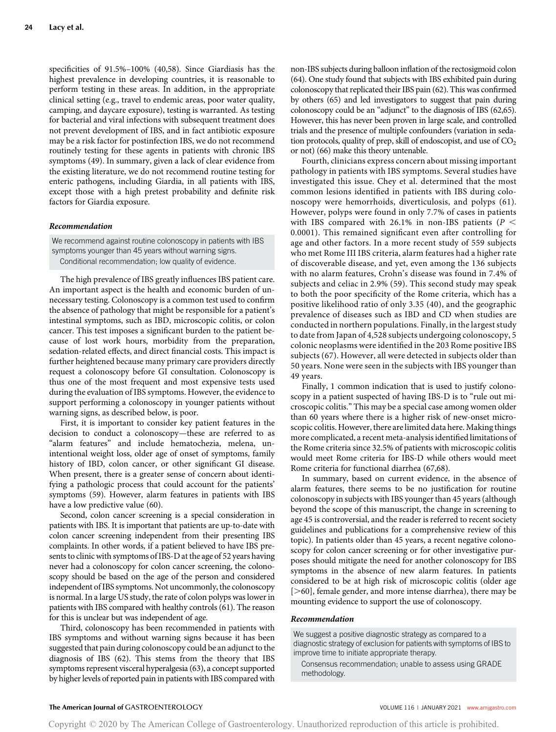specificities of 91.5%–100% (40,58). Since Giardiasis has the highest prevalence in developing countries, it is reasonable to perform testing in these areas. In addition, in the appropriate clinical setting (e.g., travel to endemic areas, poor water quality, camping, and daycare exposure), testing is warranted. As testing for bacterial and viral infections with subsequent treatment does not prevent development of IBS, and in fact antibiotic exposure may be a risk factor for postinfection IBS, we do not recommend routinely testing for these agents in patients with chronic IBS symptoms (49). In summary, given a lack of clear evidence from the existing literature, we do not recommend routine testing for enteric pathogens, including Giardia, in all patients with IBS, except those with a high pretest probability and definite risk factors for Giardia exposure.

#### *Recommendation*

We recommend against routine colonoscopy in patients with IBS symptoms younger than 45 years without warning signs.
Conditional recommendation; low quality of evidence.

The high prevalence of IBS greatly influences IBS patient care. An important aspect is the health and economic burden of unnecessary testing. Colonoscopy is a common test used to confirm the absence of pathology that might be responsible for a patient's intestinal symptoms, such as IBD, microscopic colitis, or colon cancer. This test imposes a significant burden to the patient because of lost work hours, morbidity from the preparation, sedation-related effects, and direct financial costs. This impact is further heightened because many primary care providers directly request a colonoscopy before GI consultation. Colonoscopy is thus one of the most frequent and most expensive tests used during the evaluation of IBS symptoms. However, the evidence to support performing a colonoscopy in younger patients without warning signs, as described below, is poor.

First, it is important to consider key patient features in the decision to conduct a colonoscopy—these are referred to as "alarm features" and include hematochezia, melena, unintentional weight loss, older age of onset of symptoms, family history of IBD, colon cancer, or other significant GI disease. When present, there is a greater sense of concern about identifying a pathologic process that could account for the patients' symptoms (59). However, alarm features in patients with IBS have a low predictive value (60).

Second, colon cancer screening is a special consideration in patients with IBS. It is important that patients are up-to-date with colon cancer screening independent from their presenting IBS complaints. In other words, if a patient believed to have IBS presents to clinic with symptoms of IBS-D at the age of 52 years having never had a colonoscopy for colon cancer screening, the colonoscopy should be based on the age of the person and considered independent of IBS symptoms. Not uncommonly, the colonoscopy is normal. In a large US study, the rate of colon polyps was lower in patients with IBS compared with healthy controls (61). The reason for this is unclear but was independent of age.

Third, colonoscopy has been recommended in patients with IBS symptoms and without warning signs because it has been suggested that pain during colonoscopy could be an adjunct to the diagnosis of IBS (62). This stems from the theory that IBS symptoms represent visceral hyperalgesia (63), a concept supported by higher levels of reported pain in patients with IBS compared with non-IBS subjects during balloon inflation of the rectosigmoid colon (64). One study found that subjects with IBS exhibited pain during colonoscopy that replicated their IBS pain (62). This was confirmed by others (65) and led investigators to suggest that pain during colonoscopy could be an "adjunct" to the diagnosis of IBS (62,65). However, this has never been proven in large scale, and controlled trials and the presence of multiple confounders (variation in sedation protocols, quality of prep, skill of endoscopist, and use of $CO_2$ or not) (66) make this theory untenable.

Fourth, clinicians express concern about missing important pathology in patients with IBS symptoms. Several studies have investigated this issue. Chey et al. determined that the most common lesions identified in patients with IBS during colonoscopy were hemorrhoids, diverticulosis, and polyps (61). However, polyps were found in only 7.7% of cases in patients with IBS compared with 26.1% in non-IBS patients ($P < 0.0001$). This remained significant even after controlling for age and other factors. In a more recent study of 559 subjects who met Rome III IBS criteria, alarm features had a higher rate of discoverable disease, and yet, even among the 136 subjects with no alarm features, Crohn's disease was found in 7.4% of subjects and celiac in 2.9% (59). This second study may speak to both the poor specificity of the Rome criteria, which has a positive likelihood ratio of only 3.35 (40), and the geographic prevalence of diseases such as IBD and CD when studies are conducted in northern populations. Finally, in the largest study to date from Japan of 4,528 subjects undergoing colonoscopy, 5 colonic neoplasms were identified in the 203 Rome positive IBS subjects (67). However, all were detected in subjects older than 50 years. None were seen in the subjects with IBS younger than 49 years.

Finally, 1 common indication that is used to justify colonoscopy in a patient suspected of having IBS-D is to "rule out microscopic colitis." This may be a special case among women older than 60 years where there is a higher risk of new-onset microscopic colitis. However, there are limited data here. Making things more complicated, a recent meta-analysis identified limitations of the Rome criteria since 32.5% of patients with microscopic colitis would meet Rome criteria for IBS-D while others would meet Rome criteria for functional diarrhea (67,68).

In summary, based on current evidence, in the absence of alarm features, there seems to be no justification for routine colonoscopy in subjects with IBS younger than 45 years (although beyond the scope of this manuscript, the change in screening to age 45 is controversial, and the reader is referred to recent society guidelines and publications for a comprehensive review of this topic). In patients older than 45 years, a recent negative colonoscopy for colon cancer screening or for other investigative purposes should mitigate the need for another colonoscopy for IBS symptoms in the absence of new alarm features. In patients considered to be at high risk of microscopic colitis (older age [>60], female gender, and more intense diarrhea), there may be mounting evidence to support the use of colonoscopy.

#### *Recommendation*

We suggest a positive diagnostic strategy as compared to a diagnostic strategy of exclusion for patients with symptoms of IBS to improve time to initiate appropriate therapy.
Consensus recommendation; unable to assess using GRADE methodology.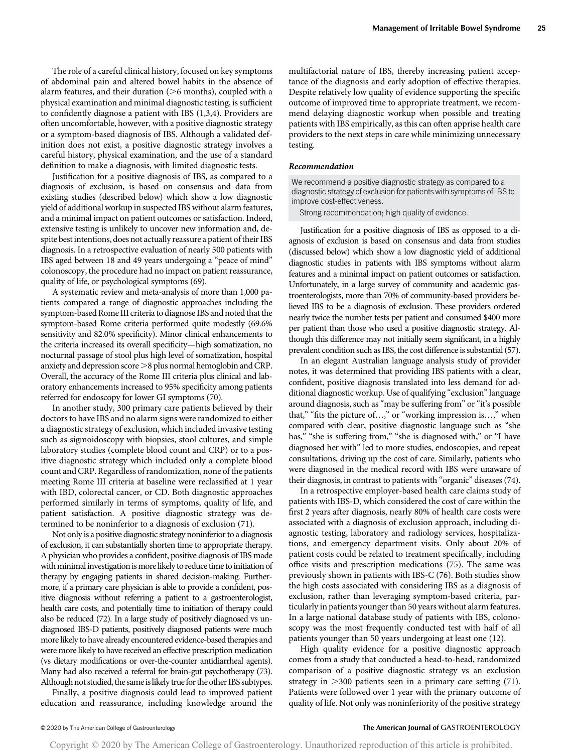The role of a careful clinical history, focused on key symptoms of abdominal pain and altered bowel habits in the absence of alarm features, and their duration (>6 months), coupled with a physical examination and minimal diagnostic testing, is sufficient to confidently diagnose a patient with IBS (1,3,4). Providers are often uncomfortable, however, with a positive diagnostic strategy or a symptom-based diagnosis of IBS. Although a validated definition does not exist, a positive diagnostic strategy involves a careful history, physical examination, and the use of a standard definition to make a diagnosis, with limited diagnostic tests.

Justification for a positive diagnosis of IBS, as compared to a diagnosis of exclusion, is based on consensus and data from existing studies (described below) which show a low diagnostic yield of additional workup in suspected IBS without alarm features, and a minimal impact on patient outcomes or satisfaction. Indeed, extensive testing is unlikely to uncover new information and, despite best intentions, does not actually reassure a patient of their IBS diagnosis. In a retrospective evaluation of nearly 500 patients with IBS aged between 18 and 49 years undergoing a "peace of mind" colonoscopy, the procedure had no impact on patient reassurance, quality of life, or psychological symptoms (69).

A systematic review and meta-analysis of more than 1,000 patients compared a range of diagnostic approaches including the symptom-based Rome III criteria to diagnose IBS and noted that the symptom-based Rome criteria performed quite modestly (69.6% sensitivity and 82.0% specificity). Minor clinical enhancements to the criteria increased its overall specificity—high somatization, no nocturnal passage of stool plus high level of somatization, hospital anxiety and depression score >8 plus normal hemoglobin and CRP. Overall, the accuracy of the Rome III criteria plus clinical and laboratory enhancements increased to 95% specificity among patients referred for endoscopy for lower GI symptoms (70).

In another study, 300 primary care patients believed by their doctors to have IBS and no alarm signs were randomized to either a diagnostic strategy of exclusion, which included invasive testing such as sigmoidoscopy with biopsies, stool cultures, and simple laboratory studies (complete blood count and CRP) or to a positive diagnostic strategy which included only a complete blood count and CRP. Regardless of randomization, none of the patients meeting Rome III criteria at baseline were reclassified at 1 year with IBD, colorectal cancer, or CD. Both diagnostic approaches performed similarly in terms of symptoms, quality of life, and patient satisfaction. A positive diagnostic strategy was determined to be noninferior to a diagnosis of exclusion (71).

Not only is a positive diagnostic strategy noninferior to a diagnosis of exclusion, it can substantially shorten time to appropriate therapy. A physician who provides a confident, positive diagnosis of IBS made with minimal investigation is more likely to reduce time to initiation of therapy by engaging patients in shared decision-making. Furthermore, if a primary care physician is able to provide a confident, positive diagnosis without referring a patient to a gastroenterologist, health care costs, and potentially time to initiation of therapy could also be reduced (72). In a large study of positively diagnosed vs undiagnosed IBS-D patients, positively diagnosed patients were much more likely to have already encountered evidence-based therapies and were more likely to have received an effective prescription medication (vs dietary modifications or over-the-counter antidiarrheal agents). Many had also received a referral for brain-gut psychotherapy (73). Although not studied, the same is likely true for the other IBS subtypes.

Finally, a positive diagnosis could lead to improved patient education and reassurance, including knowledge around the multifactorial nature of IBS, thereby increasing patient acceptance of the diagnosis and early adoption of effective therapies. Despite relatively low quality of evidence supporting the specific outcome of improved time to appropriate treatment, we recommend delaying diagnostic workup when possible and treating patients with IBS empirically, as this can often apprise health care providers to the next steps in care while minimizing unnecessary testing.

***Recommendation***

We recommend a positive diagnostic strategy as compared to a diagnostic strategy of exclusion for patients with symptoms of IBS to improve cost-effectiveness.

Strong recommendation; high quality of evidence.

Justification for a positive diagnosis of IBS as opposed to a diagnosis of exclusion is based on consensus and data from studies (discussed below) which show a low diagnostic yield of additional diagnostic studies in patients with IBS symptoms without alarm features and a minimal impact on patient outcomes or satisfaction. Unfortunately, in a large survey of community and academic gastroenterologists, more than 70% of community-based providers believed IBS to be a diagnosis of exclusion. These providers ordered nearly twice the number tests per patient and consumed $400 more per patient than those who used a positive diagnostic strategy. Although this difference may not initially seem significant, in a highly prevalent condition such as IBS, the cost difference is substantial (57).

In an elegant Australian language analysis study of provider notes, it was determined that providing IBS patients with a clear, confident, positive diagnosis translated into less demand for additional diagnostic workup. Use of qualifying "exclusion" language around diagnosis, such as "may be suffering from" or "it's possible that," "fits the picture of…," or "working impression is…," when compared with clear, positive diagnostic language such as "she has," "she is suffering from," "she is diagnosed with," or "I have diagnosed her with" led to more studies, endoscopies, and repeat consultations, driving up the cost of care. Similarly, patients who were diagnosed in the medical record with IBS were unaware of their diagnosis, in contrast to patients with "organic" diseases (74).

In a retrospective employer-based health care claims study of patients with IBS-D, which considered the cost of care within the first 2 years after diagnosis, nearly 80% of health care costs were associated with a diagnosis of exclusion approach, including diagnostic testing, laboratory and radiology services, hospitalizations, and emergency department visits. Only about 20% of patient costs could be related to treatment specifically, including office visits and prescription medications (75). The same was previously shown in patients with IBS-C (76). Both studies show the high costs associated with considering IBS as a diagnosis of exclusion, rather than leveraging symptom-based criteria, particularly in patients younger than 50 years without alarm features. In a large national database study of patients with IBS, colonoscopy was the most frequently conducted test with half of all patients younger than 50 years undergoing at least one (12).

High quality evidence for a positive diagnostic approach comes from a study that conducted a head-to-head, randomized comparison of a positive diagnostic strategy vs an exclusion strategy in >300 patients seen in a primary care setting (71). Patients were followed over 1 year with the primary outcome of quality of life. Not only was noninferiority of the positive strategy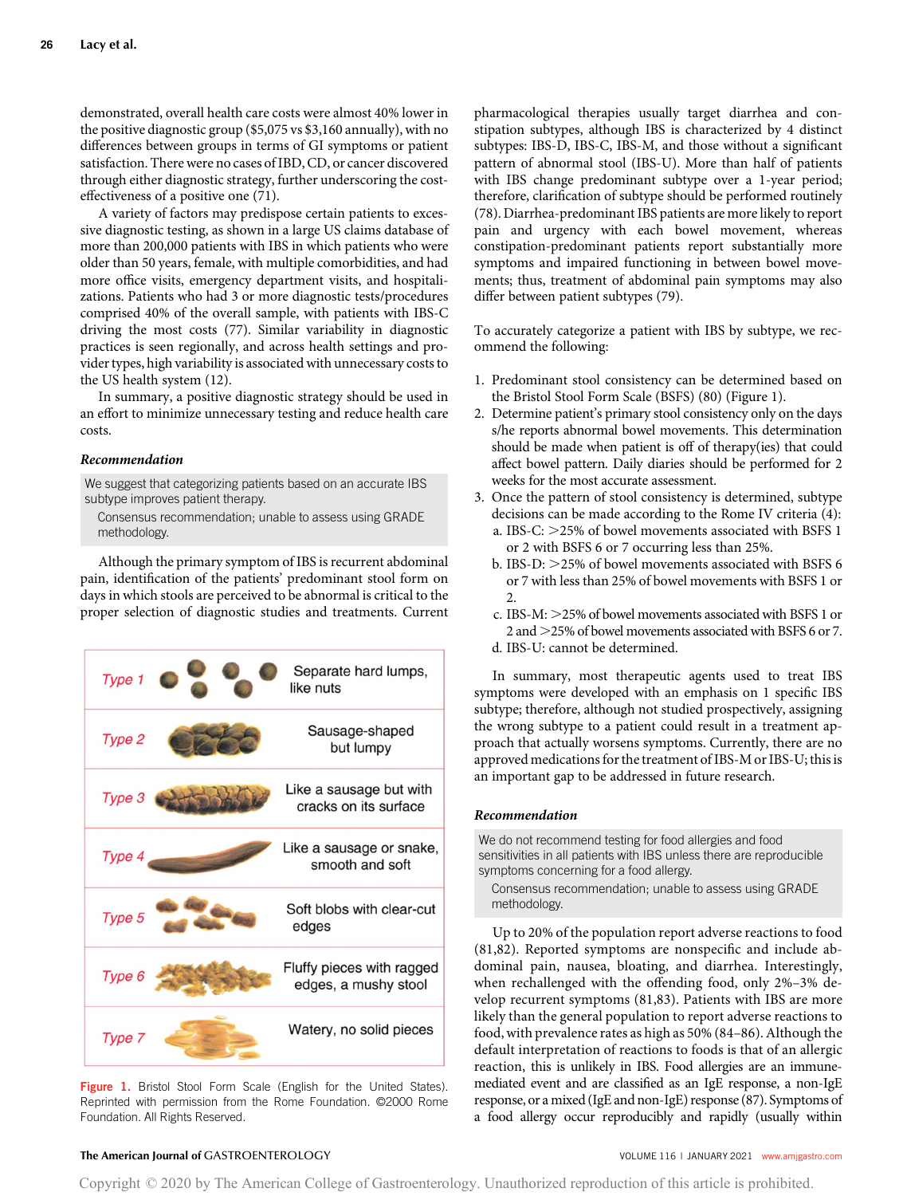demonstrated, overall health care costs were almost 40% lower in the positive diagnostic group ($5,075 vs $3,160 annually), with no differences between groups in terms of GI symptoms or patient satisfaction. There were no cases of IBD, CD, or cancer discovered through either diagnostic strategy, further underscoring the cost-effectiveness of a positive one (71).

A variety of factors may predispose certain patients to excessive diagnostic testing, as shown in a large US claims database of more than 200,000 patients with IBS in which patients who were older than 50 years, female, with multiple comorbidities, and had more office visits, emergency department visits, and hospitalizations. Patients who had 3 or more diagnostic tests/procedures comprised 40% of the overall sample, with patients with IBS-C driving the most costs (77). Similar variability in diagnostic practices is seen regionally, and across health settings and provider types, high variability is associated with unnecessary costs to the US health system (12).

In summary, a positive diagnostic strategy should be used in an effort to minimize unnecessary testing and reduce health care costs.

### *Recommendation*

> We suggest that categorizing patients based on an accurate IBS subtype improves patient therapy.
>
> Consensus recommendation; unable to assess using GRADE methodology.

Although the primary symptom of IBS is recurrent abdominal pain, identification of the patients' predominant stool form on days in which stools are perceived to be abnormal is critical to the proper selection of diagnostic studies and treatments. Current pharmacological therapies usually target diarrhea and constipation subtypes, although IBS is characterized by 4 distinct subtypes: IBS-D, IBS-C, IBS-M, and those without a significant pattern of abnormal stool (IBS-U). More than half of patients with IBS change predominant subtype over a 1-year period; therefore, clarification of subtype should be performed routinely (78). Diarrhea-predominant IBS patients are more likely to report pain and urgency with each bowel movement, whereas constipation-predominant patients report substantially more symptoms and impaired functioning in between bowel movements; thus, treatment of abdominal pain symptoms may also differ between patient subtypes (79).

| | |
|---|---|
| Type 1 | Separate hard lumps, like nuts |
| Type 2 | Sausage-shaped but lumpy |
| Type 3 | Like a sausage but with cracks on its surface |
| Type 4 | Like a sausage or snake, smooth and soft |
| Type 5 | Soft blobs with clear-cut edges |
| Type 6 | Fluffy pieces with ragged edges, a mushy stool |
| Type 7 | Watery, no solid pieces |

**Figure 1.** Bristol Stool Form Scale (English for the United States). Reprinted with permission from the Rome Foundation. ©2000 Rome Foundation. All Rights Reserved.

To accurately categorize a patient with IBS by subtype, we recommend the following:

1. Predominant stool consistency can be determined based on the Bristol Stool Form Scale (BSFS) (80) (Figure 1).
2. Determine patient's primary stool consistency only on the days s/he reports abnormal bowel movements. This determination should be made when patient is off of therapy(ies) that could affect bowel pattern. Daily diaries should be performed for 2 weeks for the most accurate assessment.
3. Once the pattern of stool consistency is determined, subtype decisions can be made according to the Rome IV criteria (4):
   a. IBS-C: >25% of bowel movements associated with BSFS 1 or 2 with BSFS 6 or 7 occurring less than 25%.
   b. IBS-D: >25% of bowel movements associated with BSFS 6 or 7 with less than 25% of bowel movements with BSFS 1 or 2.
   c. IBS-M: >25% of bowel movements associated with BSFS 1 or 2 and >25% of bowel movements associated with BSFS 6 or 7.
   d. IBS-U: cannot be determined.

In summary, most therapeutic agents used to treat IBS symptoms were developed with an emphasis on 1 specific IBS subtype; therefore, although not studied prospectively, assigning the wrong subtype to a patient could result in a treatment approach that actually worsens symptoms. Currently, there are no approved medications for the treatment of IBS-M or IBS-U; this is an important gap to be addressed in future research.

### *Recommendation*

> We do not recommend testing for food allergies and food sensitivities in all patients with IBS unless there are reproducible symptoms concerning for a food allergy.
>
> Consensus recommendation; unable to assess using GRADE methodology.

Up to 20% of the population report adverse reactions to food (81,82). Reported symptoms are nonspecific and include abdominal pain, nausea, bloating, and diarrhea. Interestingly, when rechallenged with the offending food, only 2%–3% develop recurrent symptoms (81,83). Patients with IBS are more likely than the general population to report adverse reactions to food, with prevalence rates as high as 50% (84–86). Although the default interpretation of reactions to foods is that of an allergic reaction, this is unlikely in IBS. Food allergies are an immune-mediated event and are classified as an IgE response, a non-IgE response, or a mixed (IgE and non-IgE) response (87). Symptoms of a food allergy occur reproducibly and rapidly (usually within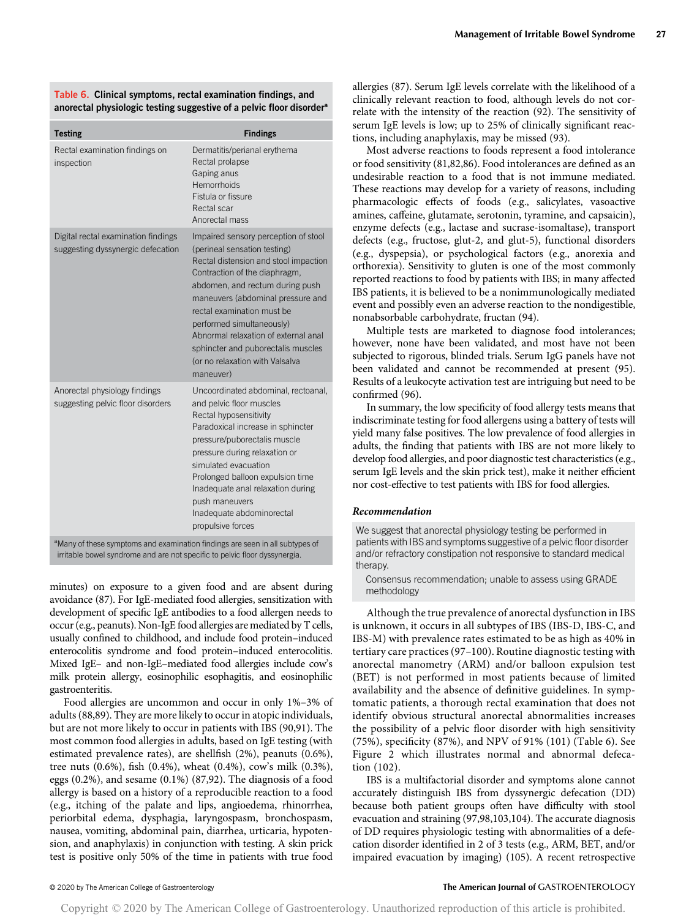**Table 6. Clinical symptoms, rectal examination findings, and anorectal physiologic testing suggestive of a pelvic floor disorder[a]**

| Testing | Findings |
| --- | --- |
| Rectal examination findings on inspection | Dermatitis/perianal erythema<br>Rectal prolapse<br>Gaping anus<br>Hemorrhoids<br>Fistula or fissure<br>Rectal scar<br>Anorectal mass |
| Digital rectal examination findings suggesting dyssynergic defecation | Impaired sensory perception of stool (perineal sensation testing)<br>Rectal distension and stool impaction<br>Contraction of the diaphragm, abdomen, and rectum during push maneuvers (abdominal pressure and rectal examination must be performed simultaneously)<br>Abnormal relaxation of external anal sphincter and puborectalis muscles (or no relaxation with Valsalva maneuver) |
| Anorectal physiology findings suggesting pelvic floor disorders | Uncoordinated abdominal, rectoanal, and pelvic floor muscles<br>Rectal hyposensitivity<br>Paradoxical increase in sphincter pressure/puborectalis muscle pressure during relaxation or simulated evacuation<br>Prolonged balloon expulsion time<br>Inadequate anal relaxation during push maneuvers<br>Inadequate abdominorectal propulsive forces |

[a]Many of these symptoms and examination findings are seen in all subtypes of irritable bowel syndrome and are not specific to pelvic floor dyssynergia.

minutes) on exposure to a given food and are absent during avoidance (87). For IgE-mediated food allergies, sensitization with development of specific IgE antibodies to a food allergen needs to occur (e.g., peanuts). Non-IgE food allergies are mediated by T cells, usually confined to childhood, and include food protein–induced enterocolitis syndrome and food protein–induced enterocolitis. Mixed IgE– and non-IgE–mediated food allergies include cow's milk protein allergy, eosinophilic esophagitis, and eosinophilic gastroenteritis.

Food allergies are uncommon and occur in only 1%–3% of adults (88,89). They are more likely to occur in atopic individuals, but are not more likely to occur in patients with IBS (90,91). The most common food allergies in adults, based on IgE testing (with estimated prevalence rates), are shellfish (2%), peanuts (0.6%), tree nuts (0.6%), fish (0.4%), wheat (0.4%), cow's milk (0.3%), eggs (0.2%), and sesame (0.1%) (87,92). The diagnosis of a food allergy is based on a history of a reproducible reaction to a food (e.g., itching of the palate and lips, angioedema, rhinorrhea, periorbital edema, dysphagia, laryngospasm, bronchospasm, nausea, vomiting, abdominal pain, diarrhea, urticaria, hypotension, and anaphylaxis) in conjunction with testing. A skin prick test is positive only 50% of the time in patients with true food allergies (87). Serum IgE levels correlate with the likelihood of a clinically relevant reaction to food, although levels do not correlate with the intensity of the reaction (92). The sensitivity of serum IgE levels is low; up to 25% of clinically significant reactions, including anaphylaxis, may be missed (93).

Most adverse reactions to foods represent a food intolerance or food sensitivity (81,82,86). Food intolerances are defined as an undesirable reaction to a food that is not immune mediated. These reactions may develop for a variety of reasons, including pharmacologic effects of foods (e.g., salicylates, vasoactive amines, caffeine, glutamate, serotonin, tyramine, and capsaicin), enzyme defects (e.g., lactase and sucrase-isomaltase), transport defects (e.g., fructose, glut-2, and glut-5), functional disorders (e.g., dyspepsia), or psychological factors (e.g., anorexia and orthorexia). Sensitivity to gluten is one of the most commonly reported reactions to food by patients with IBS; in many affected IBS patients, it is believed to be a nonimmunologically mediated event and possibly even an adverse reaction to the nondigestible, nonabsorbable carbohydrate, fructan (94).

Multiple tests are marketed to diagnose food intolerances; however, none have been validated, and most have not been subjected to rigorous, blinded trials. Serum IgG panels have not been validated and cannot be recommended at present (95). Results of a leukocyte activation test are intriguing but need to be confirmed (96).

In summary, the low specificity of food allergy tests means that indiscriminate testing for food allergens using a battery of tests will yield many false positives. The low prevalence of food allergies in adults, the finding that patients with IBS are not more likely to develop food allergies, and poor diagnostic test characteristics (e.g., serum IgE levels and the skin prick test), make it neither efficient nor cost-effective to test patients with IBS for food allergies.

### *Recommendation*

We suggest that anorectal physiology testing be performed in patients with IBS and symptoms suggestive of a pelvic floor disorder and/or refractory constipation not responsive to standard medical therapy.

Consensus recommendation; unable to assess using GRADE methodology

Although the true prevalence of anorectal dysfunction in IBS is unknown, it occurs in all subtypes of IBS (IBS-D, IBS-C, and IBS-M) with prevalence rates estimated to be as high as 40% in tertiary care practices (97–100). Routine diagnostic testing with anorectal manometry (ARM) and/or balloon expulsion test (BET) is not performed in most patients because of limited availability and the absence of definitive guidelines. In symptomatic patients, a thorough rectal examination that does not identify obvious structural anorectal abnormalities increases the possibility of a pelvic floor disorder with high sensitivity (75%), specificity (87%), and NPV of 91% (101) (Table 6). See Figure 2 which illustrates normal and abnormal defecation (102).

IBS is a multifactorial disorder and symptoms alone cannot accurately distinguish IBS from dyssynergic defecation (DD) because both patient groups often have difficulty with stool evacuation and straining (97,98,103,104). The accurate diagnosis of DD requires physiologic testing with abnormalities of a defecation disorder identified in 2 of 3 tests (e.g., ARM, BET, and/or impaired evacuation by imaging) (105). A recent retrospective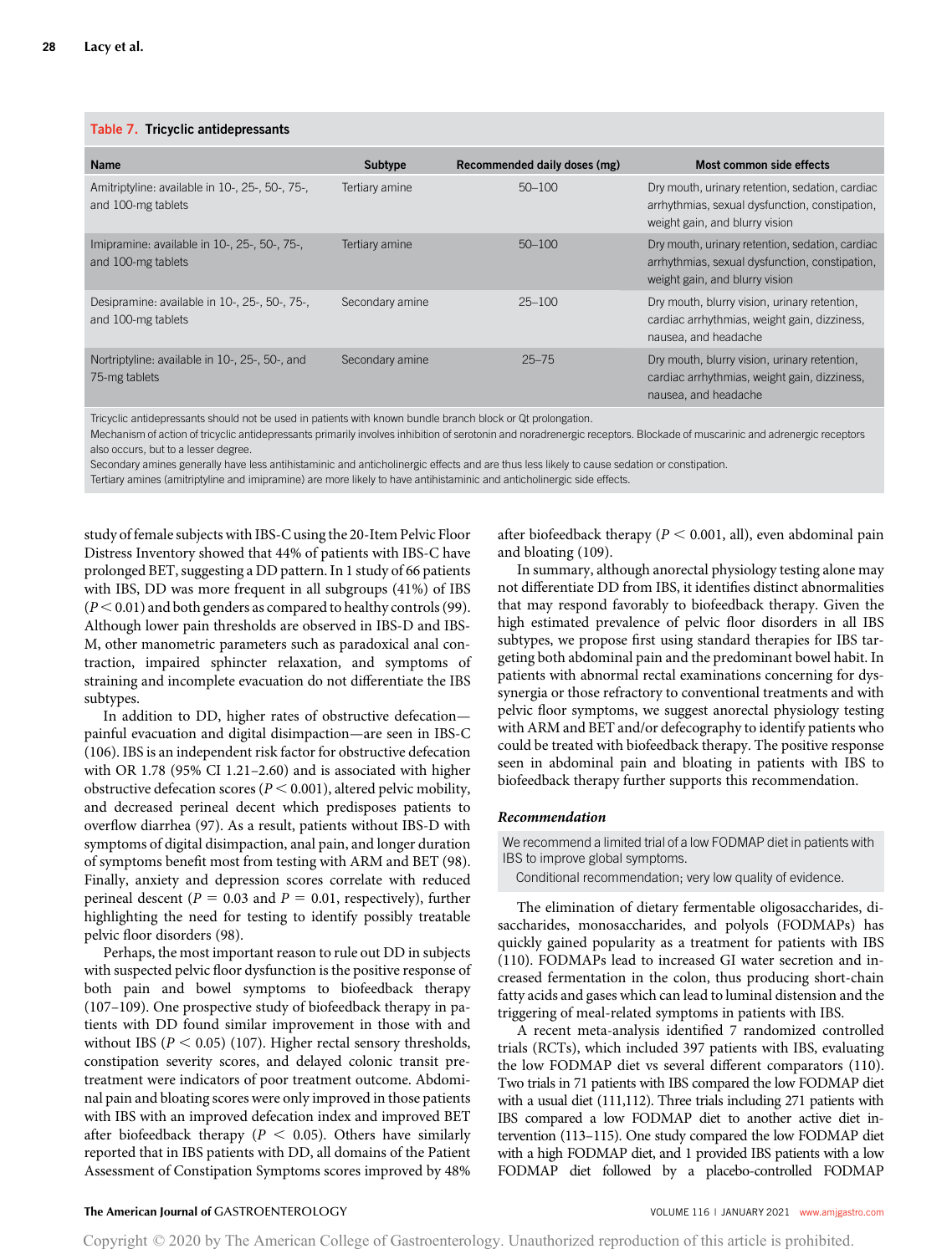**Table 7. Tricyclic antidepressants**

| Name | Subtype | Recommended daily doses (mg) | Most common side effects |
|---|---|---|---|
| Amitriptyline: available in 10-, 25-, 50-, 75-, and 100-mg tablets | Tertiary amine | 50–100 | Dry mouth, urinary retention, sedation, cardiac arrhythmias, sexual dysfunction, constipation, weight gain, and blurry vision |
| Imipramine: available in 10-, 25-, 50-, 75-, and 100-mg tablets | Tertiary amine | 50–100 | Dry mouth, urinary retention, sedation, cardiac arrhythmias, sexual dysfunction, constipation, weight gain, and blurry vision |
| Desipramine: available in 10-, 25-, 50-, 75-, and 100-mg tablets | Secondary amine | 25–100 | Dry mouth, blurry vision, urinary retention, cardiac arrhythmias, weight gain, dizziness, nausea, and headache |
| Nortriptyline: available in 10-, 25-, 50-, and 75-mg tablets | Secondary amine | 25–75 | Dry mouth, blurry vision, urinary retention, cardiac arrhythmias, weight gain, dizziness, nausea, and headache |

Tricyclic antidepressants should not be used in patients with known bundle branch block or Qt prolongation.
Mechanism of action of tricyclic antidepressants primarily involves inhibition of serotonin and noradrenergic receptors. Blockade of muscarinic and adrenergic receptors also occurs, but to a lesser degree.
Secondary amines generally have less antihistaminic and anticholinergic effects and are thus less likely to cause sedation or constipation.
Tertiary amines (amitriptyline and imipramine) are more likely to have antihistaminic and anticholinergic side effects.

study of female subjects with IBS-C using the 20-Item Pelvic Floor Distress Inventory showed that 44% of patients with IBS-C have prolonged BET, suggesting a DD pattern. In 1 study of 66 patients with IBS, DD was more frequent in all subgroups (41%) of IBS ($P < 0.01$) and both genders as compared to healthy controls (99). Although lower pain thresholds are observed in IBS-D and IBS-M, other manometric parameters such as paradoxical anal contraction, impaired sphincter relaxation, and symptoms of straining and incomplete evacuation do not differentiate the IBS subtypes.

In addition to DD, higher rates of obstructive defecation—painful evacuation and digital disimpaction—are seen in IBS-C (106). IBS is an independent risk factor for obstructive defecation with OR 1.78 (95% CI 1.21–2.60) and is associated with higher obstructive defecation scores ($P < 0.001$), altered pelvic mobility, and decreased perineal decent which predisposes patients to overflow diarrhea (97). As a result, patients without IBS-D with symptoms of digital disimpaction, anal pain, and longer duration of symptoms benefit most from testing with ARM and BET (98). Finally, anxiety and depression scores correlate with reduced perineal descent ($P = 0.03$ and $P = 0.01$, respectively), further highlighting the need for testing to identify possibly treatable pelvic floor disorders (98).

Perhaps, the most important reason to rule out DD in subjects with suspected pelvic floor dysfunction is the positive response of both pain and bowel symptoms to biofeedback therapy (107–109). One prospective study of biofeedback therapy in patients with DD found similar improvement in those with and without IBS ($P < 0.05$) (107). Higher rectal sensory thresholds, constipation severity scores, and delayed colonic transit pretreatment were indicators of poor treatment outcome. Abdominal pain and bloating scores were only improved in those patients with IBS with an improved defecation index and improved BET after biofeedback therapy ($P < 0.05$). Others have similarly reported that in IBS patients with DD, all domains of the Patient Assessment of Constipation Symptoms scores improved by 48% after biofeedback therapy ($P < 0.001$, all), even abdominal pain and bloating (109).

In summary, although anorectal physiology testing alone may not differentiate DD from IBS, it identifies distinct abnormalities that may respond favorably to biofeedback therapy. Given the high estimated prevalence of pelvic floor disorders in all IBS subtypes, we propose first using standard therapies for IBS targeting both abdominal pain and the predominant bowel habit. In patients with abnormal rectal examinations concerning for dyssynergia or those refractory to conventional treatments and with pelvic floor symptoms, we suggest anorectal physiology testing with ARM and BET and/or defecography to identify patients who could be treated with biofeedback therapy. The positive response seen in abdominal pain and bloating in patients with IBS to biofeedback therapy further supports this recommendation.

### *Recommendation*

We recommend a limited trial of a low FODMAP diet in patients with IBS to improve global symptoms.

Conditional recommendation; very low quality of evidence.

The elimination of dietary fermentable oligosaccharides, disaccharides, monosaccharides, and polyols (FODMAPs) has quickly gained popularity as a treatment for patients with IBS (110). FODMAPs lead to increased GI water secretion and increased fermentation in the colon, thus producing short-chain fatty acids and gases which can lead to luminal distension and the triggering of meal-related symptoms in patients with IBS.

A recent meta-analysis identified 7 randomized controlled trials (RCTs), which included 397 patients with IBS, evaluating the low FODMAP diet vs several different comparators (110). Two trials in 71 patients with IBS compared the low FODMAP diet with a usual diet (111,112). Three trials including 271 patients with IBS compared a low FODMAP diet to another active diet intervention (113–115). One study compared the low FODMAP diet with a high FODMAP diet, and 1 provided IBS patients with a low FODMAP diet followed by a placebo-controlled FODMAP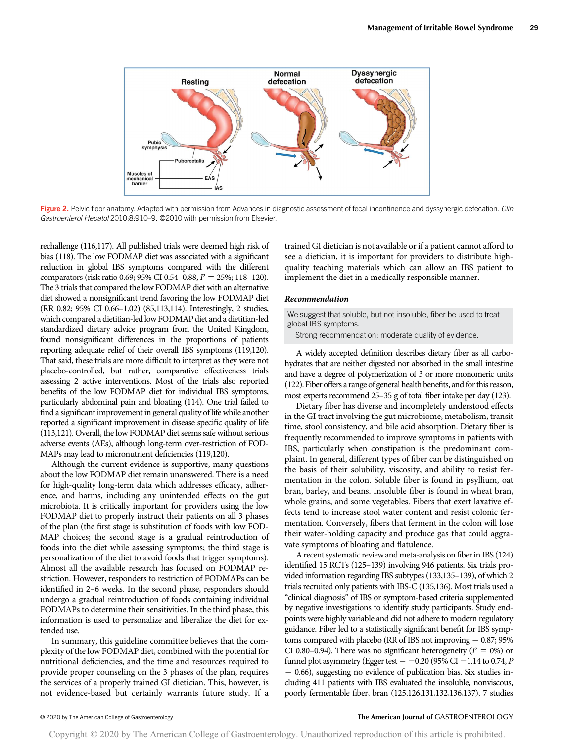Figure 2. Pelvic floor anatomy. Adapted with permission from Advances in diagnostic assessment of fecal incontinence and dyssynergic defecation. *Clin Gastroenterol Hepatol* 2010;8:910–9. ©2010 with permission from Elsevier.

rechallenge (116,117). All published trials were deemed high risk of bias (118). The low FODMAP diet was associated with a significant reduction in global IBS symptoms compared with the different comparators (risk ratio 0.69; 95% CI 0.54–0.88, $I^2$ = 25%; 118–120). The 3 trials that compared the low FODMAP diet with an alternative diet showed a nonsignificant trend favoring the low FODMAP diet (RR 0.82; 95% CI 0.66–1.02) (85,113,114). Interestingly, 2 studies, which compared a dietitian-led low FODMAP diet and a dietitian-led standardized dietary advice program from the United Kingdom, found nonsignificant differences in the proportions of patients reporting adequate relief of their overall IBS symptoms (119,120). That said, these trials are more difficult to interpret as they were not placebo-controlled, but rather, comparative effectiveness trials assessing 2 active interventions. Most of the trials also reported benefits of the low FODMAP diet for individual IBS symptoms, particularly abdominal pain and bloating (114). One trial failed to find a significant improvement in general quality of life while another reported a significant improvement in disease specific quality of life (113,121). Overall, the low FODMAP diet seems safe without serious adverse events (AEs), although long-term over-restriction of FODMAPs may lead to micronutrient deficiencies (119,120).

Although the current evidence is supportive, many questions about the low FODMAP diet remain unanswered. There is a need for high-quality long-term data which addresses efficacy, adherence, and harms, including any unintended effects on the gut microbiota. It is critically important for providers using the low FODMAP diet to properly instruct their patients on all 3 phases of the plan (the first stage is substitution of foods with low FODMAP choices; the second stage is a gradual reintroduction of foods into the diet while assessing symptoms; the third stage is personalization of the diet to avoid foods that trigger symptoms). Almost all the available research has focused on FODMAP restriction. However, responders to restriction of FODMAPs can be identified in 2–6 weeks. In the second phase, responders should undergo a gradual reintroduction of foods containing individual FODMAPs to determine their sensitivities. In the third phase, this information is used to personalize and liberalize the diet for extended use.

In summary, this guideline committee believes that the complexity of the low FODMAP diet, combined with the potential for nutritional deficiencies, and the time and resources required to provide proper counseling on the 3 phases of the plan, requires the services of a properly trained GI dietician. This, however, is not evidence-based but certainly warrants future study. If a trained GI dietician is not available or if a patient cannot afford to see a dietician, it is important for providers to distribute high-quality teaching materials which can allow an IBS patient to implement the diet in a medically responsible manner.

### *Recommendation*

We suggest that soluble, but not insoluble, fiber be used to treat global IBS symptoms.

Strong recommendation; moderate quality of evidence.

A widely accepted definition describes dietary fiber as all carbohydrates that are neither digested nor absorbed in the small intestine and have a degree of polymerization of 3 or more monomeric units (122). Fiber offers a range of general health benefits, and for this reason, most experts recommend 25–35 g of total fiber intake per day (123).

Dietary fiber has diverse and incompletely understood effects in the GI tract involving the gut microbiome, metabolism, transit time, stool consistency, and bile acid absorption. Dietary fiber is frequently recommended to improve symptoms in patients with IBS, particularly when constipation is the predominant complaint. In general, different types of fiber can be distinguished on the basis of their solubility, viscosity, and ability to resist fermentation in the colon. Soluble fiber is found in psyllium, oat bran, barley, and beans. Insoluble fiber is found in wheat bran, whole grains, and some vegetables. Fibers that exert laxative effects tend to increase stool water content and resist colonic fermentation. Conversely, fibers that ferment in the colon will lose their water-holding capacity and produce gas that could aggravate symptoms of bloating and flatulence.

A recent systematic review and meta-analysis on fiber in IBS (124) identified 15 RCTs (125–139) involving 946 patients. Six trials provided information regarding IBS subtypes (133,135–139), of which 2 trials recruited only patients with IBS-C (135,136). Most trials used a "clinical diagnosis" of IBS or symptom-based criteria supplemented by negative investigations to identify study participants. Study endpoints were highly variable and did not adhere to modern regulatory guidance. Fiber led to a statistically significant benefit for IBS symptoms compared with placebo (RR of IBS not improving = 0.87; 95% CI 0.80–0.94). There was no significant heterogeneity ($I^2$ = 0%) or funnel plot asymmetry (Egger test = −0.20 (95% CI −1.14 to 0.74, $P$ = 0.66), suggesting no evidence of publication bias. Six studies including 411 patients with IBS evaluated the insoluble, nonviscous, poorly fermentable fiber, bran (125,126,131,132,136,137), 7 studies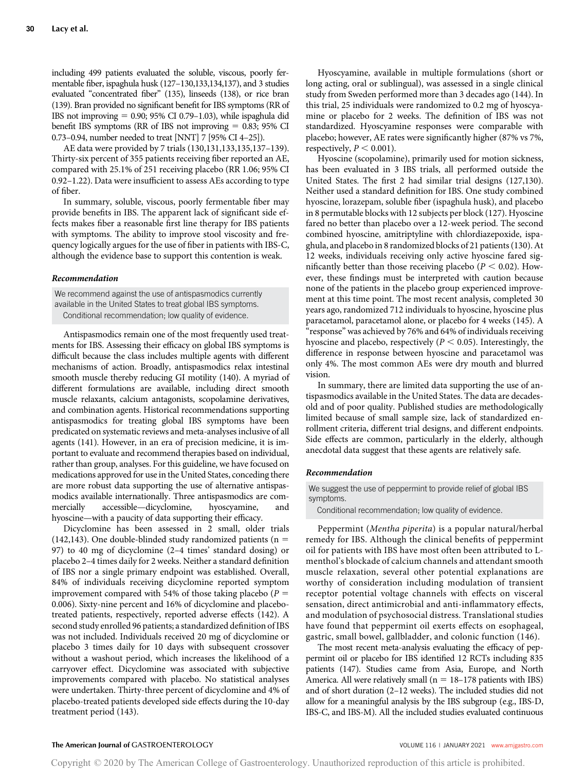including 499 patients evaluated the soluble, viscous, poorly fermentable fiber, ispaghula husk (127–130,133,134,137), and 3 studies evaluated "concentrated fiber" (135), linseeds (138), or rice bran (139). Bran provided no significant benefit for IBS symptoms (RR of IBS not improving = 0.90; 95% CI 0.79–1.03), while ispaghula did benefit IBS symptoms (RR of IBS not improving = 0.83; 95% CI 0.73–0.94, number needed to treat [NNT] 7 [95% CI 4–25]).

AE data were provided by 7 trials (130,131,133,135,137–139). Thirty-six percent of 355 patients receiving fiber reported an AE, compared with 25.1% of 251 receiving placebo (RR 1.06; 95% CI 0.92–1.22). Data were insufficient to assess AEs according to type of fiber.

In summary, soluble, viscous, poorly fermentable fiber may provide benefits in IBS. The apparent lack of significant side effects makes fiber a reasonable first line therapy for IBS patients with symptoms. The ability to improve stool viscosity and frequency logically argues for the use of fiber in patients with IBS-C, although the evidence base to support this contention is weak.

### *Recommendation*

We recommend against the use of antispasmodics currently available in the United States to treat global IBS symptoms.
Conditional recommendation; low quality of evidence.

Antispasmodics remain one of the most frequently used treatments for IBS. Assessing their efficacy on global IBS symptoms is difficult because the class includes multiple agents with different mechanisms of action. Broadly, antispasmodics relax intestinal smooth muscle thereby reducing GI motility (140). A myriad of different formulations are available, including direct smooth muscle relaxants, calcium antagonists, scopolamine derivatives, and combination agents. Historical recommendations supporting antispasmodics for treating global IBS symptoms have been predicated on systematic reviews and meta-analyses inclusive of all agents (141). However, in an era of precision medicine, it is important to evaluate and recommend therapies based on individual, rather than group, analyses. For this guideline, we have focused on medications approved for use in the United States, conceding there are more robust data supporting the use of alternative antispasmodics available internationally. Three antispasmodics are commercially accessible—dicyclomine, hyoscyamine, and hyoscine—with a paucity of data supporting their efficacy.

Dicyclomine has been assessed in 2 small, older trials (142,143). One double-blinded study randomized patients (n = 97) to 40 mg of dicyclomine (2–4 times' standard dosing) or placebo 2–4 times daily for 2 weeks. Neither a standard definition of IBS nor a single primary endpoint was established. Overall, 84% of individuals receiving dicyclomine reported symptom improvement compared with 54% of those taking placebo ($P$ = 0.006). Sixty-nine percent and 16% of dicyclomine and placebo-treated patients, respectively, reported adverse effects (142). A second study enrolled 96 patients; a standardized definition of IBS was not included. Individuals received 20 mg of dicyclomine or placebo 3 times daily for 10 days with subsequent crossover without a washout period, which increases the likelihood of a carryover effect. Dicyclomine was associated with subjective improvements compared with placebo. No statistical analyses were undertaken. Thirty-three percent of dicyclomine and 4% of placebo-treated patients developed side effects during the 10-day treatment period (143).

Hyoscyamine, available in multiple formulations (short or long acting, oral or sublingual), was assessed in a single clinical study from Sweden performed more than 3 decades ago (144). In this trial, 25 individuals were randomized to 0.2 mg of hyoscyamine or placebo for 2 weeks. The definition of IBS was not standardized. Hyoscyamine responses were comparable with placebo; however, AE rates were significantly higher (87% vs 7%, respectively, $P < 0.001$).

Hyoscine (scopolamine), primarily used for motion sickness, has been evaluated in 3 IBS trials, all performed outside the United States. The first 2 had similar trial designs (127,130). Neither used a standard definition for IBS. One study combined hyoscine, lorazepam, soluble fiber (ispaghula husk), and placebo in 8 permutable blocks with 12 subjects per block (127). Hyoscine fared no better than placebo over a 12-week period. The second combined hyoscine, amitriptyline with chlordiazepoxide, ispaghula, and placebo in 8 randomized blocks of 21 patients (130). At 12 weeks, individuals receiving only active hyoscine fared significantly better than those receiving placebo ($P < 0.02$). However, these findings must be interpreted with caution because none of the patients in the placebo group experienced improvement at this time point. The most recent analysis, completed 30 years ago, randomized 712 individuals to hyoscine, hyoscine plus paracetamol, paracetamol alone, or placebo for 4 weeks (145). A "response" was achieved by 76% and 64% of individuals receiving hyoscine and placebo, respectively ($P < 0.05$). Interestingly, the difference in response between hyoscine and paracetamol was only 4%. The most common AEs were dry mouth and blurred vision.

In summary, there are limited data supporting the use of antispasmodics available in the United States. The data are decades-old and of poor quality. Published studies are methodologically limited because of small sample size, lack of standardized enrollment criteria, different trial designs, and different endpoints. Side effects are common, particularly in the elderly, although anecdotal data suggest that these agents are relatively safe.

### *Recommendation*

We suggest the use of peppermint to provide relief of global IBS symptoms.
Conditional recommendation; low quality of evidence.

Peppermint (*Mentha piperita*) is a popular natural/herbal remedy for IBS. Although the clinical benefits of peppermint oil for patients with IBS have most often been attributed to L-menthol's blockade of calcium channels and attendant smooth muscle relaxation, several other potential explanations are worthy of consideration including modulation of transient receptor potential voltage channels with effects on visceral sensation, direct antimicrobial and anti-inflammatory effects, and modulation of psychosocial distress. Translational studies have found that peppermint oil exerts effects on esophageal, gastric, small bowel, gallbladder, and colonic function (146).

The most recent meta-analysis evaluating the efficacy of peppermint oil or placebo for IBS identified 12 RCTs including 835 patients (147). Studies came from Asia, Europe, and North America. All were relatively small (n = 18–178 patients with IBS) and of short duration (2–12 weeks). The included studies did not allow for a meaningful analysis by the IBS subgroup (e.g., IBS-D, IBS-C, and IBS-M). All the included studies evaluated continuous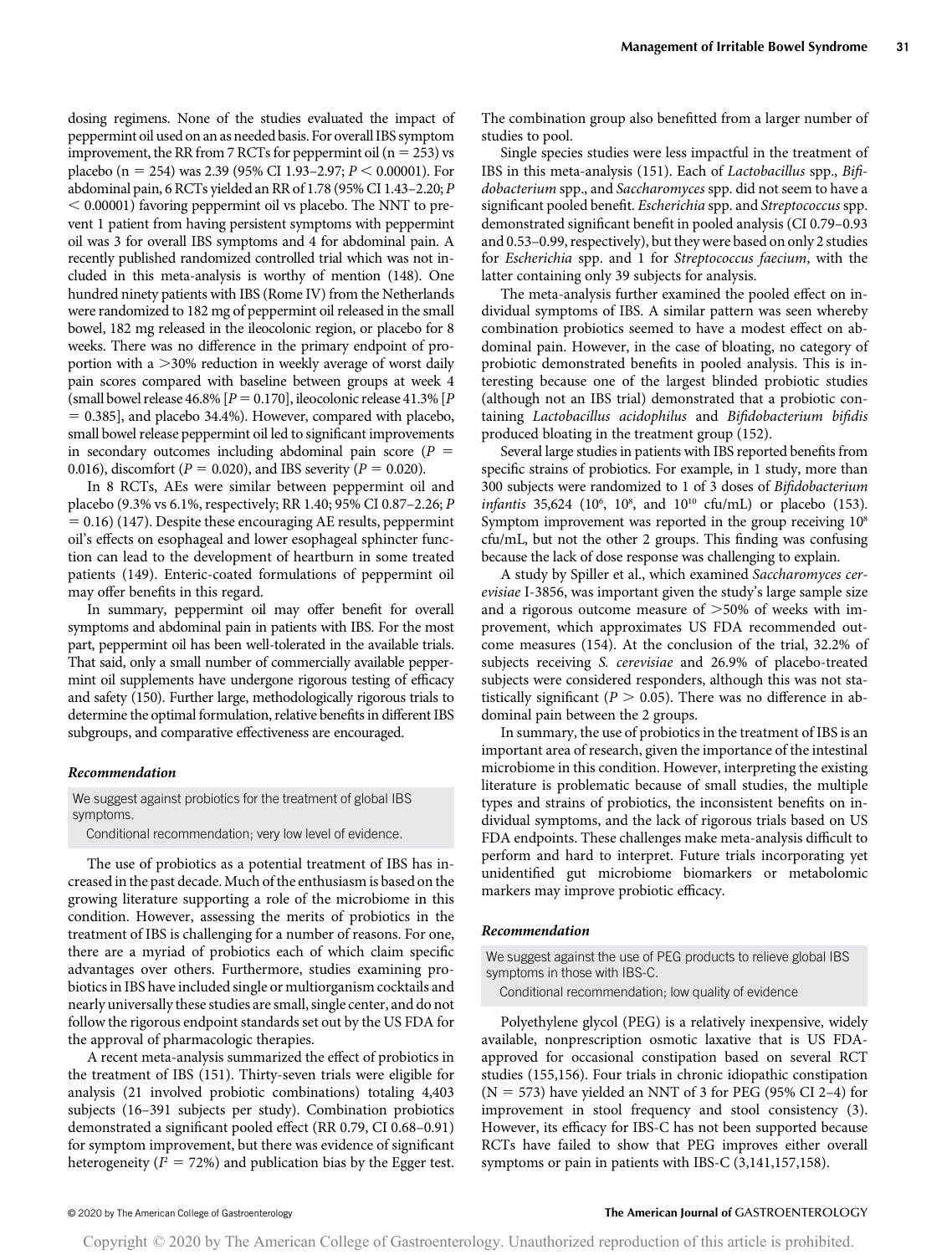dosing regimens. None of the studies evaluated the impact of peppermint oil used on an as needed basis. For overall IBS symptom improvement, the RR from 7 RCTs for peppermint oil ($n = 253$) vs placebo ($n = 254$) was 2.39 (95% CI 1.93–2.97; $P < 0.00001$). For abdominal pain, 6 RCTs yielded an RR of 1.78 (95% CI 1.43–2.20; $P < 0.00001$) favoring peppermint oil vs placebo. The NNT to prevent 1 patient from having persistent symptoms with peppermint oil was 3 for overall IBS symptoms and 4 for abdominal pain. A recently published randomized controlled trial which was not included in this meta-analysis is worthy of mention (148). One hundred ninety patients with IBS (Rome IV) from the Netherlands were randomized to 182 mg of peppermint oil released in the small bowel, 182 mg released in the ileocolonic region, or placebo for 8 weeks. There was no difference in the primary endpoint of proportion with a >30% reduction in weekly average of worst daily pain scores compared with baseline between groups at week 4 (small bowel release 46.8% [$P = 0.170$], ileocolonic release 41.3% [$P = 0.385$], and placebo 34.4%). However, compared with placebo, small bowel release peppermint oil led to significant improvements in secondary outcomes including abdominal pain score ($P = 0.016$), discomfort ($P = 0.020$), and IBS severity ($P = 0.020$).

In 8 RCTs, AEs were similar between peppermint oil and placebo (9.3% vs 6.1%, respectively; RR 1.40; 95% CI 0.87–2.26; $P = 0.16$) (147). Despite these encouraging AE results, peppermint oil's effects on esophageal and lower esophageal sphincter function can lead to the development of heartburn in some treated patients (149). Enteric-coated formulations of peppermint oil may offer benefits in this regard.

In summary, peppermint oil may offer benefit for overall symptoms and abdominal pain in patients with IBS. For the most part, peppermint oil has been well-tolerated in the available trials. That said, only a small number of commercially available peppermint oil supplements have undergone rigorous testing of efficacy and safety (150). Further large, methodologically rigorous trials to determine the optimal formulation, relative benefits in different IBS subgroups, and comparative effectiveness are encouraged.

### *Recommendation*

We suggest against probiotics for the treatment of global IBS symptoms.

Conditional recommendation; very low level of evidence.

The use of probiotics as a potential treatment of IBS has increased in the past decade. Much of the enthusiasm is based on the growing literature supporting a role of the microbiome in this condition. However, assessing the merits of probiotics in the treatment of IBS is challenging for a number of reasons. For one, there are a myriad of probiotics each of which claim specific advantages over others. Furthermore, studies examining probiotics in IBS have included single or multiorganism cocktails and nearly universally these studies are small, single center, and do not follow the rigorous endpoint standards set out by the US FDA for the approval of pharmacologic therapies.

A recent meta-analysis summarized the effect of probiotics in the treatment of IBS (151). Thirty-seven trials were eligible for analysis (21 involved probiotic combinations) totaling 4,403 subjects (16–391 subjects per study). Combination probiotics demonstrated a significant pooled effect (RR 0.79, CI 0.68–0.91) for symptom improvement, but there was evidence of significant heterogeneity ($I^2 = 72\%$) and publication bias by the Egger test. The combination group also benefitted from a larger number of studies to pool.

Single species studies were less impactful in the treatment of IBS in this meta-analysis (151). Each of *Lactobacillus* spp., *Bifidobacterium* spp., and *Saccharomyces* spp. did not seem to have a significant pooled benefit. *Escherichia* spp. and *Streptococcus* spp. demonstrated significant benefit in pooled analysis (CI 0.79–0.93 and 0.53–0.99, respectively), but they were based on only 2 studies for *Escherichia* spp. and 1 for *Streptococcus faecium*, with the latter containing only 39 subjects for analysis.

The meta-analysis further examined the pooled effect on individual symptoms of IBS. A similar pattern was seen whereby combination probiotics seemed to have a modest effect on abdominal pain. However, in the case of bloating, no category of probiotic demonstrated benefits in pooled analysis. This is interesting because one of the largest blinded probiotic studies (although not an IBS trial) demonstrated that a probiotic containing *Lactobacillus acidophilus* and *Bifidobacterium bifidis* produced bloating in the treatment group (152).

Several large studies in patients with IBS reported benefits from specific strains of probiotics. For example, in 1 study, more than 300 subjects were randomized to 1 of 3 doses of *Bifidobacterium infantis* 35,624 ($10^6$, $10^8$, and $10^{10}$ cfu/mL) or placebo (153). Symptom improvement was reported in the group receiving $10^8$ cfu/mL, but not the other 2 groups. This finding was confusing because the lack of dose response was challenging to explain.

A study by Spiller et al., which examined *Saccharomyces cerevisiae* I-3856, was important given the study's large sample size and a rigorous outcome measure of >50% of weeks with improvement, which approximates US FDA recommended outcome measures (154). At the conclusion of the trial, 32.2% of subjects receiving *S. cerevisiae* and 26.9% of placebo-treated subjects were considered responders, although this was not statistically significant ($P > 0.05$). There was no difference in abdominal pain between the 2 groups.

In summary, the use of probiotics in the treatment of IBS is an important area of research, given the importance of the intestinal microbiome in this condition. However, interpreting the existing literature is problematic because of small studies, the multiple types and strains of probiotics, the inconsistent benefits on individual symptoms, and the lack of rigorous trials based on US FDA endpoints. These challenges make meta-analysis difficult to perform and hard to interpret. Future trials incorporating yet unidentified gut microbiome biomarkers or metabolomic markers may improve probiotic efficacy.

### *Recommendation*

We suggest against the use of PEG products to relieve global IBS symptoms in those with IBS-C.

Conditional recommendation; low quality of evidence

Polyethylene glycol (PEG) is a relatively inexpensive, widely available, nonprescription osmotic laxative that is US FDA-approved for occasional constipation based on several RCT studies (155,156). Four trials in chronic idiopathic constipation ($N = 573$) have yielded an NNT of 3 for PEG (95% CI 2–4) for improvement in stool frequency and stool consistency (3). However, its efficacy for IBS-C has not been supported because RCTs have failed to show that PEG improves either overall symptoms or pain in patients with IBS-C (3,141,157,158).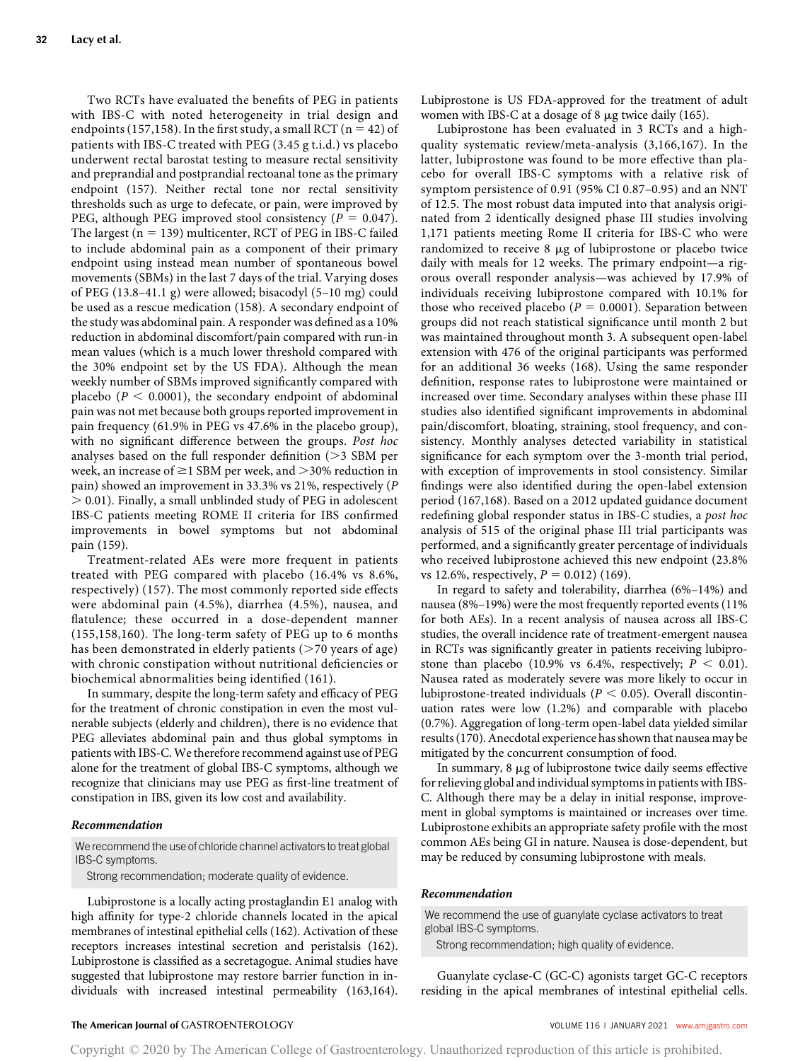Two RCTs have evaluated the benefits of PEG in patients with IBS-C with noted heterogeneity in trial design and endpoints (157,158). In the first study, a small RCT ($n = 42$) of patients with IBS-C treated with PEG (3.45 g t.i.d.) vs placebo underwent rectal barostat testing to measure rectal sensitivity and preprandial and postprandial rectoanal tone as the primary endpoint (157). Neither rectal tone nor rectal sensitivity thresholds such as urge to defecate, or pain, were improved by PEG, although PEG improved stool consistency ($P = 0.047$). The largest ($n = 139$) multicenter, RCT of PEG in IBS-C failed to include abdominal pain as a component of their primary endpoint using instead mean number of spontaneous bowel movements (SBMs) in the last 7 days of the trial. Varying doses of PEG (13.8–41.1 g) were allowed; bisacodyl (5–10 mg) could be used as a rescue medication (158). A secondary endpoint of the study was abdominal pain. A responder was defined as a 10% reduction in abdominal discomfort/pain compared with run-in mean values (which is a much lower threshold compared with the 30% endpoint set by the US FDA). Although the mean weekly number of SBMs improved significantly compared with placebo ($P < 0.0001$), the secondary endpoint of abdominal pain was not met because both groups reported improvement in pain frequency (61.9% in PEG vs 47.6% in the placebo group), with no significant difference between the groups. *Post hoc* analyses based on the full responder definition (>3 SBM per week, an increase of ≥1 SBM per week, and >30% reduction in pain) showed an improvement in 33.3% vs 21%, respectively ($P > 0.01$). Finally, a small unblinded study of PEG in adolescent IBS-C patients meeting ROME II criteria for IBS confirmed improvements in bowel symptoms but not abdominal pain (159).

Treatment-related AEs were more frequent in patients treated with PEG compared with placebo (16.4% vs 8.6%, respectively) (157). The most commonly reported side effects were abdominal pain (4.5%), diarrhea (4.5%), nausea, and flatulence; these occurred in a dose-dependent manner (155,158,160). The long-term safety of PEG up to 6 months has been demonstrated in elderly patients (>70 years of age) with chronic constipation without nutritional deficiencies or biochemical abnormalities being identified (161).

In summary, despite the long-term safety and efficacy of PEG for the treatment of chronic constipation in even the most vulnerable subjects (elderly and children), there is no evidence that PEG alleviates abdominal pain and thus global symptoms in patients with IBS-C. We therefore recommend against use of PEG alone for the treatment of global IBS-C symptoms, although we recognize that clinicians may use PEG as first-line treatment of constipation in IBS, given its low cost and availability.

### *Recommendation*

We recommend the use of chloride channel activators to treat global IBS-C symptoms.

Strong recommendation; moderate quality of evidence.

Lubiprostone is a locally acting prostaglandin E1 analog with high affinity for type-2 chloride channels located in the apical membranes of intestinal epithelial cells (162). Activation of these receptors increases intestinal secretion and peristalsis (162). Lubiprostone is classified as a secretagogue. Animal studies have suggested that lubiprostone may restore barrier function in individuals with increased intestinal permeability (163,164). Lubiprostone is US FDA-approved for the treatment of adult women with IBS-C at a dosage of 8 μg twice daily (165).

Lubiprostone has been evaluated in 3 RCTs and a high-quality systematic review/meta-analysis (3,166,167). In the latter, lubiprostone was found to be more effective than placebo for overall IBS-C symptoms with a relative risk of symptom persistence of 0.91 (95% CI 0.87–0.95) and an NNT of 12.5. The most robust data imputed into that analysis originated from 2 identically designed phase III studies involving 1,171 patients meeting Rome II criteria for IBS-C who were randomized to receive 8 μg of lubiprostone or placebo twice daily with meals for 12 weeks. The primary endpoint—a rigorous overall responder analysis—was achieved by 17.9% of individuals receiving lubiprostone compared with 10.1% for those who received placebo ($P = 0.0001$). Separation between groups did not reach statistical significance until month 2 but was maintained throughout month 3. A subsequent open-label extension with 476 of the original participants was performed for an additional 36 weeks (168). Using the same responder definition, response rates to lubiprostone were maintained or increased over time. Secondary analyses within these phase III studies also identified significant improvements in abdominal pain/discomfort, bloating, straining, stool frequency, and consistency. Monthly analyses detected variability in statistical significance for each symptom over the 3-month trial period, with exception of improvements in stool consistency. Similar findings were also identified during the open-label extension period (167,168). Based on a 2012 updated guidance document redefining global responder status in IBS-C studies, a *post hoc* analysis of 515 of the original phase III trial participants was performed, and a significantly greater percentage of individuals who received lubiprostone achieved this new endpoint (23.8% vs 12.6%, respectively, $P = 0.012$) (169).

In regard to safety and tolerability, diarrhea (6%–14%) and nausea (8%–19%) were the most frequently reported events (11% for both AEs). In a recent analysis of nausea across all IBS-C studies, the overall incidence rate of treatment-emergent nausea in RCTs was significantly greater in patients receiving lubiprostone than placebo (10.9% vs 6.4%, respectively; $P < 0.01$). Nausea rated as moderately severe was more likely to occur in lubiprostone-treated individuals ($P < 0.05$). Overall discontinuation rates were low (1.2%) and comparable with placebo (0.7%). Aggregation of long-term open-label data yielded similar results (170). Anecdotal experience has shown that nausea may be mitigated by the concurrent consumption of food.

In summary, 8 μg of lubiprostone twice daily seems effective for relieving global and individual symptoms in patients with IBS-C. Although there may be a delay in initial response, improvement in global symptoms is maintained or increases over time. Lubiprostone exhibits an appropriate safety profile with the most common AEs being GI in nature. Nausea is dose-dependent, but may be reduced by consuming lubiprostone with meals.

### *Recommendation*

We recommend the use of guanylate cyclase activators to treat global IBS-C symptoms.

Strong recommendation; high quality of evidence.

Guanylate cyclase-C (GC-C) agonists target GC-C receptors residing in the apical membranes of intestinal epithelial cells.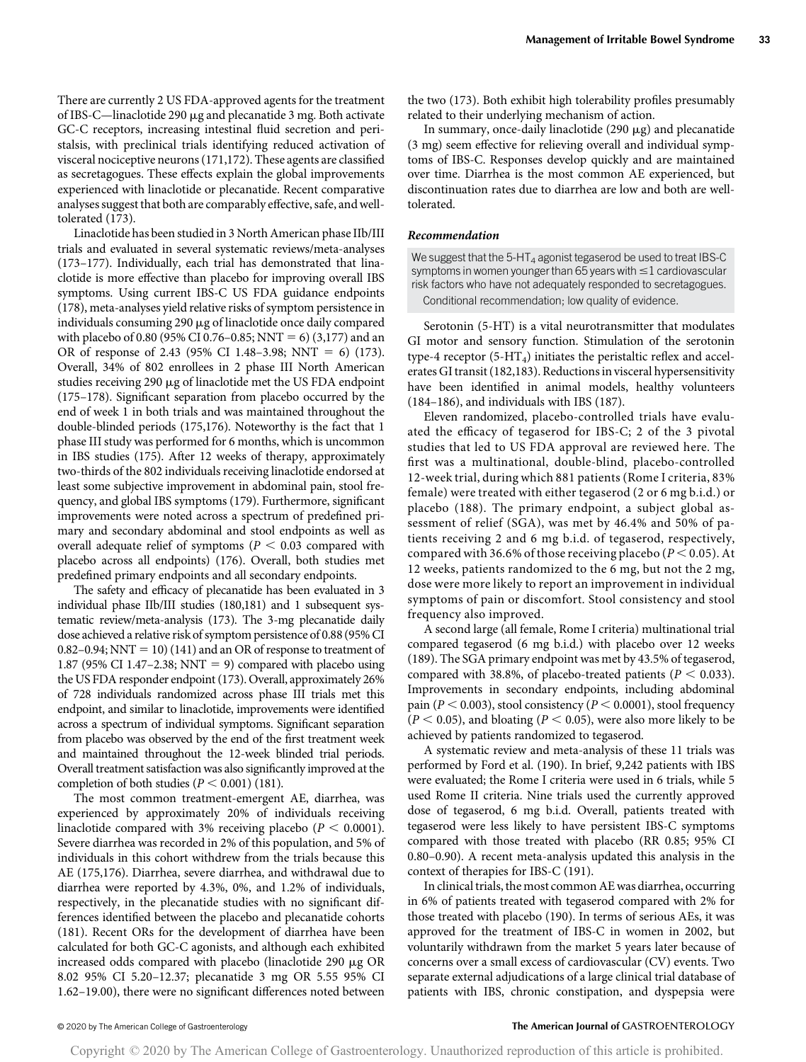There are currently 2 US FDA-approved agents for the treatment of IBS-C—linaclotide 290 μg and plecanatide 3 mg. Both activate GC-C receptors, increasing intestinal fluid secretion and peristalsis, with preclinical trials identifying reduced activation of visceral nociceptive neurons (171,172). These agents are classified as secretagogues. These effects explain the global improvements experienced with linaclotide or plecanatide. Recent comparative analyses suggest that both are comparably effective, safe, and well-tolerated (173).

Linaclotide has been studied in 3 North American phase IIb/III trials and evaluated in several systematic reviews/meta-analyses (173–177). Individually, each trial has demonstrated that linaclotide is more effective than placebo for improving overall IBS symptoms. Using current IBS-C US FDA guidance endpoints (178), meta-analyses yield relative risks of symptom persistence in individuals consuming 290 μg of linaclotide once daily compared with placebo of 0.80 (95% CI 0.76–0.85; NNT = 6) (3,177) and an OR of response of 2.43 (95% CI 1.48–3.98; NNT = 6) (173). Overall, 34% of 802 enrollees in 2 phase III North American studies receiving 290 μg of linaclotide met the US FDA endpoint (175–178). Significant separation from placebo occurred by the end of week 1 in both trials and was maintained throughout the double-blinded periods (175,176). Noteworthy is the fact that 1 phase III study was performed for 6 months, which is uncommon in IBS studies (175). After 12 weeks of therapy, approximately two-thirds of the 802 individuals receiving linaclotide endorsed at least some subjective improvement in abdominal pain, stool frequency, and global IBS symptoms (179). Furthermore, significant improvements were noted across a spectrum of predefined primary and secondary abdominal and stool endpoints as well as overall adequate relief of symptoms ($P < 0.03$ compared with placebo across all endpoints) (176). Overall, both studies met predefined primary endpoints and all secondary endpoints.

The safety and efficacy of plecanatide has been evaluated in 3 individual phase IIb/III studies (180,181) and 1 subsequent systematic review/meta-analysis (173). The 3-mg plecanatide daily dose achieved a relative risk of symptom persistence of 0.88 (95% CI 0.82–0.94; NNT = 10) (141) and an OR of response to treatment of 1.87 (95% CI 1.47–2.38; NNT = 9) compared with placebo using the US FDA responder endpoint (173). Overall, approximately 26% of 728 individuals randomized across phase III trials met this endpoint, and similar to linaclotide, improvements were identified across a spectrum of individual symptoms. Significant separation from placebo was observed by the end of the first treatment week and maintained throughout the 12-week blinded trial periods. Overall treatment satisfaction was also significantly improved at the completion of both studies ($P < 0.001$) (181).

The most common treatment-emergent AE, diarrhea, was experienced by approximately 20% of individuals receiving linaclotide compared with 3% receiving placebo ($P < 0.0001$). Severe diarrhea was recorded in 2% of this population, and 5% of individuals in this cohort withdrew from the trials because this AE (175,176). Diarrhea, severe diarrhea, and withdrawal due to diarrhea were reported by 4.3%, 0%, and 1.2% of individuals, respectively, in the plecanatide studies with no significant differences identified between the placebo and plecanatide cohorts (181). Recent ORs for the development of diarrhea have been calculated for both GC-C agonists, and although each exhibited increased odds compared with placebo (linaclotide 290 μg OR 8.02 95% CI 5.20–12.37; plecanatide 3 mg OR 5.55 95% CI 1.62–19.00), there were no significant differences noted between the two (173). Both exhibit high tolerability profiles presumably related to their underlying mechanism of action.

In summary, once-daily linaclotide (290 μg) and plecanatide (3 mg) seem effective for relieving overall and individual symptoms of IBS-C. Responses develop quickly and are maintained over time. Diarrhea is the most common AE experienced, but discontinuation rates due to diarrhea are low and both are well-tolerated.

### *Recommendation*

> We suggest that the 5-$HT_4$ agonist tegaserod be used to treat IBS-C symptoms in women younger than 65 years with ≤1 cardiovascular risk factors who have not adequately responded to secretagogues.
>
> Conditional recommendation; low quality of evidence.

Serotonin (5-HT) is a vital neurotransmitter that modulates GI motor and sensory function. Stimulation of the serotonin type-4 receptor (5-$HT_4$) initiates the peristaltic reflex and accelerates GI transit (182,183). Reductions in visceral hypersensitivity have been identified in animal models, healthy volunteers (184–186), and individuals with IBS (187).

Eleven randomized, placebo-controlled trials have evaluated the efficacy of tegaserod for IBS-C; 2 of the 3 pivotal studies that led to US FDA approval are reviewed here. The first was a multinational, double-blind, placebo-controlled 12-week trial, during which 881 patients (Rome I criteria, 83% female) were treated with either tegaserod (2 or 6 mg b.i.d.) or placebo (188). The primary endpoint, a subject global assessment of relief (SGA), was met by 46.4% and 50% of patients receiving 2 and 6 mg b.i.d. of tegaserod, respectively, compared with 36.6% of those receiving placebo ($P < 0.05$). At 12 weeks, patients randomized to the 6 mg, but not the 2 mg, dose were more likely to report an improvement in individual symptoms of pain or discomfort. Stool consistency and stool frequency also improved.

A second large (all female, Rome I criteria) multinational trial compared tegaserod (6 mg b.i.d.) with placebo over 12 weeks (189). The SGA primary endpoint was met by 43.5% of tegaserod, compared with 38.8%, of placebo-treated patients ($P < 0.033$). Improvements in secondary endpoints, including abdominal pain ($P < 0.003$), stool consistency ($P < 0.0001$), stool frequency ($P < 0.05$), and bloating ($P < 0.05$), were also more likely to be achieved by patients randomized to tegaserod.

A systematic review and meta-analysis of these 11 trials was performed by Ford et al. (190). In brief, 9,242 patients with IBS were evaluated; the Rome I criteria were used in 6 trials, while 5 used Rome II criteria. Nine trials used the currently approved dose of tegaserod, 6 mg b.i.d. Overall, patients treated with tegaserod were less likely to have persistent IBS-C symptoms compared with those treated with placebo (RR 0.85; 95% CI 0.80–0.90). A recent meta-analysis updated this analysis in the context of therapies for IBS-C (191).

In clinical trials, the most common AE was diarrhea, occurring in 6% of patients treated with tegaserod compared with 2% for those treated with placebo (190). In terms of serious AEs, it was approved for the treatment of IBS-C in women in 2002, but voluntarily withdrawn from the market 5 years later because of concerns over a small excess of cardiovascular (CV) events. Two separate external adjudications of a large clinical trial database of patients with IBS, chronic constipation, and dyspepsia were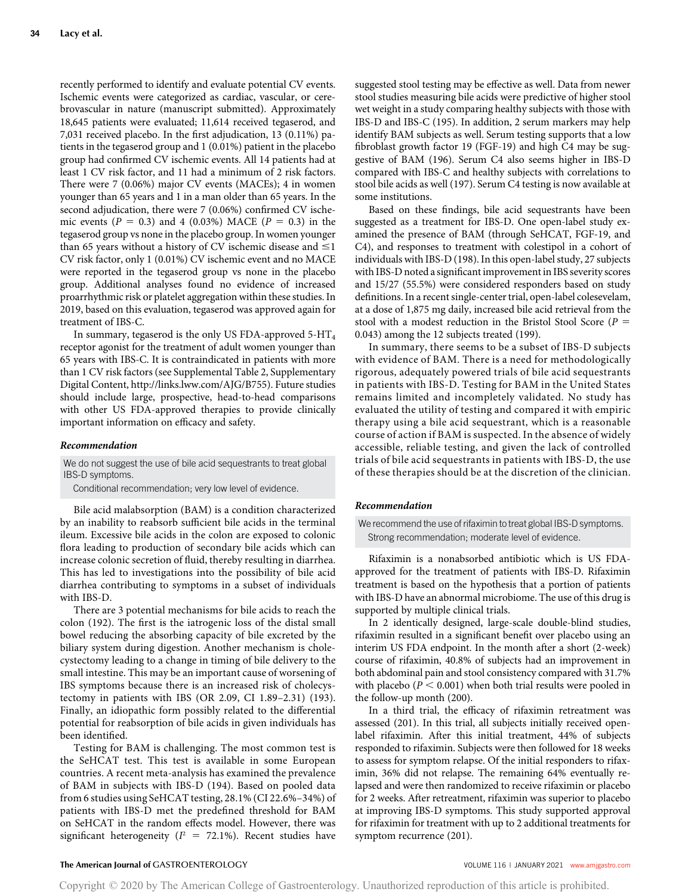recently performed to identify and evaluate potential CV events. Ischemic events were categorized as cardiac, vascular, or cerebrovascular in nature (manuscript submitted). Approximately 18,645 patients were evaluated; 11,614 received tegaserod, and 7,031 received placebo. In the first adjudication, 13 (0.11%) patients in the tegaserod group and 1 (0.01%) patient in the placebo group had confirmed CV ischemic events. All 14 patients had at least 1 CV risk factor, and 11 had a minimum of 2 risk factors. There were 7 (0.06%) major CV events (MACEs); 4 in women younger than 65 years and 1 in a man older than 65 years. In the second adjudication, there were 7 (0.06%) confirmed CV ischemic events ($P = 0.3$) and 4 (0.03%) MACE ($P = 0.3$) in the tegaserod group vs none in the placebo group. In women younger than 65 years without a history of CV ischemic disease and $\leq$1 CV risk factor, only 1 (0.01%) CV ischemic event and no MACE were reported in the tegaserod group vs none in the placebo group. Additional analyses found no evidence of increased proarrhythmic risk or platelet aggregation within these studies. In 2019, based on this evaluation, tegaserod was approved again for treatment of IBS-C.

In summary, tegaserod is the only US FDA-approved 5-$HT_4$ receptor agonist for the treatment of adult women younger than 65 years with IBS-C. It is contraindicated in patients with more than 1 CV risk factors (see Supplemental Table 2, Supplementary Digital Content, http://links.lww.com/AJG/B755). Future studies should include large, prospective, head-to-head comparisons with other US FDA-approved therapies to provide clinically important information on efficacy and safety.

### *Recommendation*

We do not suggest the use of bile acid sequestrants to treat global IBS-D symptoms.

Conditional recommendation; very low level of evidence.

Bile acid malabsorption (BAM) is a condition characterized by an inability to reabsorb sufficient bile acids in the terminal ileum. Excessive bile acids in the colon are exposed to colonic flora leading to production of secondary bile acids which can increase colonic secretion of fluid, thereby resulting in diarrhea. This has led to investigations into the possibility of bile acid diarrhea contributing to symptoms in a subset of individuals with IBS-D.

There are 3 potential mechanisms for bile acids to reach the colon (192). The first is the iatrogenic loss of the distal small bowel reducing the absorbing capacity of bile excreted by the biliary system during digestion. Another mechanism is cholecystectomy leading to a change in timing of bile delivery to the small intestine. This may be an important cause of worsening of IBS symptoms because there is an increased risk of cholecystectomy in patients with IBS (OR 2.09, CI 1.89–2.31) (193). Finally, an idiopathic form possibly related to the differential potential for reabsorption of bile acids in given individuals has been identified.

Testing for BAM is challenging. The most common test is the SeHCAT test. This test is available in some European countries. A recent meta-analysis has examined the prevalence of BAM in subjects with IBS-D (194). Based on pooled data from 6 studies using SeHCAT testing, 28.1% (CI 22.6%–34%) of patients with IBS-D met the predefined threshold for BAM on SeHCAT in the random effects model. However, there was significant heterogeneity ($I^2 = 72.1\%$). Recent studies have suggested stool testing may be effective as well. Data from newer stool studies measuring bile acids were predictive of higher stool wet weight in a study comparing healthy subjects with those with IBS-D and IBS-C (195). In addition, 2 serum markers may help identify BAM subjects as well. Serum testing supports that a low fibroblast growth factor 19 (FGF-19) and high C4 may be suggestive of BAM (196). Serum C4 also seems higher in IBS-D compared with IBS-C and healthy subjects with correlations to stool bile acids as well (197). Serum C4 testing is now available at some institutions.

Based on these findings, bile acid sequestrants have been suggested as a treatment for IBS-D. One open-label study examined the presence of BAM (through SeHCAT, FGF-19, and C4), and responses to treatment with colestipol in a cohort of individuals with IBS-D (198). In this open-label study, 27 subjects with IBS-D noted a significant improvement in IBS severity scores and 15/27 (55.5%) were considered responders based on study definitions. In a recent single-center trial, open-label colesevelam, at a dose of 1,875 mg daily, increased bile acid retrieval from the stool with a modest reduction in the Bristol Stool Score ($P = 0.043$) among the 12 subjects treated (199).

In summary, there seems to be a subset of IBS-D subjects with evidence of BAM. There is a need for methodologically rigorous, adequately powered trials of bile acid sequestrants in patients with IBS-D. Testing for BAM in the United States remains limited and incompletely validated. No study has evaluated the utility of testing and compared it with empiric therapy using a bile acid sequestrant, which is a reasonable course of action if BAM is suspected. In the absence of widely accessible, reliable testing, and given the lack of controlled trials of bile acid sequestrants in patients with IBS-D, the use of these therapies should be at the discretion of the clinician.

### *Recommendation*

We recommend the use of rifaximin to treat global IBS-D symptoms.

Strong recommendation; moderate level of evidence.

Rifaximin is a nonabsorbed antibiotic which is US FDA-approved for the treatment of patients with IBS-D. Rifaximin treatment is based on the hypothesis that a portion of patients with IBS-D have an abnormal microbiome. The use of this drug is supported by multiple clinical trials.

In 2 identically designed, large-scale double-blind studies, rifaximin resulted in a significant benefit over placebo using an interim US FDA endpoint. In the month after a short (2-week) course of rifaximin, 40.8% of subjects had an improvement in both abdominal pain and stool consistency compared with 31.7% with placebo ($P < 0.001$) when both trial results were pooled in the follow-up month (200).

In a third trial, the efficacy of rifaximin retreatment was assessed (201). In this trial, all subjects initially received open-label rifaximin. After this initial treatment, 44% of subjects responded to rifaximin. Subjects were then followed for 18 weeks to assess for symptom relapse. Of the initial responders to rifaximin, 36% did not relapse. The remaining 64% eventually relapsed and were then randomized to receive rifaximin or placebo for 2 weeks. After retreatment, rifaximin was superior to placebo at improving IBS-D symptoms. This study supported approval for rifaximin for treatment with up to 2 additional treatments for symptom recurrence (201).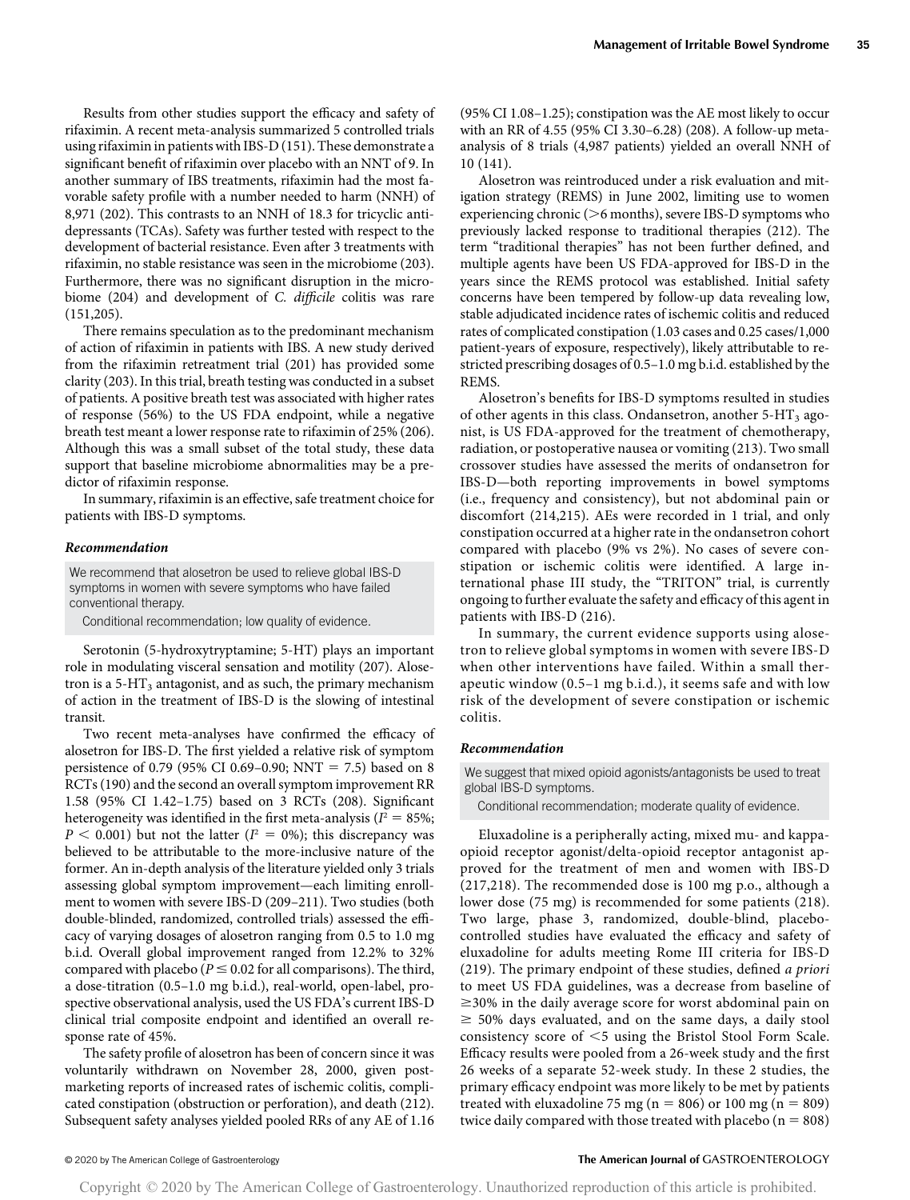Results from other studies support the efficacy and safety of rifaximin. A recent meta-analysis summarized 5 controlled trials using rifaximin in patients with IBS-D (151). These demonstrate a significant benefit of rifaximin over placebo with an NNT of 9. In another summary of IBS treatments, rifaximin had the most favorable safety profile with a number needed to harm (NNH) of 8,971 (202). This contrasts to an NNH of 18.3 for tricyclic antidepressants (TCAs). Safety was further tested with respect to the development of bacterial resistance. Even after 3 treatments with rifaximin, no stable resistance was seen in the microbiome (203). Furthermore, there was no significant disruption in the microbiome (204) and development of *C. difficile* colitis was rare (151,205).

There remains speculation as to the predominant mechanism of action of rifaximin in patients with IBS. A new study derived from the rifaximin retreatment trial (201) has provided some clarity (203). In this trial, breath testing was conducted in a subset of patients. A positive breath test was associated with higher rates of response (56%) to the US FDA endpoint, while a negative breath test meant a lower response rate to rifaximin of 25% (206). Although this was a small subset of the total study, these data support that baseline microbiome abnormalities may be a predictor of rifaximin response.

In summary, rifaximin is an effective, safe treatment choice for patients with IBS-D symptoms.

### *Recommendation*

> We recommend that alosetron be used to relieve global IBS-D symptoms in women with severe symptoms who have failed conventional therapy.
>
> Conditional recommendation; low quality of evidence.

Serotonin (5-hydroxytryptamine; 5-HT) plays an important role in modulating visceral sensation and motility (207). Alosetron is a 5-HT$_3$ antagonist, and as such, the primary mechanism of action in the treatment of IBS-D is the slowing of intestinal transit.

Two recent meta-analyses have confirmed the efficacy of alosetron for IBS-D. The first yielded a relative risk of symptom persistence of 0.79 (95% CI 0.69–0.90; NNT = 7.5) based on 8 RCTs (190) and the second an overall symptom improvement RR 1.58 (95% CI 1.42–1.75) based on 3 RCTs (208). Significant heterogeneity was identified in the first meta-analysis ($I^2 = 85\%$; $P < 0.001$) but not the latter ($I^2 = 0\%$); this discrepancy was believed to be attributable to the more-inclusive nature of the former. An in-depth analysis of the literature yielded only 3 trials assessing global symptom improvement—each limiting enrollment to women with severe IBS-D (209–211). Two studies (both double-blinded, randomized, controlled trials) assessed the efficacy of varying dosages of alosetron ranging from 0.5 to 1.0 mg b.i.d. Overall global improvement ranged from 12.2% to 32% compared with placebo ($P \leq 0.02$ for all comparisons). The third, a dose-titration (0.5–1.0 mg b.i.d.), real-world, open-label, prospective observational analysis, used the US FDA's current IBS-D clinical trial composite endpoint and identified an overall response rate of 45%.

The safety profile of alosetron has been of concern since it was voluntarily withdrawn on November 28, 2000, given post-marketing reports of increased rates of ischemic colitis, complicated constipation (obstruction or perforation), and death (212). Subsequent safety analyses yielded pooled RRs of any AE of 1.16 (95% CI 1.08–1.25); constipation was the AE most likely to occur with an RR of 4.55 (95% CI 3.30–6.28) (208). A follow-up meta-analysis of 8 trials (4,987 patients) yielded an overall NNH of 10 (141).

Alosetron was reintroduced under a risk evaluation and mitigation strategy (REMS) in June 2002, limiting use to women experiencing chronic (>6 months), severe IBS-D symptoms who previously lacked response to traditional therapies (212). The term "traditional therapies" has not been further defined, and multiple agents have been US FDA-approved for IBS-D in the years since the REMS protocol was established. Initial safety concerns have been tempered by follow-up data revealing low, stable adjudicated incidence rates of ischemic colitis and reduced rates of complicated constipation (1.03 cases and 0.25 cases/1,000 patient-years of exposure, respectively), likely attributable to restricted prescribing dosages of 0.5–1.0 mg b.i.d. established by the REMS.

Alosetron's benefits for IBS-D symptoms resulted in studies of other agents in this class. Ondansetron, another 5-HT$_3$ agonist, is US FDA-approved for the treatment of chemotherapy, radiation, or postoperative nausea or vomiting (213). Two small crossover studies have assessed the merits of ondansetron for IBS-D—both reporting improvements in bowel symptoms (i.e., frequency and consistency), but not abdominal pain or discomfort (214,215). AEs were recorded in 1 trial, and only constipation occurred at a higher rate in the ondansetron cohort compared with placebo (9% vs 2%). No cases of severe constipation or ischemic colitis were identified. A large international phase III study, the "TRITON" trial, is currently ongoing to further evaluate the safety and efficacy of this agent in patients with IBS-D (216).

In summary, the current evidence supports using alosetron to relieve global symptoms in women with severe IBS-D when other interventions have failed. Within a small therapeutic window (0.5–1 mg b.i.d.), it seems safe and with low risk of the development of severe constipation or ischemic colitis.

### *Recommendation*

> We suggest that mixed opioid agonists/antagonists be used to treat global IBS-D symptoms.
>
> Conditional recommendation; moderate quality of evidence.

Eluxadoline is a peripherally acting, mixed mu- and kappa-opioid receptor agonist/delta-opioid receptor antagonist approved for the treatment of men and women with IBS-D (217,218). The recommended dose is 100 mg p.o., although a lower dose (75 mg) is recommended for some patients (218). Two large, phase 3, randomized, double-blind, placebo-controlled studies have evaluated the efficacy and safety of eluxadoline for adults meeting Rome III criteria for IBS-D (219). The primary endpoint of these studies, defined *a priori* to meet US FDA guidelines, was a decrease from baseline of ≥30% in the daily average score for worst abdominal pain on ≥ 50% days evaluated, and on the same days, a daily stool consistency score of <5 using the Bristol Stool Form Scale. Efficacy results were pooled from a 26-week study and the first 26 weeks of a separate 52-week study. In these 2 studies, the primary efficacy endpoint was more likely to be met by patients treated with eluxadoline 75 mg (n = 806) or 100 mg (n = 809) twice daily compared with those treated with placebo (n = 808)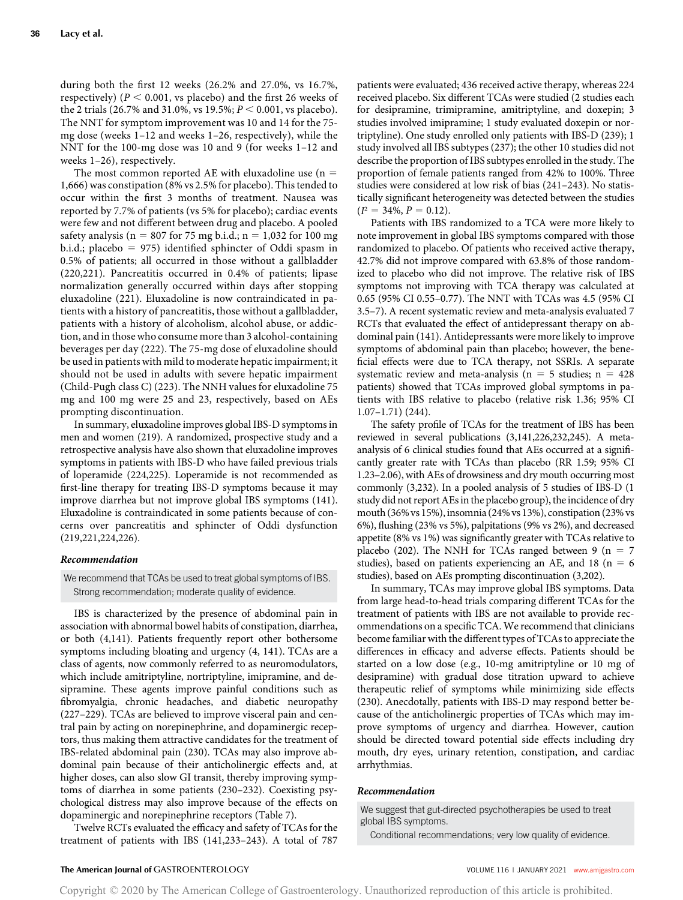during both the first 12 weeks (26.2% and 27.0%, vs 16.7%, respectively) ($P < 0.001$, vs placebo) and the first 26 weeks of the 2 trials (26.7% and 31.0%, vs 19.5%; $P < 0.001$, vs placebo). The NNT for symptom improvement was 10 and 14 for the 75-mg dose (weeks 1–12 and weeks 1–26, respectively), while the NNT for the 100-mg dose was 10 and 9 (for weeks 1–12 and weeks 1–26), respectively.

The most common reported AE with eluxadoline use (n = 1,666) was constipation (8% vs 2.5% for placebo). This tended to occur within the first 3 months of treatment. Nausea was reported by 7.7% of patients (vs 5% for placebo); cardiac events were few and not different between drug and placebo. A pooled safety analysis (n = 807 for 75 mg b.i.d.; n = 1,032 for 100 mg b.i.d.; placebo = 975) identified sphincter of Oddi spasm in 0.5% of patients; all occurred in those without a gallbladder (220,221). Pancreatitis occurred in 0.4% of patients; lipase normalization generally occurred within days after stopping eluxadoline (221). Eluxadoline is now contraindicated in patients with a history of pancreatitis, those without a gallbladder, patients with a history of alcoholism, alcohol abuse, or addiction, and in those who consume more than 3 alcohol-containing beverages per day (222). The 75-mg dose of eluxadoline should be used in patients with mild to moderate hepatic impairment; it should not be used in adults with severe hepatic impairment (Child-Pugh class C) (223). The NNH values for eluxadoline 75 mg and 100 mg were 25 and 23, respectively, based on AEs prompting discontinuation.

In summary, eluxadoline improves global IBS-D symptoms in men and women (219). A randomized, prospective study and a retrospective analysis have also shown that eluxadoline improves symptoms in patients with IBS-D who have failed previous trials of loperamide (224,225). Loperamide is not recommended as first-line therapy for treating IBS-D symptoms because it may improve diarrhea but not improve global IBS symptoms (141). Eluxadoline is contraindicated in some patients because of concerns over pancreatitis and sphincter of Oddi dysfunction (219,221,224,226).

***Recommendation***

We recommend that TCAs be used to treat global symptoms of IBS. Strong recommendation; moderate quality of evidence.

IBS is characterized by the presence of abdominal pain in association with abnormal bowel habits of constipation, diarrhea, or both (4,141). Patients frequently report other bothersome symptoms including bloating and urgency (4, 141). TCAs are a class of agents, now commonly referred to as neuromodulators, which include amitriptyline, nortriptyline, imipramine, and desipramine. These agents improve painful conditions such as fibromyalgia, chronic headaches, and diabetic neuropathy (227–229). TCAs are believed to improve visceral pain and central pain by acting on norepinephrine, and dopaminergic receptors, thus making them attractive candidates for the treatment of IBS-related abdominal pain (230). TCAs may also improve abdominal pain because of their anticholinergic effects and, at higher doses, can also slow GI transit, thereby improving symptoms of diarrhea in some patients (230–232). Coexisting psychological distress may also improve because of the effects on dopaminergic and norepinephrine receptors (Table 7).

Twelve RCTs evaluated the efficacy and safety of TCAs for the treatment of patients with IBS (141,233–243). A total of 787 patients were evaluated; 436 received active therapy, whereas 224 received placebo. Six different TCAs were studied (2 studies each for desipramine, trimipramine, amitriptyline, and doxepin; 3 studies involved imipramine; 1 study evaluated doxepin or nortriptyline). One study enrolled only patients with IBS-D (239); 1 study involved all IBS subtypes (237); the other 10 studies did not describe the proportion of IBS subtypes enrolled in the study. The proportion of female patients ranged from 42% to 100%. Three studies were considered at low risk of bias (241–243). No statistically significant heterogeneity was detected between the studies ($I^2 = 34\%$, $P = 0.12$).

Patients with IBS randomized to a TCA were more likely to note improvement in global IBS symptoms compared with those randomized to placebo. Of patients who received active therapy, 42.7% did not improve compared with 63.8% of those randomized to placebo who did not improve. The relative risk of IBS symptoms not improving with TCA therapy was calculated at 0.65 (95% CI 0.55–0.77). The NNT with TCAs was 4.5 (95% CI 3.5–7). A recent systematic review and meta-analysis evaluated 7 RCTs that evaluated the effect of antidepressant therapy on abdominal pain (141). Antidepressants were more likely to improve symptoms of abdominal pain than placebo; however, the beneficial effects were due to TCA therapy, not SSRIs. A separate systematic review and meta-analysis (n = 5 studies; n = 428 patients) showed that TCAs improved global symptoms in patients with IBS relative to placebo (relative risk 1.36; 95% CI 1.07–1.71) (244).

The safety profile of TCAs for the treatment of IBS has been reviewed in several publications (3,141,226,232,245). A meta-analysis of 6 clinical studies found that AEs occurred at a significantly greater rate with TCAs than placebo (RR 1.59; 95% CI 1.23–2.06), with AEs of drowsiness and dry mouth occurring most commonly (3,232). In a pooled analysis of 5 studies of IBS-D (1 study did not report AEs in the placebo group), the incidence of dry mouth (36% vs 15%), insomnia (24% vs 13%), constipation (23% vs 6%), flushing (23% vs 5%), palpitations (9% vs 2%), and decreased appetite (8% vs 1%) was significantly greater with TCAs relative to placebo (202). The NNH for TCAs ranged between 9 (n = 7 studies), based on patients experiencing an AE, and 18 (n = 6 studies), based on AEs prompting discontinuation (3,202).

In summary, TCAs may improve global IBS symptoms. Data from large head-to-head trials comparing different TCAs for the treatment of patients with IBS are not available to provide recommendations on a specific TCA. We recommend that clinicians become familiar with the different types of TCAs to appreciate the differences in efficacy and adverse effects. Patients should be started on a low dose (e.g., 10-mg amitriptyline or 10 mg of desipramine) with gradual dose titration upward to achieve therapeutic relief of symptoms while minimizing side effects (230). Anecdotally, patients with IBS-D may respond better because of the anticholinergic properties of TCAs which may improve symptoms of urgency and diarrhea. However, caution should be directed toward potential side effects including dry mouth, dry eyes, urinary retention, constipation, and cardiac arrhythmias.

***Recommendation***

We suggest that gut-directed psychotherapies be used to treat global IBS symptoms.

Conditional recommendations; very low quality of evidence.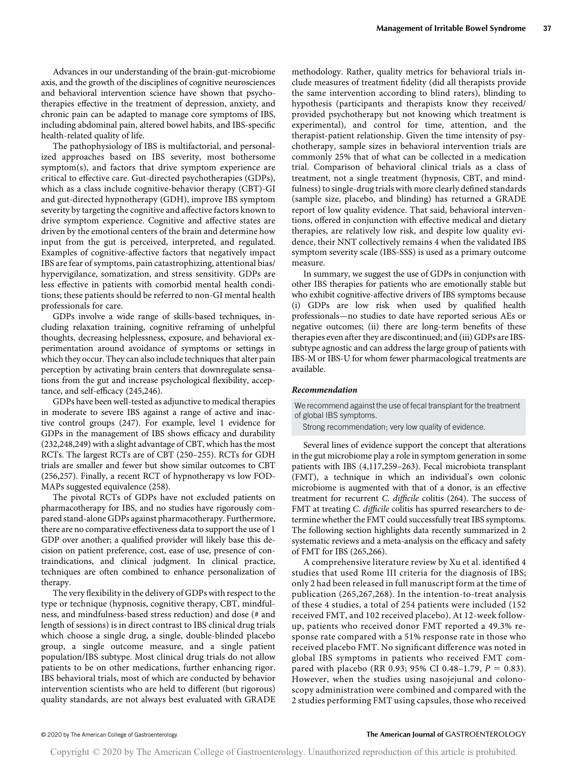Advances in our understanding of the brain-gut-microbiome axis, and the growth of the disciplines of cognitive neurosciences and behavioral intervention science have shown that psychotherapies effective in the treatment of depression, anxiety, and chronic pain can be adapted to manage core symptoms of IBS, including abdominal pain, altered bowel habits, and IBS-specific health-related quality of life.

The pathophysiology of IBS is multifactorial, and personalized approaches based on IBS severity, most bothersome symptom(s), and factors that drive symptom experience are critical to effective care. Gut-directed psychotherapies (GDPs), which as a class include cognitive-behavior therapy (CBT)-GI and gut-directed hypnotherapy (GDH), improve IBS symptom severity by targeting the cognitive and affective factors known to drive symptom experience. Cognitive and affective states are driven by the emotional centers of the brain and determine how input from the gut is perceived, interpreted, and regulated. Examples of cognitive-affective factors that negatively impact IBS are fear of symptoms, pain catastrophizing, attentional bias/hypervigilance, somatization, and stress sensitivity. GDPs are less effective in patients with comorbid mental health conditions; these patients should be referred to non-GI mental health professionals for care.

GDPs involve a wide range of skills-based techniques, including relaxation training, cognitive reframing of unhelpful thoughts, decreasing helplessness, exposure, and behavioral experimentation around avoidance of symptoms or settings in which they occur. They can also include techniques that alter pain perception by activating brain centers that downregulate sensations from the gut and increase psychological flexibility, acceptance, and self-efficacy (245,246).

GDPs have been well-tested as adjunctive to medical therapies in moderate to severe IBS against a range of active and inactive control groups (247). For example, level 1 evidence for GDPs in the management of IBS shows efficacy and durability (232,248,249) with a slight advantage of CBT, which has the most RCTs. The largest RCTs are of CBT (250–255). RCTs for GDH trials are smaller and fewer but show similar outcomes to CBT (256,257). Finally, a recent RCT of hypnotherapy vs low FODMAPs suggested equivalence (258).

The pivotal RCTs of GDPs have not excluded patients on pharmacotherapy for IBS, and no studies have rigorously compared stand-alone GDPs against pharmacotherapy. Furthermore, there are no comparative effectiveness data to support the use of 1 GDP over another; a qualified provider will likely base this decision on patient preference, cost, ease of use, presence of contraindications, and clinical judgment. In clinical practice, techniques are often combined to enhance personalization of therapy.

The very flexibility in the delivery of GDPs with respect to the type or technique (hypnosis, cognitive therapy, CBT, mindfulness, and mindfulness-based stress reduction) and dose (# and length of sessions) is in direct contrast to IBS clinical drug trials which choose a single drug, a single, double-blinded placebo group, a single outcome measure, and a single patient population/IBS subtype. Most clinical drug trials do not allow patients to be on other medications, further enhancing rigor. IBS behavioral trials, most of which are conducted by behavior intervention scientists who are held to different (but rigorous) quality standards, are not always best evaluated with GRADE methodology. Rather, quality metrics for behavioral trials include measures of treatment fidelity (did all therapists provide the same intervention according to blind raters), blinding to hypothesis (participants and therapists know they received/provided psychotherapy but not knowing which treatment is experimental), and control for time, attention, and the therapist-patient relationship. Given the time intensity of psychotherapy, sample sizes in behavioral intervention trials are commonly 25% that of what can be collected in a medication trial. Comparison of behavioral clinical trials as a class of treatment, not a single treatment (hypnosis, CBT, and mindfulness) to single-drug trials with more clearly defined standards (sample size, placebo, and blinding) has returned a GRADE report of low quality evidence. That said, behavioral interventions, offered in conjunction with effective medical and dietary therapies, are relatively low risk, and despite low quality evidence, their NNT collectively remains 4 when the validated IBS symptom severity scale (IBS-SSS) is used as a primary outcome measure.

In summary, we suggest the use of GDPs in conjunction with other IBS therapies for patients who are emotionally stable but who exhibit cognitive-affective drivers of IBS symptoms because (i) GDPs are low risk when used by qualified health professionals—no studies to date have reported serious AEs or negative outcomes; (ii) there are long-term benefits of these therapies even after they are discontinued; and (iii) GDPs are IBS-subtype agnostic and can address the large group of patients with IBS-M or IBS-U for whom fewer pharmacological treatments are available.

### *Recommendation*

We recommend against the use of fecal transplant for the treatment of global IBS symptoms.

Strong recommendation; very low quality of evidence.

Several lines of evidence support the concept that alterations in the gut microbiome play a role in symptom generation in some patients with IBS (4,117,259–263). Fecal microbiota transplant (FMT), a technique in which an individual's own colonic microbiome is augmented with that of a donor, is an effective treatment for recurrent *C. difficile* colitis (264). The success of FMT at treating *C. difficile* colitis has spurred researchers to determine whether the FMT could successfully treat IBS symptoms. The following section highlights data recently summarized in 2 systematic reviews and a meta-analysis on the efficacy and safety of FMT for IBS (265,266).

A comprehensive literature review by Xu et al. identified 4 studies that used Rome III criteria for the diagnosis of IBS; only 2 had been released in full manuscript form at the time of publication (265,267,268). In the intention-to-treat analysis of these 4 studies, a total of 254 patients were included (152 received FMT, and 102 received placebo). At 12-week follow-up, patients who received donor FMT reported a 49.3% response rate compared with a 51% response rate in those who received placebo FMT. No significant difference was noted in global IBS symptoms in patients who received FMT compared with placebo (RR 0.93; 95% CI 0.48–1.79, $P = 0.83$). However, when the studies using nasojejunal and colonoscopy administration were combined and compared with the 2 studies performing FMT using capsules, those who received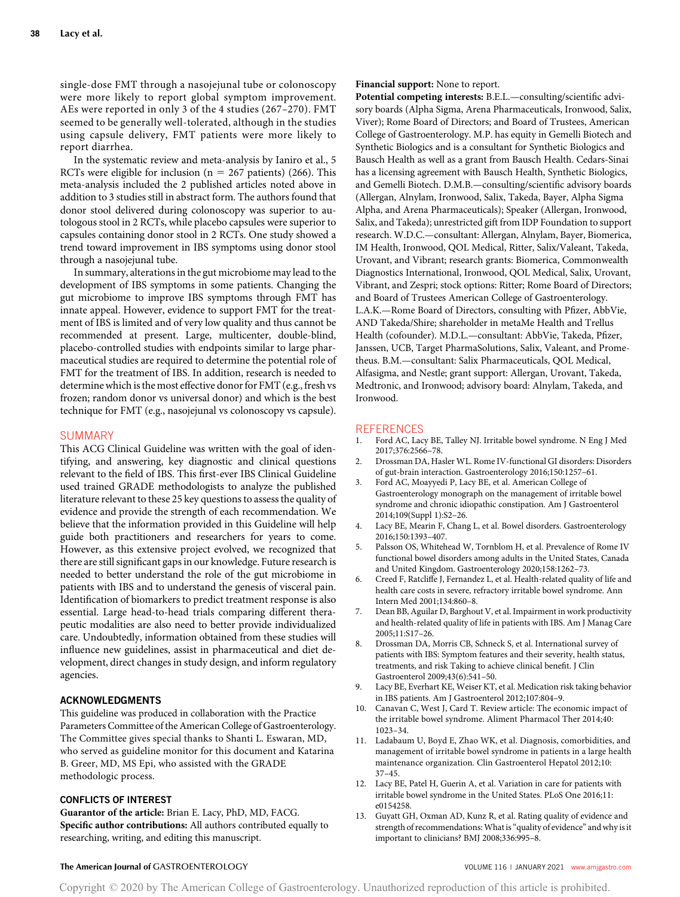single-dose FMT through a nasojejunal tube or colonoscopy were more likely to report global symptom improvement. AEs were reported in only 3 of the 4 studies (267–270). FMT seemed to be generally well-tolerated, although in the studies using capsule delivery, FMT patients were more likely to report diarrhea.

In the systematic review and meta-analysis by Ianiro et al., 5 RCTs were eligible for inclusion (n = 267 patients) (266). This meta-analysis included the 2 published articles noted above in addition to 3 studies still in abstract form. The authors found that donor stool delivered during colonoscopy was superior to autologous stool in 2 RCTs, while placebo capsules were superior to capsules containing donor stool in 2 RCTs. One study showed a trend toward improvement in IBS symptoms using donor stool through a nasojejunal tube.

In summary, alterations in the gut microbiome may lead to the development of IBS symptoms in some patients. Changing the gut microbiome to improve IBS symptoms through FMT has innate appeal. However, evidence to support FMT for the treatment of IBS is limited and of very low quality and thus cannot be recommended at present. Large, multicenter, double-blind, placebo-controlled studies with endpoints similar to large pharmaceutical studies are required to determine the potential role of FMT for the treatment of IBS. In addition, research is needed to determine which is the most effective donor for FMT (e.g., fresh vs frozen; random donor vs universal donor) and which is the best technique for FMT (e.g., nasojejunal vs colonoscopy vs capsule).

## SUMMARY

This ACG Clinical Guideline was written with the goal of identifying, and answering, key diagnostic and clinical questions relevant to the field of IBS. This first-ever IBS Clinical Guideline used trained GRADE methodologists to analyze the published literature relevant to these 25 key questions to assess the quality of evidence and provide the strength of each recommendation. We believe that the information provided in this Guideline will help guide both practitioners and researchers for years to come. However, as this extensive project evolved, we recognized that there are still significant gaps in our knowledge. Future research is needed to better understand the role of the gut microbiome in patients with IBS and to understand the genesis of visceral pain. Identification of biomarkers to predict treatment response is also essential. Large head-to-head trials comparing different therapeutic modalities are also need to better provide individualized care. Undoubtedly, information obtained from these studies will influence new guidelines, assist in pharmaceutical and diet development, direct changes in study design, and inform regulatory agencies.

### ACKNOWLEDGMENTS

This guideline was produced in collaboration with the Practice Parameters Committee of the American College of Gastroenterology. The Committee gives special thanks to Shanti L. Eswaran, MD, who served as guideline monitor for this document and Katarina B. Greer, MD, MS Epi, who assisted with the GRADE methodologic process.

### CONFLICTS OF INTEREST

**Guarantor of the article:** Brian E. Lacy, PhD, MD, FACG.
**Specific author contributions:** All authors contributed equally to researching, writing, and editing this manuscript.
**Financial support:** None to report.
**Potential competing interests:** B.E.L.—consulting/scientific advisory boards (Alpha Sigma, Arena Pharmaceuticals, Ironwood, Salix, Viver); Rome Board of Directors; and Board of Trustees, American College of Gastroenterology. M.P. has equity in Gemelli Biotech and Synthetic Biologics and is a consultant for Synthetic Biologics and Bausch Health as well as a grant from Bausch Health. Cedars-Sinai has a licensing agreement with Bausch Health, Synthetic Biologics, and Gemelli Biotech. D.M.B.—consulting/scientific advisory boards (Allergan, Alnylam, Ironwood, Salix, Takeda, Bayer, Alpha Sigma Alpha, and Arena Pharmaceuticals); Speaker (Allergan, Ironwood, Salix, and Takeda); unrestricted gift from IDP Foundation to support research. W.D.C.—consultant: Allergan, Alnylam, Bayer, Biomerica, IM Health, Ironwood, QOL Medical, Ritter, Salix/Valeant, Takeda, Urovant, and Vibrant; research grants: Biomerica, Commonwealth Diagnostics International, Ironwood, QOL Medical, Salix, Urovant, Vibrant, and Zespri; stock options: Ritter; Rome Board of Directors; and Board of Trustees American College of Gastroenterology. L.A.K.—Rome Board of Directors, consulting with Pfizer, AbbVie, AND Takeda/Shire; shareholder in metaMe Health and Trellus Health (cofounder). M.D.L.—consultant: AbbVie, Takeda, Pfizer, Janssen, UCB, Target PharmaSolutions, Salix, Valeant, and Prometheus. B.M.—consultant: Salix Pharmaceuticals, QOL Medical, Alfasigma, and Nestle; grant support: Allergan, Urovant, Takeda, Medtronic, and Ironwood; advisory board: Alnylam, Takeda, and Ironwood.

## REFERENCES

1. Ford AC, Lacy BE, Talley NJ. Irritable bowel syndrome. N Eng J Med 2017;376:2566–78.
2. Drossman DA, Hasler WL. Rome IV-functional GI disorders: Disorders of gut-brain interaction. Gastroenterology 2016;150:1257–61.
3. Ford AC, Moayyedi P, Lacy BE, et al. American College of Gastroenterology monograph on the management of irritable bowel syndrome and chronic idiopathic constipation. Am J Gastroenterol 2014;109(Suppl 1):S2–26.
4. Lacy BE, Mearin F, Chang L, et al. Bowel disorders. Gastroenterology 2016;150:1393–407.
5. Palsson OS, Whitehead W, Tornblom H, et al. Prevalence of Rome IV functional bowel disorders among adults in the United States, Canada and United Kingdom. Gastroenterology 2020;158:1262–73.
6. Creed F, Ratcliffe J, Fernandez L, et al. Health-related quality of life and health care costs in severe, refractory irritable bowel syndrome. Ann Intern Med 2001;134:860–8.
7. Dean BB, Aguilar D, Barghout V, et al. Impairment in work productivity and health-related quality of life in patients with IBS. Am J Manag Care 2005;11:S17–26.
8. Drossman DA, Morris CB, Schneck S, et al. International survey of patients with IBS: Symptom features and their severity, health status, treatments, and risk Taking to achieve clinical benefit. J Clin Gastroenterol 2009;43(6):541–50.
9. Lacy BE, Everhart KE, Weiser KT, et al. Medication risk taking behavior in IBS patients. Am J Gastroenterol 2012;107:804–9.
10. Canavan C, West J, Card T. Review article: The economic impact of the irritable bowel syndrome. Aliment Pharmacol Ther 2014;40:1023–34.
11. Ladabaum U, Boyd E, Zhao WK, et al. Diagnosis, comorbidities, and management of irritable bowel syndrome in patients in a large health maintenance organization. Clin Gastroenterol Hepatol 2012;10:37–45.
12. Lacy BE, Patel H, Guerin A, et al. Variation in care for patients with irritable bowel syndrome in the United States. PLoS One 2016;11:e0154258.
13. Guyatt GH, Oxman AD, Kunz R, et al. Rating quality of evidence and strength of recommendations: What is "quality of evidence" and why is it important to clinicians? BMJ 2008;336:995–8.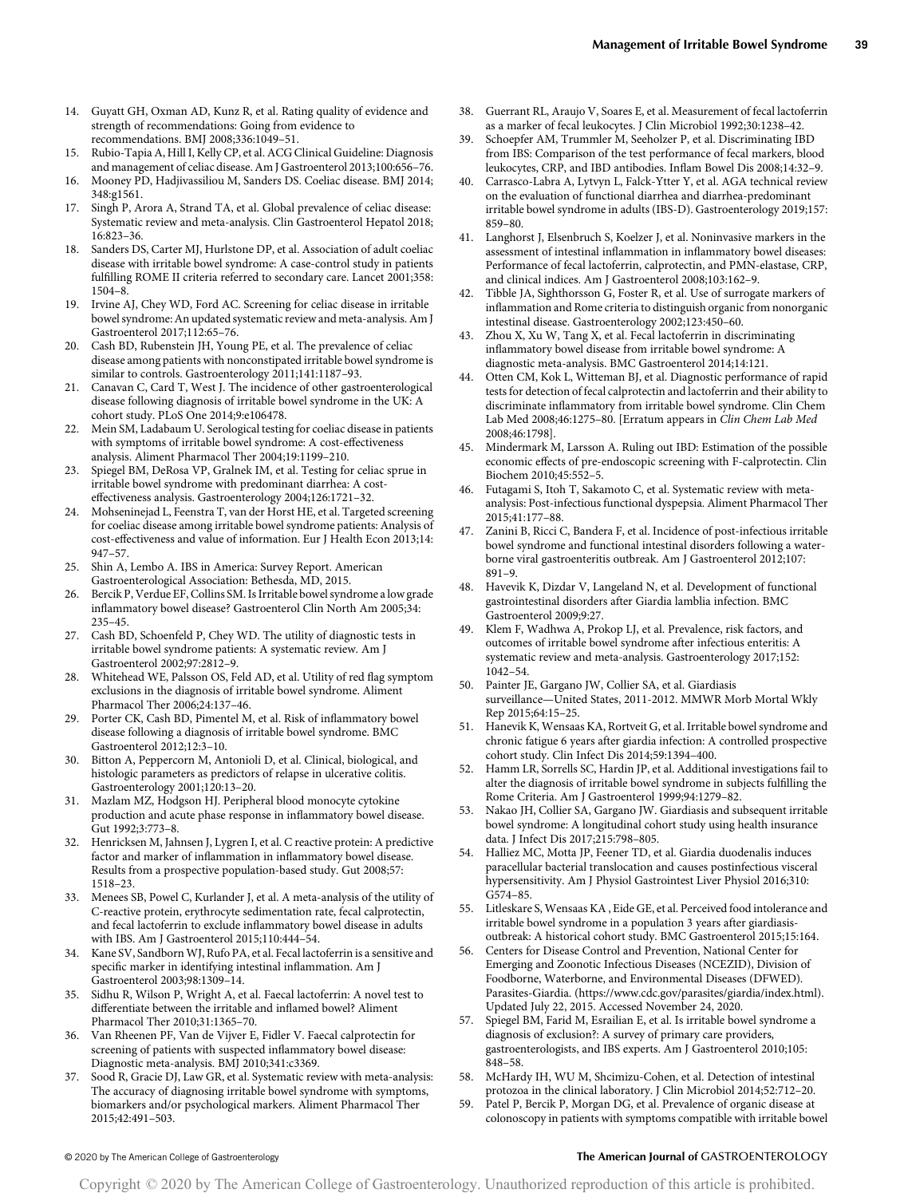14. Guyatt GH, Oxman AD, Kunz R, et al. Rating quality of evidence and strength of recommendations: Going from evidence to recommendations. BMJ 2008;336:1049–51.
15. Rubio-Tapia A, Hill I, Kelly CP, et al. ACG Clinical Guideline: Diagnosis and management of celiac disease. Am J Gastroenterol 2013;100:656–76.
16. Mooney PD, Hadjivassiliou M, Sanders DS. Coeliac disease. BMJ 2014; 348:g1561.
17. Singh P, Arora A, Strand TA, et al. Global prevalence of celiac disease: Systematic review and meta-analysis. Clin Gastroenterol Hepatol 2018; 16:823–36.
18. Sanders DS, Carter MJ, Hurlstone DP, et al. Association of adult coeliac disease with irritable bowel syndrome: A case-control study in patients fulfilling ROME II criteria referred to secondary care. Lancet 2001;358: 1504–8.
19. Irvine AJ, Chey WD, Ford AC. Screening for celiac disease in irritable bowel syndrome: An updated systematic review and meta-analysis. Am J Gastroenterol 2017;112:65–76.
20. Cash BD, Rubenstein JH, Young PE, et al. The prevalence of celiac disease among patients with nonconstipated irritable bowel syndrome is similar to controls. Gastroenterology 2011;141:1187–93.
21. Canavan C, Card T, West J. The incidence of other gastroenterological disease following diagnosis of irritable bowel syndrome in the UK: A cohort study. PLoS One 2014;9:e106478.
22. Mein SM, Ladabaum U. Serological testing for coeliac disease in patients with symptoms of irritable bowel syndrome: A cost-effectiveness analysis. Aliment Pharmacol Ther 2004;19:1199–210.
23. Spiegel BM, DeRosa VP, Gralnek IM, et al. Testing for celiac sprue in irritable bowel syndrome with predominant diarrhea: A cost-effectiveness analysis. Gastroenterology 2004;126:1721–32.
24. Mohseninejad L, Feenstra T, van der Horst HE, et al. Targeted screening for coeliac disease among irritable bowel syndrome patients: Analysis of cost-effectiveness and value of information. Eur J Health Econ 2013;14: 947–57.
25. Shin A, Lembo A. IBS in America: Survey Report. American Gastroenterological Association: Bethesda, MD, 2015.
26. Bercik P, Verdue EF, Collins SM. Is Irritable bowel syndrome a low grade inflammatory bowel disease? Gastroenterol Clin North Am 2005;34: 235–45.
27. Cash BD, Schoenfeld P, Chey WD. The utility of diagnostic tests in irritable bowel syndrome patients: A systematic review. Am J Gastroenterol 2002;97:2812–9.
28. Whitehead WE, Palsson OS, Feld AD, et al. Utility of red flag symptom exclusions in the diagnosis of irritable bowel syndrome. Aliment Pharmacol Ther 2006;24:137–46.
29. Porter CK, Cash BD, Pimentel M, et al. Risk of inflammatory bowel disease following a diagnosis of irritable bowel syndrome. BMC Gastroenterol 2012;12:3–10.
30. Bitton A, Peppercorn M, Antonioli D, et al. Clinical, biological, and histologic parameters as predictors of relapse in ulcerative colitis. Gastroenterology 2001;120:13–20.
31. Mazlam MZ, Hodgson HJ. Peripheral blood monocyte cytokine production and acute phase response in inflammatory bowel disease. Gut 1992;3:773–8.
32. Henricksen M, Jahnsen J, Lygren I, et al. C reactive protein: A predictive factor and marker of inflammation in inflammatory bowel disease. Results from a prospective population-based study. Gut 2008;57: 1518–23.
33. Menees SB, Powel C, Kurlander J, et al. A meta-analysis of the utility of C-reactive protein, erythrocyte sedimentation rate, fecal calprotectin, and fecal lactoferrin to exclude inflammatory bowel disease in adults with IBS. Am J Gastroenterol 2015;110:444–54.
34. Kane SV, Sandborn WJ, Rufo PA, et al. Fecal lactoferrin is a sensitive and specific marker in identifying intestinal inflammation. Am J Gastroenterol 2003;98:1309–14.
35. Sidhu R, Wilson P, Wright A, et al. Faecal lactoferrin: A novel test to differentiate between the irritable and inflamed bowel? Aliment Pharmacol Ther 2010;31:1365–70.
36. Van Rheenen PF, Van de Vijver E, Fidler V. Faecal calprotectin for screening of patients with suspected inflammatory bowel disease: Diagnostic meta-analysis. BMJ 2010;341:c3369.
37. Sood R, Gracie DJ, Law GR, et al. Systematic review with meta-analysis: The accuracy of diagnosing irritable bowel syndrome with symptoms, biomarkers and/or psychological markers. Aliment Pharmacol Ther 2015;42:491–503.
38. Guerrant RL, Araujo V, Soares E, et al. Measurement of fecal lactoferrin as a marker of fecal leukocytes. J Clin Microbiol 1992;30:1238–42.
39. Schoepfer AM, Trummler M, Seeholzer P, et al. Discriminating IBD from IBS: Comparison of the test performance of fecal markers, blood leukocytes, CRP, and IBD antibodies. Inflam Bowel Dis 2008;14:32–9.
40. Carrasco-Labra A, Lytvyn L, Falck-Ytter Y, et al. AGA technical review on the evaluation of functional diarrhea and diarrhea-predominant irritable bowel syndrome in adults (IBS-D). Gastroenterology 2019;157: 859–80.
41. Langhorst J, Elsenbruch S, Koelzer J, et al. Noninvasive markers in the assessment of intestinal inflammation in inflammatory bowel diseases: Performance of fecal lactoferrin, calprotectin, and PMN-elastase, CRP, and clinical indices. Am J Gastroenterol 2008;103:162–9.
42. Tibble JA, Sighthorsson G, Foster R, et al. Use of surrogate markers of inflammation and Rome criteria to distinguish organic from nonorganic intestinal disease. Gastroenterology 2002;123:450–60.
43. Zhou X, Xu W, Tang X, et al. Fecal lactoferrin in discriminating inflammatory bowel disease from irritable bowel syndrome: A diagnostic meta-analysis. BMC Gastroenterol 2014;14:121.
44. Otten CM, Kok L, Witteman BJ, et al. Diagnostic performance of rapid tests for detection of fecal calprotectin and lactoferrin and their ability to discriminate inflammatory from irritable bowel syndrome. Clin Chem Lab Med 2008;46:1275–80. [Erratum appears in *Clin Chem Lab Med* 2008;46:1798].
45. Mindermark M, Larsson A. Ruling out IBD: Estimation of the possible economic effects of pre-endoscopic screening with F-calprotectin. Clin Biochem 2010;45:552–5.
46. Futagami S, Itoh T, Sakamoto C, et al. Systematic review with meta-analysis: Post-infectious functional dyspepsia. Aliment Pharmacol Ther 2015;41:177–88.
47. Zanini B, Ricci C, Bandera F, et al. Incidence of post-infectious irritable bowel syndrome and functional intestinal disorders following a water-borne viral gastroenteritis outbreak. Am J Gastroenterol 2012;107: 891–9.
48. Havevik K, Dizdar V, Langeland N, et al. Development of functional gastrointestinal disorders after Giardia lamblia infection. BMC Gastroenterol 2009;9:27.
49. Klem F, Wadhwa A, Prokop LJ, et al. Prevalence, risk factors, and outcomes of irritable bowel syndrome after infectious enteritis: A systematic review and meta-analysis. Gastroenterology 2017;152: 1042–54.
50. Painter JE, Gargano JW, Collier SA, et al. Giardiasis surveillance—United States, 2011-2012. MMWR Morb Mortal Wkly Rep 2015;64:15–25.
51. Hanevik K, Wensaas KA, Rortveit G, et al. Irritable bowel syndrome and chronic fatigue 6 years after giardia infection: A controlled prospective cohort study. Clin Infect Dis 2014;59:1394–400.
52. Hamm LR, Sorrells SC, Hardin JP, et al. Additional investigations fail to alter the diagnosis of irritable bowel syndrome in subjects fulfilling the Rome Criteria. Am J Gastroenterol 1999;94:1279–82.
53. Nakao JH, Collier SA, Gargano JW. Giardiasis and subsequent irritable bowel syndrome: A longitudinal cohort study using health insurance data. J Infect Dis 2017;215:798–805.
54. Halliez MC, Motta JP, Feener TD, et al. Giardia duodenalis induces paracellular bacterial translocation and causes postinfectious visceral hypersensitivity. Am J Physiol Gastrointest Liver Physiol 2016;310: G574–85.
55. Litleskare S, Wensaas KA , Eide GE, et al. Perceived food intolerance and irritable bowel syndrome in a population 3 years after giardiasis-outbreak: A historical cohort study. BMC Gastroenterol 2015;15:164.
56. Centers for Disease Control and Prevention, National Center for Emerging and Zoonotic Infectious Diseases (NCEZID), Division of Foodborne, Waterborne, and Environmental Diseases (DFWED). Parasites-Giardia. (https://www.cdc.gov/parasites/giardia/index.html). Updated July 22, 2015. Accessed November 24, 2020.
57. Spiegel BM, Farid M, Esrailian E, et al. Is irritable bowel syndrome a diagnosis of exclusion?: A survey of primary care providers, gastroenterologists, and IBS experts. Am J Gastroenterol 2010;105: 848–58.
58. McHardy IH, WU M, Shcimizu-Cohen, et al. Detection of intestinal protozoa in the clinical laboratory. J Clin Microbiol 2014;52:712–20.
59. Patel P, Bercik P, Morgan DG, et al. Prevalence of organic disease at colonoscopy in patients with symptoms compatible with irritable bowel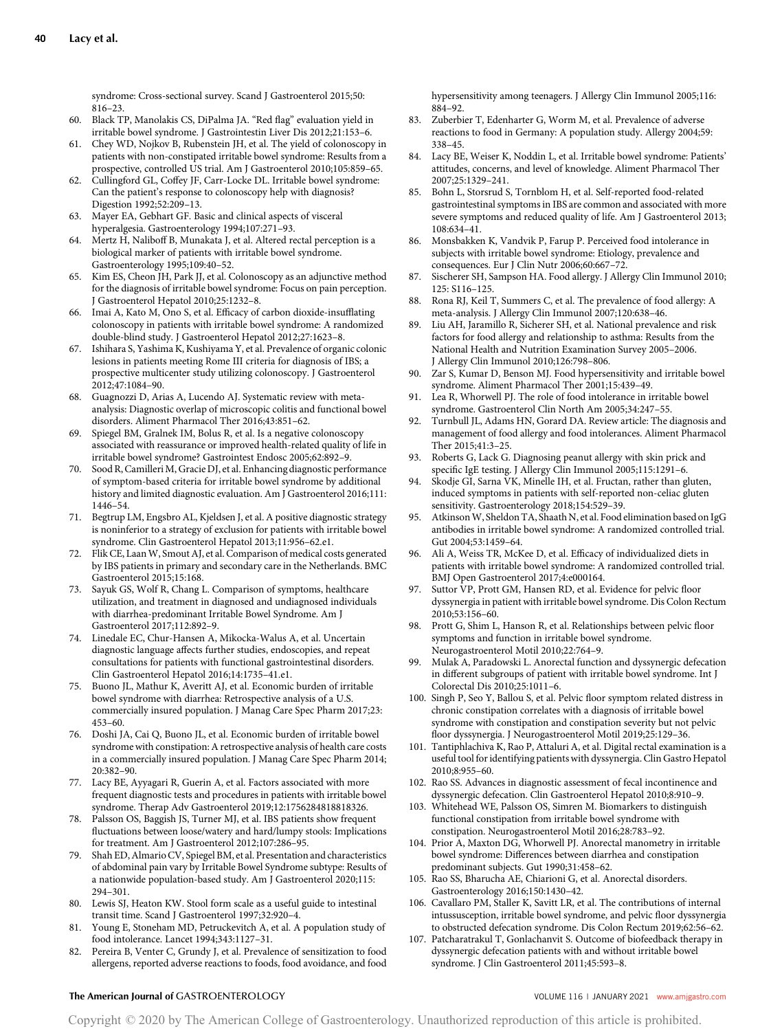syndrome: Cross-sectional survey. Scand J Gastroenterol 2015;50: 816–23.

60. Black TP, Manolakis CS, DiPalma JA. "Red flag" evaluation yield in irritable bowel syndrome. J Gastrointestin Liver Dis 2012;21:153–6.
61. Chey WD, Nojkov B, Rubenstein JH, et al. The yield of colonoscopy in patients with non-constipated irritable bowel syndrome: Results from a prospective, controlled US trial. Am J Gastroenterol 2010;105:859–65.
62. Cullingford GL, Coffey JF, Carr-Locke DL. Irritable bowel syndrome: Can the patient's response to colonoscopy help with diagnosis? Digestion 1992;52:209–13.
63. Mayer EA, Gebhart GF. Basic and clinical aspects of visceral hyperalgesia. Gastroenterology 1994;107:271–93.
64. Mertz H, Naliboff B, Munakata J, et al. Altered rectal perception is a biological marker of patients with irritable bowel syndrome. Gastroenterology 1995;109:40–52.
65. Kim ES, Cheon JH, Park JJ, et al. Colonoscopy as an adjunctive method for the diagnosis of irritable bowel syndrome: Focus on pain perception. J Gastroenterol Hepatol 2010;25:1232–8.
66. Imai A, Kato M, Ono S, et al. Efficacy of carbon dioxide-insufflating colonoscopy in patients with irritable bowel syndrome: A randomized double-blind study. J Gastroenterol Hepatol 2012;27:1623–8.
67. Ishihara S, Yashima K, Kushiyama Y, et al. Prevalence of organic colonic lesions in patients meeting Rome III criteria for diagnosis of IBS; a prospective multicenter study utilizing colonoscopy. J Gastroenterol 2012;47:1084–90.
68. Guagnozzi D, Arias A, Lucendo AJ. Systematic review with meta-analysis: Diagnostic overlap of microscopic colitis and functional bowel disorders. Aliment Pharmacol Ther 2016;43:851–62.
69. Spiegel BM, Gralnek IM, Bolus R, et al. Is a negative colonoscopy associated with reassurance or improved health-related quality of life in irritable bowel syndrome? Gastrointest Endosc 2005;62:892–9.
70. Sood R, Camilleri M, Gracie DJ, et al. Enhancing diagnostic performance of symptom-based criteria for irritable bowel syndrome by additional history and limited diagnostic evaluation. Am J Gastroenterol 2016;111: 1446–54.
71. Begtrup LM, Engsbro AL, Kjeldsen J, et al. A positive diagnostic strategy is noninferior to a strategy of exclusion for patients with irritable bowel syndrome. Clin Gastroenterol Hepatol 2013;11:956–62.e1.
72. Flik CE, Laan W, Smout AJ, et al. Comparison of medical costs generated by IBS patients in primary and secondary care in the Netherlands. BMC Gastroenterol 2015;15:168.
73. Sayuk GS, Wolf R, Chang L. Comparison of symptoms, healthcare utilization, and treatment in diagnosed and undiagnosed individuals with diarrhea-predominant Irritable Bowel Syndrome. Am J Gastroenterol 2017;112:892–9.
74. Linedale EC, Chur-Hansen A, Mikocka-Walus A, et al. Uncertain diagnostic language affects further studies, endoscopies, and repeat consultations for patients with functional gastrointestinal disorders. Clin Gastroenterol Hepatol 2016;14:1735–41.e1.
75. Buono JL, Mathur K, Averitt AJ, et al. Economic burden of irritable bowel syndrome with diarrhea: Retrospective analysis of a U.S. commercially insured population. J Manag Care Spec Pharm 2017;23: 453–60.
76. Doshi JA, Cai Q, Buono JL, et al. Economic burden of irritable bowel syndrome with constipation: A retrospective analysis of health care costs in a commercially insured population. J Manag Care Spec Pharm 2014; 20:382–90.
77. Lacy BE, Ayyagari R, Guerin A, et al. Factors associated with more frequent diagnostic tests and procedures in patients with irritable bowel syndrome. Therap Adv Gastroenterol 2019;12:1756284818818326.
78. Palsson OS, Baggish JS, Turner MJ, et al. IBS patients show frequent fluctuations between loose/watery and hard/lumpy stools: Implications for treatment. Am J Gastroenterol 2012;107:286–95.
79. Shah ED, Almario CV, Spiegel BM, et al. Presentation and characteristics of abdominal pain vary by Irritable Bowel Syndrome subtype: Results of a nationwide population-based study. Am J Gastroenterol 2020;115: 294–301.
80. Lewis SJ, Heaton KW. Stool form scale as a useful guide to intestinal transit time. Scand J Gastroenterol 1997;32:920–4.
81. Young E, Stoneham MD, Petruckevitch A, et al. A population study of food intolerance. Lancet 1994;343:1127–31.
82. Pereira B, Venter C, Grundy J, et al. Prevalence of sensitization to food allergens, reported adverse reactions to foods, food avoidance, and food hypersensitivity among teenagers. J Allergy Clin Immunol 2005;116: 884–92.
83. Zuberbier T, Edenharter G, Worm M, et al. Prevalence of adverse reactions to food in Germany: A population study. Allergy 2004;59: 338–45.
84. Lacy BE, Weiser K, Noddin L, et al. Irritable bowel syndrome: Patients' attitudes, concerns, and level of knowledge. Aliment Pharmacol Ther 2007;25:1329–241.
85. Bohn L, Storsrud S, Tornblom H, et al. Self-reported food-related gastrointestinal symptoms in IBS are common and associated with more severe symptoms and reduced quality of life. Am J Gastroenterol 2013; 108:634–41.
86. Monsbakken K, Vandvik P, Farup P. Perceived food intolerance in subjects with irritable bowel syndrome: Etiology, prevalence and consequences. Eur J Clin Nutr 2006;60:667–72.
87. Sischerer SH, Sampson HA. Food allergy. J Allergy Clin Immunol 2010; 125: S116–125.
88. Rona RJ, Keil T, Summers C, et al. The prevalence of food allergy: A meta-analysis. J Allergy Clin Immunol 2007;120:638–46.
89. Liu AH, Jaramillo R, Sicherer SH, et al. National prevalence and risk factors for food allergy and relationship to asthma: Results from the National Health and Nutrition Examination Survey 2005–2006. J Allergy Clin Immunol 2010;126:798–806.
90. Zar S, Kumar D, Benson MJ. Food hypersensitivity and irritable bowel syndrome. Aliment Pharmacol Ther 2001;15:439–49.
91. Lea R, Whorwell PJ. The role of food intolerance in irritable bowel syndrome. Gastroenterol Clin North Am 2005;34:247–55.
92. Turnbull JL, Adams HN, Gorard DA. Review article: The diagnosis and management of food allergy and food intolerances. Aliment Pharmacol Ther 2015;41:3–25.
93. Roberts G, Lack G. Diagnosing peanut allergy with skin prick and specific IgE testing. J Allergy Clin Immunol 2005;115:1291–6.
94. Skodje GI, Sarna VK, Minelle IH, et al. Fructan, rather than gluten, induced symptoms in patients with self-reported non-celiac gluten sensitivity. Gastroenterology 2018;154:529–39.
95. Atkinson W, Sheldon TA, Shaath N, et al. Food elimination based on IgG antibodies in irritable bowel syndrome: A randomized controlled trial. Gut 2004;53:1459–64.
96. Ali A, Weiss TR, McKee D, et al. Efficacy of individualized diets in patients with irritable bowel syndrome: A randomized controlled trial. BMJ Open Gastroenterol 2017;4:e000164.
97. Suttor VP, Prott GM, Hansen RD, et al. Evidence for pelvic floor dyssynergia in patient with irritable bowel syndrome. Dis Colon Rectum 2010;53:156–60.
98. Prott G, Shim L, Hanson R, et al. Relationships between pelvic floor symptoms and function in irritable bowel syndrome. Neurogastroenterol Motil 2010;22:764–9.
99. Mulak A, Paradowski L. Anorectal function and dyssynergic defecation in different subgroups of patient with irritable bowel syndrome. Int J Colorectal Dis 2010;25:1011–6.
100. Singh P, Seo Y, Ballou S, et al. Pelvic floor symptom related distress in chronic constipation correlates with a diagnosis of irritable bowel syndrome with constipation and constipation severity but not pelvic floor dyssynergia. J Neurogastroenterol Motil 2019;25:129–36.
101. Tantiphlachiva K, Rao P, Attaluri A, et al. Digital rectal examination is a useful tool for identifying patients with dyssynergia. Clin Gastro Hepatol 2010;8:955–60.
102. Rao SS. Advances in diagnostic assessment of fecal incontinence and dyssynergic defecation. Clin Gastroenterol Hepatol 2010;8:910–9.
103. Whitehead WE, Palsson OS, Simren M. Biomarkers to distinguish functional constipation from irritable bowel syndrome with constipation. Neurogastroenterol Motil 2016;28:783–92.
104. Prior A, Maxton DG, Whorwell PJ. Anorectal manometry in irritable bowel syndrome: Differences between diarrhea and constipation predominant subjects. Gut 1990;31:458–62.
105. Rao SS, Bharucha AE, Chiarioni G, et al. Anorectal disorders. Gastroenterology 2016;150:1430–42.
106. Cavallaro PM, Staller K, Savitt LR, et al. The contributions of internal intussusception, irritable bowel syndrome, and pelvic floor dyssynergia to obstructed defecation syndrome. Dis Colon Rectum 2019;62:56–62.
107. Patcharatrakul T, Gonlachanvit S. Outcome of biofeedback therapy in dyssynergic defecation patients with and without irritable bowel syndrome. J Clin Gastroenterol 2011;45:593–8.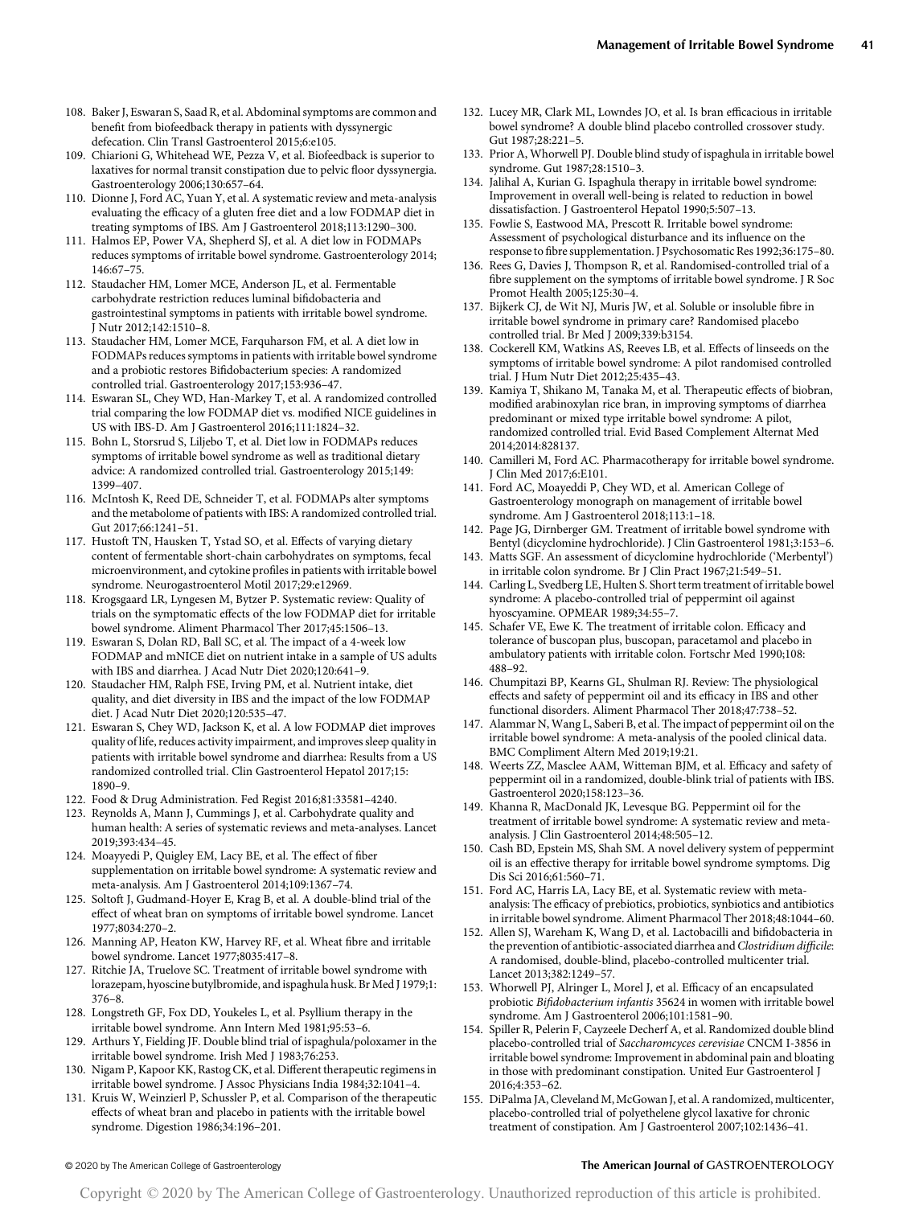108. Baker J, Eswaran S, Saad R, et al. Abdominal symptoms are common and benefit from biofeedback therapy in patients with dyssynergic defecation. Clin Transl Gastroenterol 2015;6:e105.
109. Chiarioni G, Whitehead WE, Pezza V, et al. Biofeedback is superior to laxatives for normal transit constipation due to pelvic floor dyssynergia. Gastroenterology 2006;130:657–64.
110. Dionne J, Ford AC, Yuan Y, et al. A systematic review and meta-analysis evaluating the efficacy of a gluten free diet and a low FODMAP diet in treating symptoms of IBS. Am J Gastroenterol 2018;113:1290–300.
111. Halmos EP, Power VA, Shepherd SJ, et al. A diet low in FODMAPs reduces symptoms of irritable bowel syndrome. Gastroenterology 2014; 146:67–75.
112. Staudacher HM, Lomer MCE, Anderson JL, et al. Fermentable carbohydrate restriction reduces luminal bifidobacteria and gastrointestinal symptoms in patients with irritable bowel syndrome. J Nutr 2012;142:1510–8.
113. Staudacher HM, Lomer MCE, Farquharson FM, et al. A diet low in FODMAPs reduces symptoms in patients with irritable bowel syndrome and a probiotic restores Bifidobacterium species: A randomized controlled trial. Gastroenterology 2017;153:936–47.
114. Eswaran SL, Chey WD, Han-Markey T, et al. A randomized controlled trial comparing the low FODMAP diet vs. modified NICE guidelines in US with IBS-D. Am J Gastroenterol 2016;111:1824–32.
115. Bohn L, Storsrud S, Liljebo T, et al. Diet low in FODMAPs reduces symptoms of irritable bowel syndrome as well as traditional dietary advice: A randomized controlled trial. Gastroenterology 2015;149: 1399–407.
116. McIntosh K, Reed DE, Schneider T, et al. FODMAPs alter symptoms and the metabolome of patients with IBS: A randomized controlled trial. Gut 2017;66:1241–51.
117. Hustoft TN, Hausken T, Ystad SO, et al. Effects of varying dietary content of fermentable short-chain carbohydrates on symptoms, fecal microenvironment, and cytokine profiles in patients with irritable bowel syndrome. Neurogastroenterol Motil 2017;29:e12969.
118. Krogsgaard LR, Lyngesen M, Bytzer P. Systematic review: Quality of trials on the symptomatic effects of the low FODMAP diet for irritable bowel syndrome. Aliment Pharmacol Ther 2017;45:1506–13.
119. Eswaran S, Dolan RD, Ball SC, et al. The impact of a 4-week low FODMAP and mNICE diet on nutrient intake in a sample of US adults with IBS and diarrhea. J Acad Nutr Diet 2020;120:641–9.
120. Staudacher HM, Ralph FSE, Irving PM, et al. Nutrient intake, diet quality, and diet diversity in IBS and the impact of the low FODMAP diet. J Acad Nutr Diet 2020;120:535–47.
121. Eswaran S, Chey WD, Jackson K, et al. A low FODMAP diet improves quality of life, reduces activity impairment, and improves sleep quality in patients with irritable bowel syndrome and diarrhea: Results from a US randomized controlled trial. Clin Gastroenterol Hepatol 2017;15: 1890–9.
122. Food & Drug Administration. Fed Regist 2016;81:33581–4240.
123. Reynolds A, Mann J, Cummings J, et al. Carbohydrate quality and human health: A series of systematic reviews and meta-analyses. Lancet 2019;393:434–45.
124. Moayyedi P, Quigley EM, Lacy BE, et al. The effect of fiber supplementation on irritable bowel syndrome: A systematic review and meta-analysis. Am J Gastroenterol 2014;109:1367–74.
125. Soltoft J, Gudmand-Hoyer E, Krag B, et al. A double-blind trial of the effect of wheat bran on symptoms of irritable bowel syndrome. Lancet 1977;8034:270–2.
126. Manning AP, Heaton KW, Harvey RF, et al. Wheat fibre and irritable bowel syndrome. Lancet 1977;8035:417–8.
127. Ritchie JA, Truelove SC. Treatment of irritable bowel syndrome with lorazepam, hyoscine butylbromide, and ispaghula husk. Br Med J 1979;1: 376–8.
128. Longstreth GF, Fox DD, Youkeles L, et al. Psyllium therapy in the irritable bowel syndrome. Ann Intern Med 1981;95:53–6.
129. Arthurs Y, Fielding JF. Double blind trial of ispaghula/poloxamer in the irritable bowel syndrome. Irish Med J 1983;76:253.
130. Nigam P, Kapoor KK, Rastog CK, et al. Different therapeutic regimens in irritable bowel syndrome. J Assoc Physicians India 1984;32:1041–4.
131. Kruis W, Weinzierl P, Schussler P, et al. Comparison of the therapeutic effects of wheat bran and placebo in patients with the irritable bowel syndrome. Digestion 1986;34:196–201.
132. Lucey MR, Clark ML, Lowndes JO, et al. Is bran efficacious in irritable bowel syndrome? A double blind placebo controlled crossover study. Gut 1987;28:221–5.
133. Prior A, Whorwell PJ. Double blind study of ispaghula in irritable bowel syndrome. Gut 1987;28:1510–3.
134. Jalihal A, Kurian G. Ispaghula therapy in irritable bowel syndrome: Improvement in overall well-being is related to reduction in bowel dissatisfaction. J Gastroenterol Hepatol 1990;5:507–13.
135. Fowlie S, Eastwood MA, Prescott R. Irritable bowel syndrome: Assessment of psychological disturbance and its influence on the response to fibre supplementation. J Psychosomatic Res 1992;36:175–80.
136. Rees G, Davies J, Thompson R, et al. Randomised-controlled trial of a fibre supplement on the symptoms of irritable bowel syndrome. J R Soc Promot Health 2005;125:30–4.
137. Bijkerk CJ, de Wit NJ, Muris JW, et al. Soluble or insoluble fibre in irritable bowel syndrome in primary care? Randomised placebo controlled trial. Br Med J 2009;339:b3154.
138. Cockerell KM, Watkins AS, Reeves LB, et al. Effects of linseeds on the symptoms of irritable bowel syndrome: A pilot randomised controlled trial. J Hum Nutr Diet 2012;25:435–43.
139. Kamiya T, Shikano M, Tanaka M, et al. Therapeutic effects of biobran, modified arabinoxylan rice bran, in improving symptoms of diarrhea predominant or mixed type irritable bowel syndrome: A pilot, randomized controlled trial. Evid Based Complement Alternat Med 2014;2014:828137.
140. Camilleri M, Ford AC. Pharmacotherapy for irritable bowel syndrome. J Clin Med 2017;6:E101.
141. Ford AC, Moayyedi P, Chey WD, et al. American College of Gastroenterology monograph on management of irritable bowel syndrome. Am J Gastroenterol 2018;113:1–18.
142. Page JG, Dirnberger GM. Treatment of irritable bowel syndrome with Bentyl (dicyclomine hydrochloride). J Clin Gastroenterol 1981;3:153–6.
143. Matts SGF. An assessment of dicyclomine hydrochloride ('Merbentyl') in irritable colon syndrome. Br J Clin Pract 1967;21:549–51.
144. Carling L, Svedberg LE, Hulten S. Short term treatment of irritable bowel syndrome: A placebo-controlled trial of peppermint oil against hyoscyamine. OPMEAR 1989;34:55–7.
145. Schafer VE, Ewe K. The treatment of irritable colon. Efficacy and tolerance of buscopan plus, buscopan, paracetamol and placebo in ambulatory patients with irritable colon. Fortschr Med 1990;108: 488–92.
146. Chumpitazi BP, Kearns GL, Shulman RJ. Review: The physiological effects and safety of peppermint oil and its efficacy in IBS and other functional disorders. Aliment Pharmacol Ther 2018;47:738–52.
147. Alammar N, Wang L, Saberi B, et al. The impact of peppermint oil on the irritable bowel syndrome: A meta-analysis of the pooled clinical data. BMC Compliment Altern Med 2019;19:21.
148. Weerts ZZ, Masclee AAM, Witteman BJM, et al. Efficacy and safety of peppermint oil in a randomized, double-blink trial of patients with IBS. Gastroenterol 2020;158:123–36.
149. Khanna R, MacDonald JK, Levesque BG. Peppermint oil for the treatment of irritable bowel syndrome: A systematic review and meta-analysis. J Clin Gastroenterol 2014;48:505–12.
150. Cash BD, Epstein MS, Shah SM. A novel delivery system of peppermint oil is an effective therapy for irritable bowel syndrome symptoms. Dig Dis Sci 2016;61:560–71.
151. Ford AC, Harris LA, Lacy BE, et al. Systematic review with meta-analysis: The efficacy of prebiotics, probiotics, synbiotics and antibiotics in irritable bowel syndrome. Aliment Pharmacol Ther 2018;48:1044–60.
152. Allen SJ, Wareham K, Wang D, et al. Lactobacilli and bifidobacteria in the prevention of antibiotic-associated diarrhea and *Clostridium difficile*: A randomised, double-blind, placebo-controlled multicenter trial. Lancet 2013;382:1249–57.
153. Whorwell PJ, Alringer L, Morel J, et al. Efficacy of an encapsulated probiotic *Bifidobacterium infantis* 35624 in women with irritable bowel syndrome. Am J Gastroenterol 2006;101:1581–90.
154. Spiller R, Pelerin F, Cayzeele Decherf A, et al. Randomized double blind placebo-controlled trial of *Saccharomcyces cerevisiae* CNCM I-3856 in irritable bowel syndrome: Improvement in abdominal pain and bloating in those with predominant constipation. United Eur Gastroenterol J 2016;4:353–62.
155. DiPalma JA, Cleveland M, McGowan J, et al. A randomized, multicenter, placebo-controlled trial of polyethelene glycol laxative for chronic treatment of constipation. Am J Gastroenterol 2007;102:1436–41.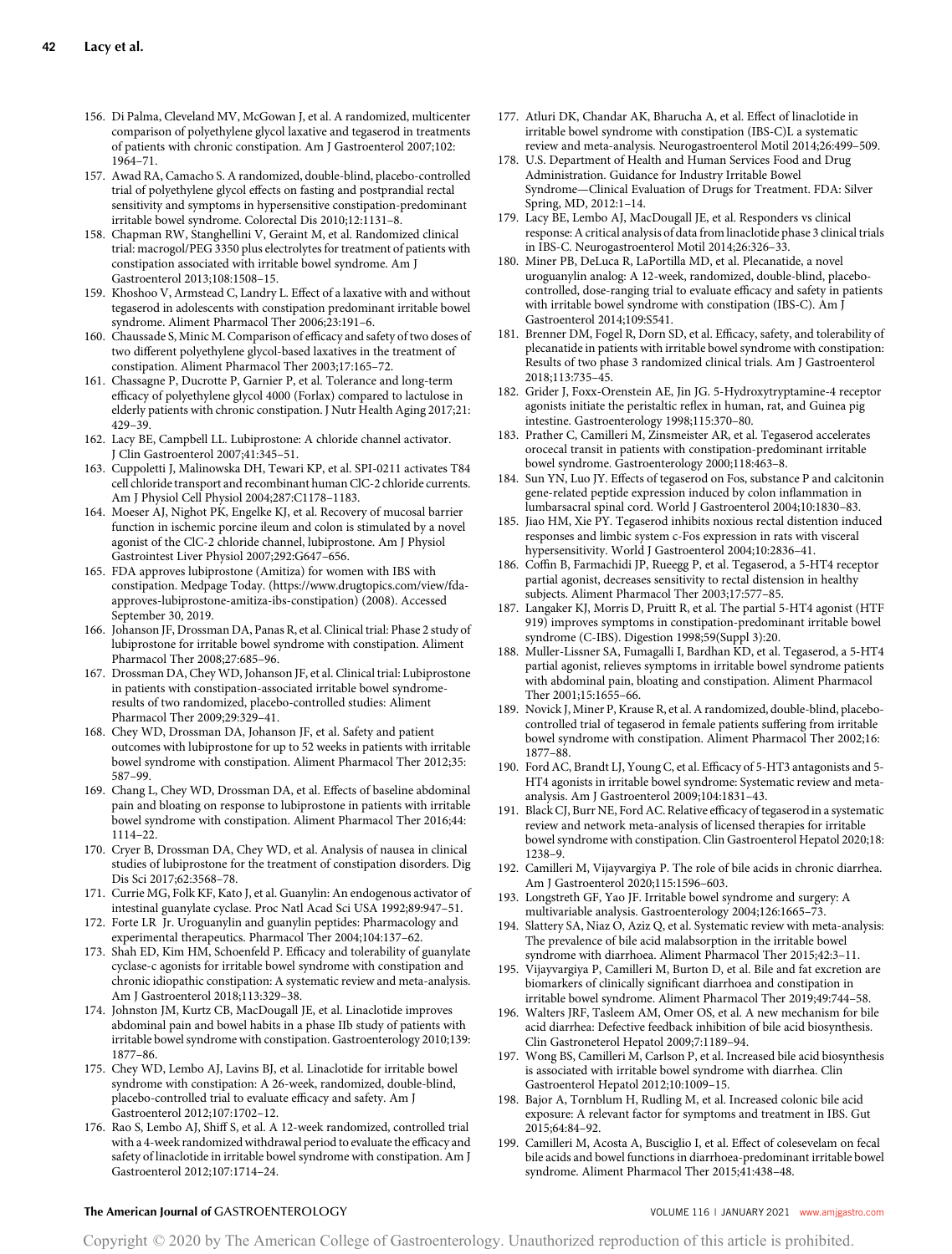156. Di Palma, Cleveland MV, McGowan J, et al. A randomized, multicenter comparison of polyethylene glycol laxative and tegaserod in treatments of patients with chronic constipation. Am J Gastroenterol 2007;102:1964–71.
157. Awad RA, Camacho S. A randomized, double-blind, placebo-controlled trial of polyethylene glycol effects on fasting and postprandial rectal sensitivity and symptoms in hypersensitive constipation-predominant irritable bowel syndrome. Colorectal Dis 2010;12:1131–8.
158. Chapman RW, Stanghellini V, Geraint M, et al. Randomized clinical trial: macrogol/PEG 3350 plus electrolytes for treatment of patients with constipation associated with irritable bowel syndrome. Am J Gastroenterol 2013;108:1508–15.
159. Khoshoo V, Armstead C, Landry L. Effect of a laxative with and without tegaserod in adolescents with constipation predominant irritable bowel syndrome. Aliment Pharmacol Ther 2006;23:191–6.
160. Chaussade S, Minic M. Comparison of efficacy and safety of two doses of two different polyethylene glycol-based laxatives in the treatment of constipation. Aliment Pharmacol Ther 2003;17:165–72.
161. Chassagne P, Ducrotte P, Garnier P, et al. Tolerance and long-term efficacy of polyethylene glycol 4000 (Forlax) compared to lactulose in elderly patients with chronic constipation. J Nutr Health Aging 2017;21:429–39.
162. Lacy BE, Campbell LL. Lubiprostone: A chloride channel activator. J Clin Gastroenterol 2007;41:345–51.
163. Cuppoletti J, Malinowska DH, Tewari KP, et al. SPI-0211 activates T84 cell chloride transport and recombinant human ClC-2 chloride currents. Am J Physiol Cell Physiol 2004;287:C1178–1183.
164. Moeser AJ, Nighot PK, Engelke KJ, et al. Recovery of mucosal barrier function in ischemic porcine ileum and colon is stimulated by a novel agonist of the ClC-2 chloride channel, lubiprostone. Am J Physiol Gastrointest Liver Physiol 2007;292:G647–656.
165. FDA approves lubiprostone (Amitiza) for women with IBS with constipation. Medpage Today. (https://www.drugtopics.com/view/fda-approves-lubiprostone-amitiza-ibs-constipation) (2008). Accessed September 30, 2019.
166. Johanson JF, Drossman DA, Panas R, et al. Clinical trial: Phase 2 study of lubiprostone for irritable bowel syndrome with constipation. Aliment Pharmacol Ther 2008;27:685–96.
167. Drossman DA, Chey WD, Johanson JF, et al. Clinical trial: Lubiprostone in patients with constipation-associated irritable bowel syndrome-results of two randomized, placebo-controlled studies: Aliment Pharmacol Ther 2009;29:329–41.
168. Chey WD, Drossman DA, Johanson JF, et al. Safety and patient outcomes with lubiprostone for up to 52 weeks in patients with irritable bowel syndrome with constipation. Aliment Pharmacol Ther 2012;35:587–99.
169. Chang L, Chey WD, Drossman DA, et al. Effects of baseline abdominal pain and bloating on response to lubiprostone in patients with irritable bowel syndrome with constipation. Aliment Pharmacol Ther 2016;44:1114–22.
170. Cryer B, Drossman DA, Chey WD, et al. Analysis of nausea in clinical studies of lubiprostone for the treatment of constipation disorders. Dig Dis Sci 2017;62:3568–78.
171. Currie MG, Folk KF, Kato J, et al. Guanylin: An endogenous activator of intestinal guanylate cyclase. Proc Natl Acad Sci USA 1992;89:947–51.
172. Forte LR Jr. Uroguanylin and guanylin peptides: Pharmacology and experimental therapeutics. Pharmacol Ther 2004;104:137–62.
173. Shah ED, Kim HM, Schoenfeld P. Efficacy and tolerability of guanylate cyclase-c agonists for irritable bowel syndrome with constipation and chronic idiopathic constipation: A systematic review and meta-analysis. Am J Gastroenterol 2018;113:329–38.
174. Johnston JM, Kurtz CB, MacDougall JE, et al. Linaclotide improves abdominal pain and bowel habits in a phase IIb study of patients with irritable bowel syndrome with constipation. Gastroenterology 2010;139:1877–86.
175. Chey WD, Lembo AJ, Lavins BJ, et al. Linaclotide for irritable bowel syndrome with constipation: A 26-week, randomized, double-blind, placebo-controlled trial to evaluate efficacy and safety. Am J Gastroenterol 2012;107:1702–12.
176. Rao S, Lembo AJ, Shiff S, et al. A 12-week randomized, controlled trial with a 4-week randomized withdrawal period to evaluate the efficacy and safety of linaclotide in irritable bowel syndrome with constipation. Am J Gastroenterol 2012;107:1714–24.
177. Atluri DK, Chandar AK, Bharucha A, et al. Effect of linaclotide in irritable bowel syndrome with constipation (IBS-C)L a systematic review and meta-analysis. Neurogastroenterol Motil 2014;26:499–509.
178. U.S. Department of Health and Human Services Food and Drug Administration. Guidance for Industry Irritable Bowel Syndrome—Clinical Evaluation of Drugs for Treatment. FDA: Silver Spring, MD, 2012:1–14.
179. Lacy BE, Lembo AJ, MacDougall JE, et al. Responders vs clinical response: A critical analysis of data from linaclotide phase 3 clinical trials in IBS-C. Neurogastroenterol Motil 2014;26:326–33.
180. Miner PB, DeLuca R, LaPortilla MD, et al. Plecanatide, a novel uroguanylin analog: A 12-week, randomized, double-blind, placebo-controlled, dose-ranging trial to evaluate efficacy and safety in patients with irritable bowel syndrome with constipation (IBS-C). Am J Gastroenterol 2014;109:S541.
181. Brenner DM, Fogel R, Dorn SD, et al. Efficacy, safety, and tolerability of plecanatide in patients with irritable bowel syndrome with constipation: Results of two phase 3 randomized clinical trials. Am J Gastroenterol 2018;113:735–45.
182. Grider J, Foxx-Orenstein AE, Jin JG. 5-Hydroxytryptamine-4 receptor agonists initiate the peristaltic reflex in human, rat, and Guinea pig intestine. Gastroenterology 1998;115:370–80.
183. Prather C, Camilleri M, Zinsmeister AR, et al. Tegaserod accelerates orocecal transit in patients with constipation-predominant irritable bowel syndrome. Gastroenterology 2000;118:463–8.
184. Sun YN, Luo JY. Effects of tegaserod on Fos, substance P and calcitonin gene-related peptide expression induced by colon inflammation in lumbarsacral spinal cord. World J Gastroenterol 2004;10:1830–83.
185. Jiao HM, Xie PY. Tegaserod inhibits noxious rectal distention induced responses and limbic system c-Fos expression in rats with visceral hypersensitivity. World J Gastroenterol 2004;10:2836–41.
186. Coffin B, Farmachidi JP, Rueegg P, et al. Tegaserod, a 5-HT4 receptor partial agonist, decreases sensitivity to rectal distension in healthy subjects. Aliment Pharmacol Ther 2003;17:577–85.
187. Langaker KJ, Morris D, Pruitt R, et al. The partial 5-HT4 agonist (HTF 919) improves symptoms in constipation-predominant irritable bowel syndrome (C-IBS). Digestion 1998;59(Suppl 3):20.
188. Muller-Lissner SA, Fumagalli I, Bardhan KD, et al. Tegaserod, a 5-HT4 partial agonist, relieves symptoms in irritable bowel syndrome patients with abdominal pain, bloating and constipation. Aliment Pharmacol Ther 2001;15:1655–66.
189. Novick J, Miner P, Krause R, et al. A randomized, double-blind, placebo-controlled trial of tegaserod in female patients suffering from irritable bowel syndrome with constipation. Aliment Pharmacol Ther 2002;16:1877–88.
190. Ford AC, Brandt LJ, Young C, et al. Efficacy of 5-HT3 antagonists and 5-HT4 agonists in irritable bowel syndrome: Systematic review and meta-analysis. Am J Gastroenterol 2009;104:1831–43.
191. Black CJ, Burr NE, Ford AC. Relative efficacy of tegaserod in a systematic review and network meta-analysis of licensed therapies for irritable bowel syndrome with constipation. Clin Gastroenterol Hepatol 2020;18:1238–9.
192. Camilleri M, Vijayvargiya P. The role of bile acids in chronic diarrhea. Am J Gastroenterol 2020;115:1596–603.
193. Longstreth GF, Yao JF. Irritable bowel syndrome and surgery: A multivariable analysis. Gastroenterology 2004;126:1665–73.
194. Slattery SA, Niaz O, Aziz Q, et al. Systematic review with meta-analysis: The prevalence of bile acid malabsorption in the irritable bowel syndrome with diarrhoea. Aliment Pharmacol Ther 2015;42:3–11.
195. Vijayvargiya P, Camilleri M, Burton D, et al. Bile and fat excretion are biomarkers of clinically significant diarrhoea and constipation in irritable bowel syndrome. Aliment Pharmacol Ther 2019;49:744–58.
196. Walters JRF, Tasleem AM, Omer OS, et al. A new mechanism for bile acid diarrhea: Defective feedback inhibition of bile acid biosynthesis. Clin Gastroneterol Hepatol 2009;7:1189–94.
197. Wong BS, Camilleri M, Carlson P, et al. Increased bile acid biosynthesis is associated with irritable bowel syndrome with diarrhea. Clin Gastroenterol Hepatol 2012;10:1009–15.
198. Bajor A, Tornblum H, Rudling M, et al. Increased colonic bile acid exposure: A relevant factor for symptoms and treatment in IBS. Gut 2015;64:84–92.
199. Camilleri M, Acosta A, Busciglio I, et al. Effect of colesevelam on fecal bile acids and bowel functions in diarrhoea-predominant irritable bowel syndrome. Aliment Pharmacol Ther 2015;41:438–48.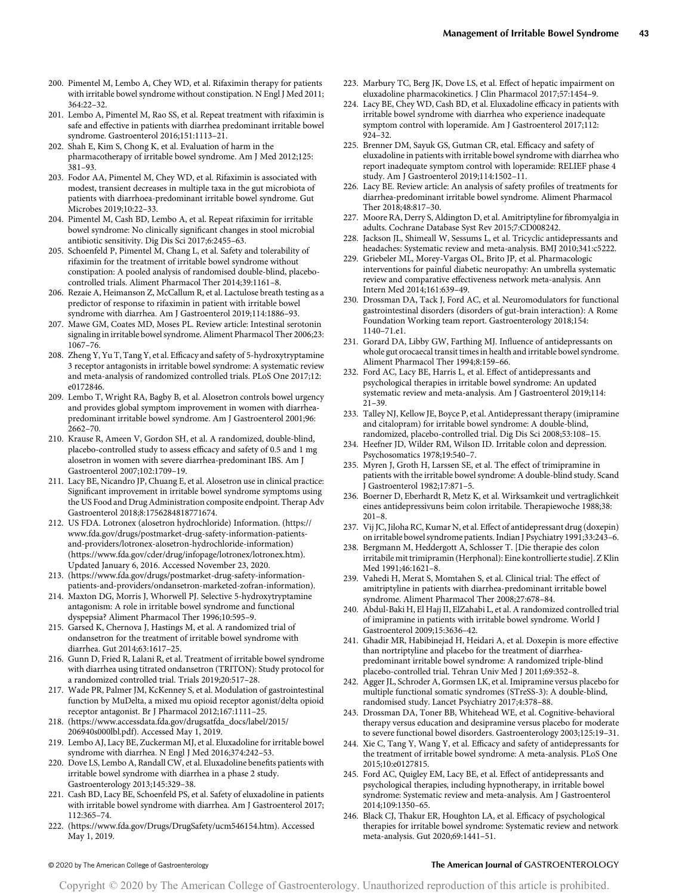200. Pimentel M, Lembo A, Chey WD, et al. Rifaximin therapy for patients with irritable bowel syndrome without constipation. N Engl J Med 2011; 364:22–32.
201. Lembo A, Pimentel M, Rao SS, et al. Repeat treatment with rifaximin is safe and effective in patients with diarrhea predominant irritable bowel syndrome. Gastroenterol 2016;151:1113–21.
202. Shah E, Kim S, Chong K, et al. Evaluation of harm in the pharmacotherapy of irritable bowel syndrome. Am J Med 2012;125: 381–93.
203. Fodor AA, Pimentel M, Chey WD, et al. Rifaximin is associated with modest, transient decreases in multiple taxa in the gut microbiota of patients with diarrhoea-predominant irritable bowel syndrome. Gut Microbes 2019;10:22–33.
204. Pimentel M, Cash BD, Lembo A, et al. Repeat rifaximin for irritable bowel syndrome: No clinically significant changes in stool microbial antibiotic sensitivity. Dig Dis Sci 2017;6:2455–63.
205. Schoenfeld P, Pimentel M, Chang L, et al. Safety and tolerability of rifaximin for the treatment of irritable bowel syndrome without constipation: A pooled analysis of randomised double-blind, placebo-controlled trials. Aliment Pharmacol Ther 2014;39:1161–8.
206. Rezaie A, Heimanson Z, McCallum R, et al. Lactulose breath testing as a predictor of response to rifaximin in patient with irritable bowel syndrome with diarrhea. Am J Gastroenterol 2019;114:1886–93.
207. Mawe GM, Coates MD, Moses PL. Review article: Intestinal serotonin signaling in irritable bowel syndrome. Aliment Pharmacol Ther 2006;23: 1067–76.
208. Zheng Y, Yu T, Tang Y, et al. Efficacy and safety of 5-hydroxytryptamine 3 receptor antagonists in irritable bowel syndrome: A systematic review and meta-analysis of randomized controlled trials. PLoS One 2017;12: e0172846.
209. Lembo T, Wright RA, Bagby B, et al. Alosetron controls bowel urgency and provides global symptom improvement in women with diarrhea-predominant irritable bowel syndrome. Am J Gastroenterol 2001;96: 2662–70.
210. Krause R, Ameen V, Gordon SH, et al. A randomized, double-blind, placebo-controlled study to assess efficacy and safety of 0.5 and 1 mg alosetron in women with severe diarrhea-predominant IBS. Am J Gastroenterol 2007;102:1709–19.
211. Lacy BE, Nicandro JP, Chuang E, et al. Alosetron use in clinical practice: Significant improvement in irritable bowel syndrome symptoms using the US Food and Drug Administration composite endpoint. Therap Adv Gastroenterol 2018;8:1756284818771674.
212. US FDA. Lotronex (alosetron hydrochloride) Information. (https://www.fda.gov/drugs/postmarket-drug-safety-information-patients-and-providers/lotronex-alosetron-hydrochloride-information) (https://www.fda.gov/cder/drug/infopage/lotronex/lotronex.htm). Updated January 6, 2016. Accessed November 23, 2020.
213. (https://www.fda.gov/drugs/postmarket-drug-safety-information-patients-and-providers/ondansetron-marketed-zofran-information).
214. Maxton DG, Morris J, Whorwell PJ. Selective 5-hydroxytryptamine antagonism: A role in irritable bowel syndrome and functional dyspepsia? Aliment Pharmacol Ther 1996;10:595–9.
215. Garsed K, Chernova J, Hastings M, et al. A randomized trial of ondansetron for the treatment of irritable bowel syndrome with diarrhea. Gut 2014;63:1617–25.
216. Gunn D, Fried R, Lalani R, et al. Treatment of irritable bowel syndrome with diarrhea using titrated ondansetron (TRITON): Study protocol for a randomized controlled trial. Trials 2019;20:517–28.
217. Wade PR, Palmer JM, KcKenney S, et al. Modulation of gastrointestinal function by MuDelta, a mixed mu opioid receptor agonist/delta opioid receptor antagonist. Br J Pharmacol 2012;167:1111–25.
218. (https://www.accessdata.fda.gov/drugsatfda_docs/label/2015/206940s000lbl.pdf). Accessed May 1, 2019.
219. Lembo AJ, Lacy BE, Zuckerman MJ, et al. Eluxadoline for irritable bowel syndrome with diarrhea. N Engl J Med 2016;374:242–53.
220. Dove LS, Lembo A, Randall CW, et al. Eluxadoline benefits patients with irritable bowel syndrome with diarrhea in a phase 2 study. Gastroenterology 2013;145:329–38.
221. Cash BD, Lacy BE, Schoenfeld PS, et al. Safety of eluxadoline in patients with irritable bowel syndrome with diarrhea. Am J Gastroenterol 2017; 112:365–74.
222. (https://www.fda.gov/Drugs/DrugSafety/ucm546154.htm). Accessed May 1, 2019.
223. Marbury TC, Berg JK, Dove LS, et al. Effect of hepatic impairment on eluxadoline pharmacokinetics. J Clin Pharmacol 2017;57:1454–9.
224. Lacy BE, Chey WD, Cash BD, et al. Eluxadoline efficacy in patients with irritable bowel syndrome with diarrhea who experience inadequate symptom control with loperamide. Am J Gastroenterol 2017;112: 924–32.
225. Brenner DM, Sayuk GS, Gutman CR, etal. Efficacy and safety of eluxadoline in patients with irritable bowel syndrome with diarrhea who report inadequate symptom control with loperamide: RELIEF phase 4 study. Am J Gastroenterol 2019;114:1502–11.
226. Lacy BE. Review article: An analysis of safety profiles of treatments for diarrhea-predominant irritable bowel syndrome. Aliment Pharmacol Ther 2018;48:817–30.
227. Moore RA, Derry S, Aldington D, et al. Amitriptyline for fibromyalgia in adults. Cochrane Database Syst Rev 2015;7:CD008242.
228. Jackson JL, Shimeall W, Sessums L, et al. Tricyclic antidepressants and headaches: Systematic review and meta-analysis. BMJ 2010;341:c5222.
229. Griebeler ML, Morey-Vargas OL, Brito JP, et al. Pharmacologic interventions for painful diabetic neuropathy: An umbrella systematic review and comparative effectiveness network meta-analysis. Ann Intern Med 2014;161:639–49.
230. Drossman DA, Tack J, Ford AC, et al. Neuromodulators for functional gastrointestinal disorders (disorders of gut-brain interaction): A Rome Foundation Working team report. Gastroenterology 2018;154: 1140–71.e1.
231. Gorard DA, Libby GW, Farthing MJ. Influence of antidepressants on whole gut orocaecal transit times in health and irritable bowel syndrome. Aliment Pharmacol Ther 1994;8:159–66.
232. Ford AC, Lacy BE, Harris L, et al. Effect of antidepressants and psychological therapies in irritable bowel syndrome: An updated systematic review and meta-analysis. Am J Gastroenterol 2019;114: 21–39.
233. Talley NJ, Kellow JE, Boyce P, et al. Antidepressant therapy (imipramine and citalopram) for irritable bowel syndrome: A double-blind, randomized, placebo-controlled trial. Dig Dis Sci 2008;53:108–15.
234. Heefner JD, Wilder RM, Wilson ID. Irritable colon and depression. Psychosomatics 1978;19:540–7.
235. Myren J, Groth H, Larssen SE, et al. The effect of trimipramine in patients with the irritable bowel syndrome: A double-blind study. Scand J Gastroenterol 1982;17:871–5.
236. Boerner D, Eberhardt R, Metz K, et al. Wirksamkeit und vertraglichkeit eines antidepressivuns beim colon irritabile. Therapiewoche 1988;38: 201–8.
237. Vij JC, Jiloha RC, Kumar N, et al. Effect of antidepressant drug (doxepin) on irritable bowel syndrome patients. Indian J Psychiatry 1991;33:243–6.
238. Bergmann M, Heddergott A, Schlosser T. [Die therapie des colon irritabile mit trimipramin (Herphonal): Eine kontrollierte studie]. Z Klin Med 1991;46:1621–8.
239. Vahedi H, Merat S, Momtahen S, et al. Clinical trial: The effect of amitriptyline in patients with diarrhea-predominant irritable bowel syndrome. Aliment Pharmacol Ther 2008;27:678–84.
240. Abdul-Baki H, El Hajj II, ElZahabi L, et al. A randomized controlled trial of imipramine in patients with irritable bowel syndrome. World J Gastroenterol 2009;15:3636–42.
241. Ghadir MR, Habibinejad H, Heidari A, et al. Doxepin is more effective than nortriptyline and placebo for the treatment of diarrhea-predominant irritable bowel syndrome: A randomized triple-blind placebo-controlled trial. Tehran Univ Med J 2011;69:352–8.
242. Agger JL, Schroder A, Gormsen LK, et al. Imipramine versus placebo for multiple functional somatic syndromes (STreSS-3): A double-blind, randomised study. Lancet Psychiatry 2017;4:378–88.
243. Drossman DA, Toner BB, Whitehead WE, et al. Cognitive-behavioral therapy versus education and desipramine versus placebo for moderate to severe functional bowel disorders. Gastroenterology 2003;125:19–31.
244. Xie C, Tang Y, Wang Y, et al. Efficacy and safety of antidepressants for the treatment of irritable bowel syndrome: A meta-analysis. PLoS One 2015;10:e0127815.
245. Ford AC, Quigley EM, Lacy BE, et al. Effect of antidepressants and psychological therapies, including hypnotherapy, in irritable bowel syndrome: Systematic review and meta-analysis. Am J Gastroenterol 2014;109:1350–65.
246. Black CJ, Thakur ER, Houghton LA, et al. Efficacy of psychological therapies for irritable bowel syndrome: Systematic review and network meta-analysis. Gut 2020;69:1441–51.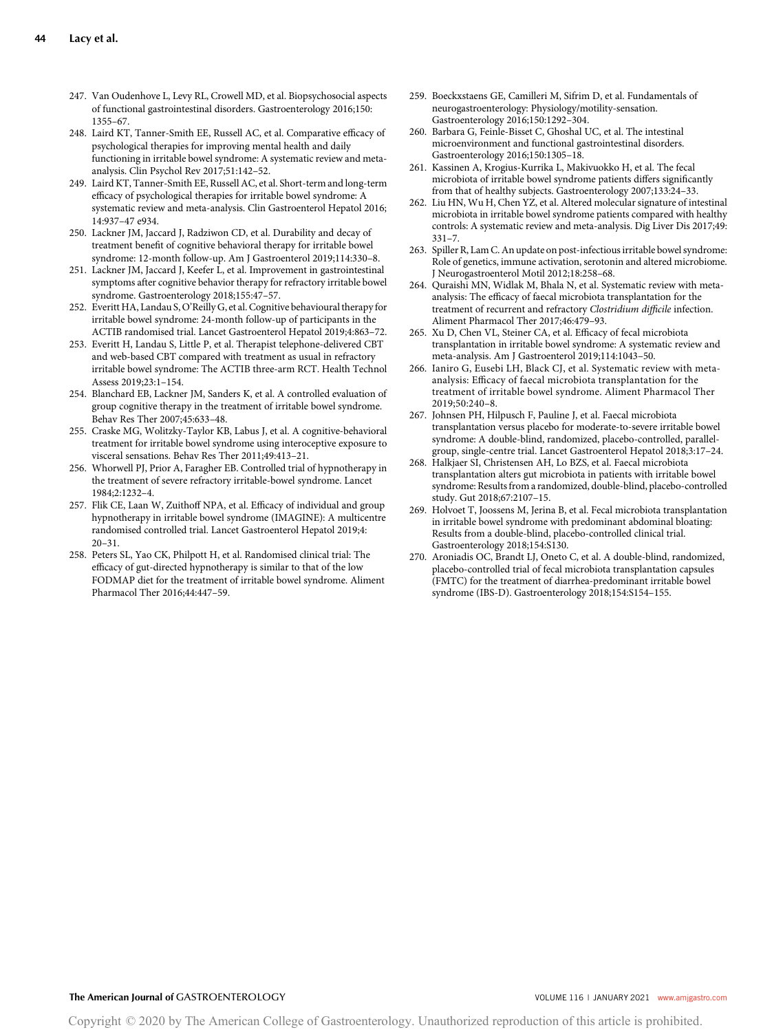247. Van Oudenhove L, Levy RL, Crowell MD, et al. Biopsychosocial aspects of functional gastrointestinal disorders. Gastroenterology 2016;150: 1355–67.
248. Laird KT, Tanner-Smith EE, Russell AC, et al. Comparative efficacy of psychological therapies for improving mental health and daily functioning in irritable bowel syndrome: A systematic review and meta-analysis. Clin Psychol Rev 2017;51:142–52.
249. Laird KT, Tanner-Smith EE, Russell AC, et al. Short-term and long-term efficacy of psychological therapies for irritable bowel syndrome: A systematic review and meta-analysis. Clin Gastroenterol Hepatol 2016; 14:937–47 e934.
250. Lackner JM, Jaccard J, Radziwon CD, et al. Durability and decay of treatment benefit of cognitive behavioral therapy for irritable bowel syndrome: 12-month follow-up. Am J Gastroenterol 2019;114:330–8.
251. Lackner JM, Jaccard J, Keefer L, et al. Improvement in gastrointestinal symptoms after cognitive behavior therapy for refractory irritable bowel syndrome. Gastroenterology 2018;155:47–57.
252. Everitt HA, Landau S, O'Reilly G, et al. Cognitive behavioural therapy for irritable bowel syndrome: 24-month follow-up of participants in the ACTIB randomised trial. Lancet Gastroenterol Hepatol 2019;4:863–72.
253. Everitt H, Landau S, Little P, et al. Therapist telephone-delivered CBT and web-based CBT compared with treatment as usual in refractory irritable bowel syndrome: The ACTIB three-arm RCT. Health Technol Assess 2019;23:1–154.
254. Blanchard EB, Lackner JM, Sanders K, et al. A controlled evaluation of group cognitive therapy in the treatment of irritable bowel syndrome. Behav Res Ther 2007;45:633–48.
255. Craske MG, Wolitzky-Taylor KB, Labus J, et al. A cognitive-behavioral treatment for irritable bowel syndrome using interoceptive exposure to visceral sensations. Behav Res Ther 2011;49:413–21.
256. Whorwell PJ, Prior A, Faragher EB. Controlled trial of hypnotherapy in the treatment of severe refractory irritable-bowel syndrome. Lancet 1984;2:1232–4.
257. Flik CE, Laan W, Zuithoff NPA, et al. Efficacy of individual and group hypnotherapy in irritable bowel syndrome (IMAGINE): A multicentre randomised controlled trial. Lancet Gastroenterol Hepatol 2019;4: 20–31.
258. Peters SL, Yao CK, Philpott H, et al. Randomised clinical trial: The efficacy of gut-directed hypnotherapy is similar to that of the low FODMAP diet for the treatment of irritable bowel syndrome. Aliment Pharmacol Ther 2016;44:447–59.
259. Boeckxstaens GE, Camilleri M, Sifrim D, et al. Fundamentals of neurogastroenterology: Physiology/motility-sensation. Gastroenterology 2016;150:1292–304.
260. Barbara G, Feinle-Bisset C, Ghoshal UC, et al. The intestinal microenvironment and functional gastrointestinal disorders. Gastroenterology 2016;150:1305–18.
261. Kassinen A, Krogius-Kurrika L, Makivuokko H, et al. The fecal microbiota of irritable bowel syndrome patients differs significantly from that of healthy subjects. Gastroenterology 2007;133:24–33.
262. Liu HN, Wu H, Chen YZ, et al. Altered molecular signature of intestinal microbiota in irritable bowel syndrome patients compared with healthy controls: A systematic review and meta-analysis. Dig Liver Dis 2017;49: 331–7.
263. Spiller R, Lam C. An update on post-infectious irritable bowel syndrome: Role of genetics, immune activation, serotonin and altered microbiome. J Neurogastroenterol Motil 2012;18:258–68.
264. Quraishi MN, Widlak M, Bhala N, et al. Systematic review with meta-analysis: The efficacy of faecal microbiota transplantation for the treatment of recurrent and refractory *Clostridium difficile* infection. Aliment Pharmacol Ther 2017;46:479–93.
265. Xu D, Chen VL, Steiner CA, et al. Efficacy of fecal microbiota transplantation in irritable bowel syndrome: A systematic review and meta-analysis. Am J Gastroenterol 2019;114:1043–50.
266. Ianiro G, Eusebi LH, Black CJ, et al. Systematic review with meta-analysis: Efficacy of faecal microbiota transplantation for the treatment of irritable bowel syndrome. Aliment Pharmacol Ther 2019;50:240–8.
267. Johnsen PH, Hilpusch F, Pauline J, et al. Faecal microbiota transplantation versus placebo for moderate-to-severe irritable bowel syndrome: A double-blind, randomized, placebo-controlled, parallel-group, single-centre trial. Lancet Gastroenterol Hepatol 2018;3:17–24.
268. Halkjaer SI, Christensen AH, Lo BZS, et al. Faecal microbiota transplantation alters gut microbiota in patients with irritable bowel syndrome: Results from a randomized, double-blind, placebo-controlled study. Gut 2018;67:2107–15.
269. Holvoet T, Joossens M, Jerina B, et al. Fecal microbiota transplantation in irritable bowel syndrome with predominant abdominal bloating: Results from a double-blind, placebo-controlled clinical trial. Gastroenterology 2018;154:S130.
270. Aroniadis OC, Brandt LJ, Oneto C, et al. A double-blind, randomized, placebo-controlled trial of fecal microbiota transplantation capsules (FMTC) for the treatment of diarrhea-predominant irritable bowel syndrome (IBS-D). Gastroenterology 2018;154:S154–155.

Copyright © 2020 by The American College of Gastroenterology. Unauthorized reproduction of this article is prohibited.